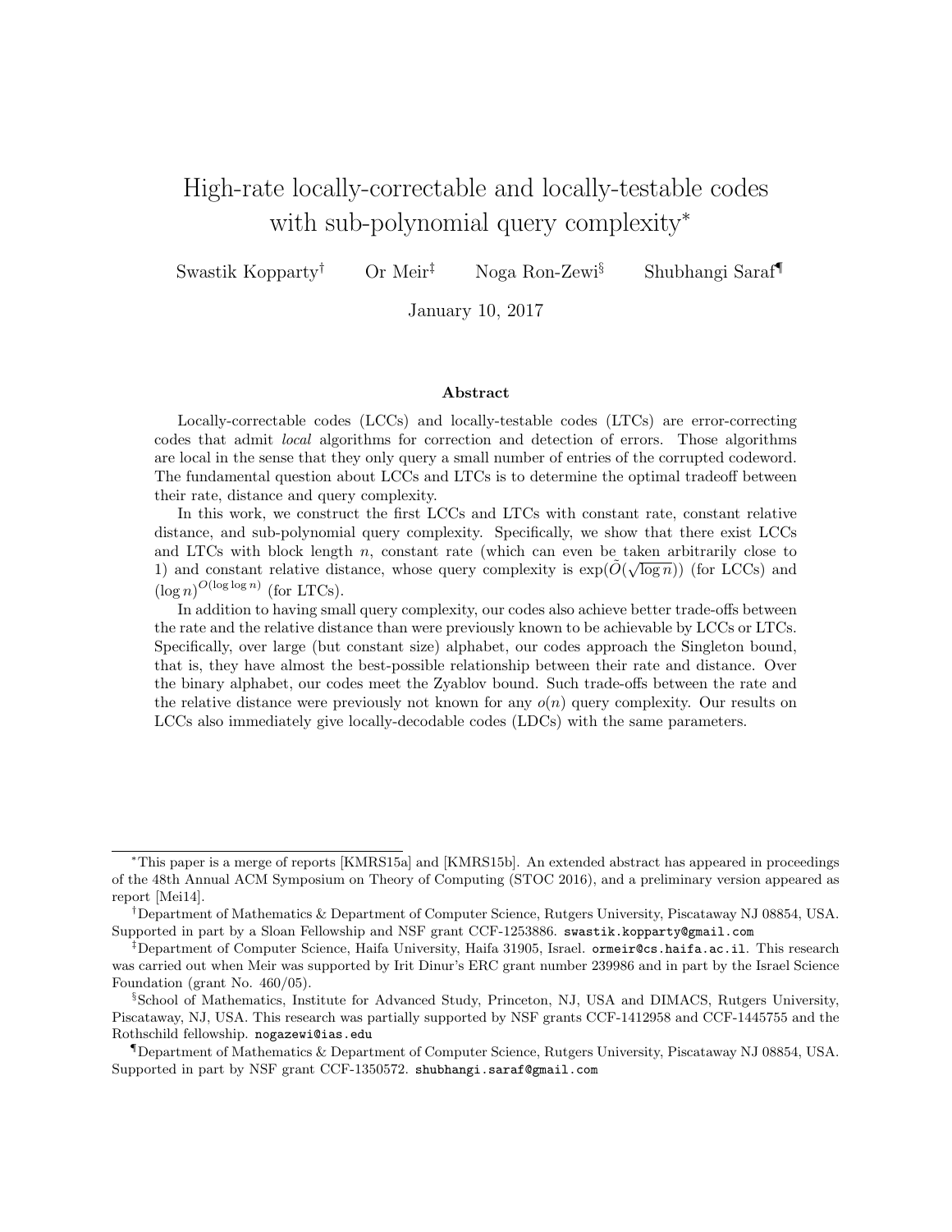# High-rate locally-correctable and locally-testable codes with sub-polynomial query complexity[*]

Swastik Kopparty[†] Or Meir[‡] Noga Ron-Zewi[§] Shubhangi Saraf[¶]

January 10, 2017

## Abstract

Locally-correctable codes (LCCs) and locally-testable codes (LTCs) are error-correcting codes that admit *local* algorithms for correction and detection of errors. Those algorithms are local in the sense that they only query a small number of entries of the corrupted codeword. The fundamental question about LCCs and LTCs is to determine the optimal tradeoff between their rate, distance and query complexity.

In this work, we construct the first LCCs and LTCs with constant rate, constant relative distance, and sub-polynomial query complexity. Specifically, we show that there exist LCCs and LTCs with block length $n$, constant rate (which can even be taken arbitrarily close to 1) and constant relative distance, whose query complexity is $\exp(\tilde{O}(\sqrt{\log n}))$ (for LCCs) and $(\log n)^{O(\log \log n)}$ (for LTCs).

In addition to having small query complexity, our codes also achieve better trade-offs between the rate and the relative distance than were previously known to be achievable by LCCs or LTCs. Specifically, over large (but constant size) alphabet, our codes approach the Singleton bound, that is, they have almost the best-possible relationship between their rate and distance. Over the binary alphabet, our codes meet the Zyablov bound. Such trade-offs between the rate and the relative distance were previously not known for any $o(n)$ query complexity. Our results on LCCs also immediately give locally-decodable codes (LDCs) with the same parameters.

---

[*] This paper is a merge of reports [KMRS15a] and [KMRS15b]. An extended abstract has appeared in proceedings of the 48th Annual ACM Symposium on Theory of Computing (STOC 2016), and a preliminary version appeared as report [Mei14].

[†] Department of Mathematics & Department of Computer Science, Rutgers University, Piscataway NJ 08854, USA. Supported in part by a Sloan Fellowship and NSF grant CCF-1253886. swastik.kopparty@gmail.com

[‡] Department of Computer Science, Haifa University, Haifa 31905, Israel. ormeir@cs.haifa.ac.il. This research was carried out when Meir was supported by Irit Dinur's ERC grant number 239986 and in part by the Israel Science Foundation (grant No. 460/05).

[§] School of Mathematics, Institute for Advanced Study, Princeton, NJ, USA and DIMACS, Rutgers University, Piscataway, NJ, USA. This research was partially supported by NSF grants CCF-1412958 and CCF-1445755 and the Rothschild fellowship. nogazewi@ias.edu

[¶] Department of Mathematics & Department of Computer Science, Rutgers University, Piscataway NJ 08854, USA. Supported in part by NSF grant CCF-1350572. shubhangi.saraf@gmail.com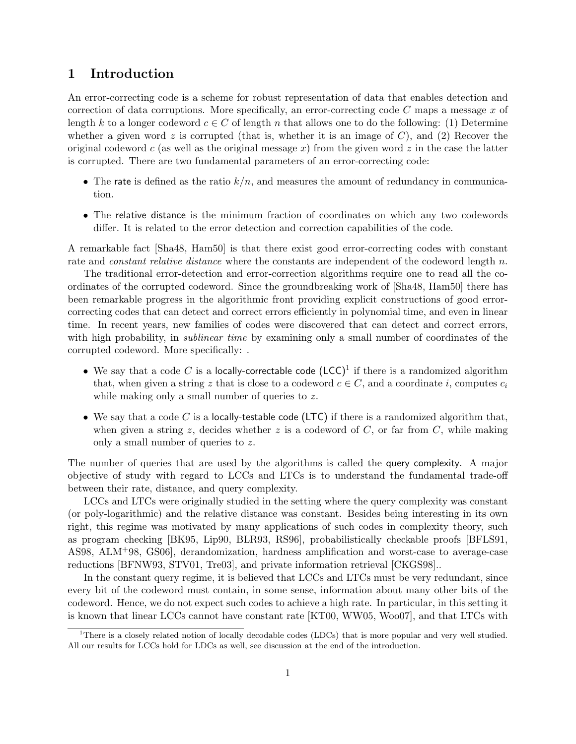# 1 Introduction

An error-correcting code is a scheme for robust representation of data that enables detection and correction of data corruptions. More specifically, an error-correcting code $C$ maps a message $x$ of length $k$ to a longer codeword $c \in C$ of length $n$ that allows one to do the following: (1) Determine whether a given word $z$ is corrupted (that is, whether it is an image of $C$), and (2) Recover the original codeword $c$ (as well as the original message $x$) from the given word $z$ in the case the latter is corrupted. There are two fundamental parameters of an error-correcting code:

- The rate is defined as the ratio $k/n$, and measures the amount of redundancy in communication.
- The relative distance is the minimum fraction of coordinates on which any two codewords differ. It is related to the error detection and correction capabilities of the code.

A remarkable fact [Sha48, Ham50] is that there exist good error-correcting codes with constant rate and *constant relative distance* where the constants are independent of the codeword length $n$.

The traditional error-detection and error-correction algorithms require one to read all the coordinates of the corrupted codeword. Since the groundbreaking work of [Sha48, Ham50] there has been remarkable progress in the algorithmic front providing explicit constructions of good error-correcting codes that can detect and correct errors efficiently in polynomial time, and even in linear time. In recent years, new families of codes were discovered that can detect and correct errors, with high probability, in *sublinear time* by examining only a small number of coordinates of the corrupted codeword. More specifically: .

- We say that a code $C$ is a locally-correctable code (LCC)[1] if there is a randomized algorithm that, when given a string $z$ that is close to a codeword $c \in C$, and a coordinate $i$, computes $c_i$ while making only a small number of queries to $z$.
- We say that a code $C$ is a locally-testable code (LTC) if there is a randomized algorithm that, when given a string $z$, decides whether $z$ is a codeword of $C$, or far from $C$, while making only a small number of queries to $z$.

The number of queries that are used by the algorithms is called the query complexity. A major objective of study with regard to LCCs and LTCs is to understand the fundamental trade-off between their rate, distance, and query complexity.

LCCs and LTCs were originally studied in the setting where the query complexity was constant (or poly-logarithmic) and the relative distance was constant. Besides being interesting in its own right, this regime was motivated by many applications of such codes in complexity theory, such as program checking [BK95, Lip90, BLR93, RS96], probabilistically checkable proofs [BFLS91, AS98, ALM+98, GS06], derandomization, hardness amplification and worst-case to average-case reductions [BFNW93, STV01, Tre03], and private information retrieval [CKGS98]..

In the constant query regime, it is believed that LCCs and LTCs must be very redundant, since every bit of the codeword must contain, in some sense, information about many other bits of the codeword. Hence, we do not expect such codes to achieve a high rate. In particular, in this setting it is known that linear LCCs cannot have constant rate [KT00, WW05, Woo07], and that LTCs with

[1] There is a closely related notion of locally decodable codes (LDCs) that is more popular and very well studied. All our results for LCCs hold for LDCs as well, see discussion at the end of the introduction.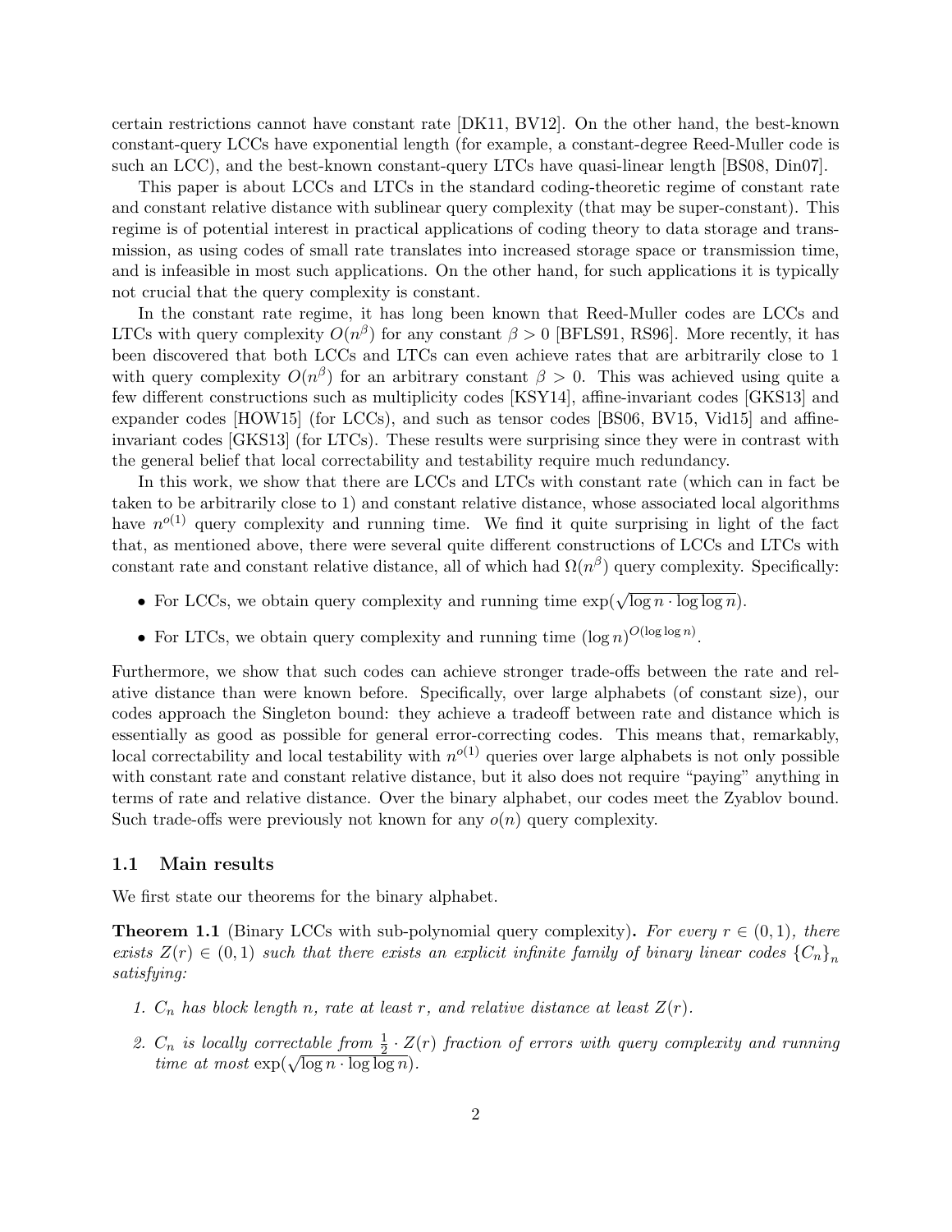certain restrictions cannot have constant rate [DK11, BV12]. On the other hand, the best-known constant-query LCCs have exponential length (for example, a constant-degree Reed-Muller code is such an LCC), and the best-known constant-query LTCs have quasi-linear length [BS08, Din07].

This paper is about LCCs and LTCs in the standard coding-theoretic regime of constant rate and constant relative distance with sublinear query complexity (that may be super-constant). This regime is of potential interest in practical applications of coding theory to data storage and transmission, as using codes of small rate translates into increased storage space or transmission time, and is infeasible in most such applications. On the other hand, for such applications it is typically not crucial that the query complexity is constant.

In the constant rate regime, it has long been known that Reed-Muller codes are LCCs and LTCs with query complexity $O(n^\beta)$ for any constant $\beta > 0$ [BFLS91, RS96]. More recently, it has been discovered that both LCCs and LTCs can even achieve rates that are arbitrarily close to 1 with query complexity $O(n^\beta)$ for an arbitrary constant $\beta > 0$. This was achieved using quite a few different constructions such as multiplicity codes [KSY14], affine-invariant codes [GKS13] and expander codes [HOW15] (for LCCs), and such as tensor codes [BS06, BV15, Vid15] and affine-invariant codes [GKS13] (for LTCs). These results were surprising since they were in contrast with the general belief that local correctability and testability require much redundancy.

In this work, we show that there are LCCs and LTCs with constant rate (which can in fact be taken to be arbitrarily close to 1) and constant relative distance, whose associated local algorithms have $n^{o(1)}$ query complexity and running time. We find it quite surprising in light of the fact that, as mentioned above, there were several quite different constructions of LCCs and LTCs with constant rate and constant relative distance, all of which had $\Omega(n^\beta)$ query complexity. Specifically:

- For LCCs, we obtain query complexity and running time $\exp(\sqrt{\log n \cdot \log\log n})$.
- For LTCs, we obtain query complexity and running time $(\log n)^{O(\log\log n)}$.

Furthermore, we show that such codes can achieve stronger trade-offs between the rate and relative distance than were known before. Specifically, over large alphabets (of constant size), our codes approach the Singleton bound: they achieve a tradeoff between rate and distance which is essentially as good as possible for general error-correcting codes. This means that, remarkably, local correctability and local testability with $n^{o(1)}$ queries over large alphabets is not only possible with constant rate and constant relative distance, but it also does not require "paying" anything in terms of rate and relative distance. Over the binary alphabet, our codes meet the Zyablov bound. Such trade-offs were previously not known for any $o(n)$ query complexity.

### 1.1 Main results

We first state our theorems for the binary alphabet.

**Theorem 1.1** (Binary LCCs with sub-polynomial query complexity)**.** *For every $r \in (0,1)$, there exists $Z(r) \in (0,1)$ such that there exists an explicit infinite family of binary linear codes $\{C_n\}_n$ satisfying:*

1. *$C_n$ has block length $n$, rate at least $r$, and relative distance at least $Z(r)$.*
2. *$C_n$ is locally correctable from $\frac{1}{2} \cdot Z(r)$ fraction of errors with query complexity and running time at most $\exp(\sqrt{\log n \cdot \log\log n})$.*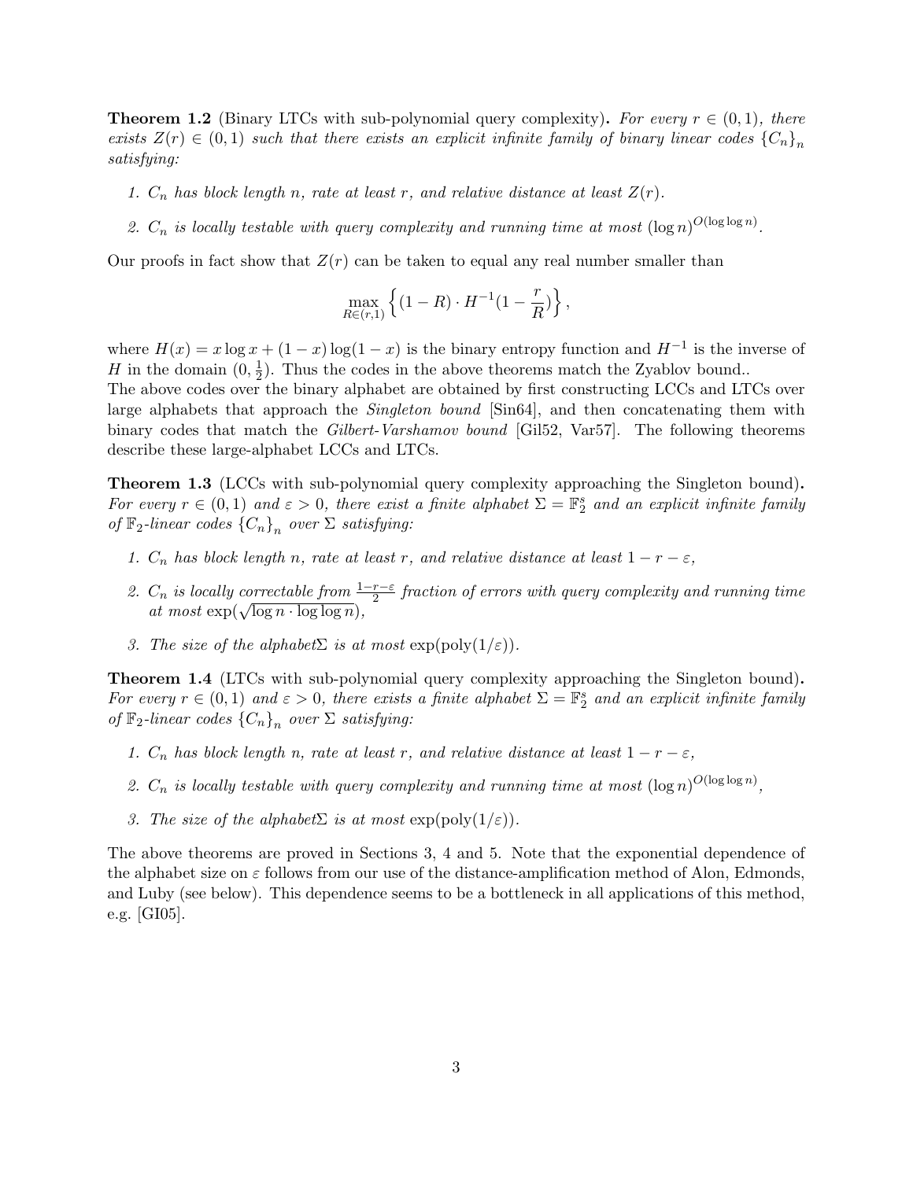**Theorem 1.2** (Binary LTCs with sub-polynomial query complexity)**.** *For every $r \in (0,1)$, there exists $Z(r) \in (0,1)$ such that there exists an explicit infinite family of binary linear codes $\{C_n\}_n$ satisfying:*

1. *$C_n$ has block length $n$, rate at least $r$, and relative distance at least $Z(r)$.*
2. *$C_n$ is locally testable with query complexity and running time at most $(\log n)^{O(\log \log n)}$.*

Our proofs in fact show that $Z(r)$ can be taken to equal any real number smaller than

$$\max_{R \in (r,1)} \left\{ (1-R) \cdot H^{-1}(1 - \frac{r}{R}) \right\},$$

where $H(x) = x \log x + (1-x)\log(1-x)$ is the binary entropy function and $H^{-1}$ is the inverse of $H$ in the domain $(0, \frac{1}{2})$. Thus the codes in the above theorems match the Zyablov bound..
The above codes over the binary alphabet are obtained by first constructing LCCs and LTCs over large alphabets that approach the *Singleton bound* [Sin64], and then concatenating them with binary codes that match the *Gilbert-Varshamov bound* [Gil52, Var57]. The following theorems describe these large-alphabet LCCs and LTCs.

**Theorem 1.3** (LCCs with sub-polynomial query complexity approaching the Singleton bound)**.** *For every $r \in (0,1)$ and $\varepsilon > 0$, there exist a finite alphabet $\Sigma = \mathbb{F}_2^s$ and an explicit infinite family of $\mathbb{F}_2$-linear codes $\{C_n\}_n$ over $\Sigma$ satisfying:*

1. *$C_n$ has block length $n$, rate at least $r$, and relative distance at least $1 - r - \varepsilon$,*
2. *$C_n$ is locally correctable from $\frac{1-r-\varepsilon}{2}$ fraction of errors with query complexity and running time at most $\exp(\sqrt{\log n \cdot \log \log n})$,*
3. *The size of the alphabet$\Sigma$ is at most $\exp(\text{poly}(1/\varepsilon))$.*

**Theorem 1.4** (LTCs with sub-polynomial query complexity approaching the Singleton bound)**.** *For every $r \in (0,1)$ and $\varepsilon > 0$, there exists a finite alphabet $\Sigma = \mathbb{F}_2^s$ and an explicit infinite family of $\mathbb{F}_2$-linear codes $\{C_n\}_n$ over $\Sigma$ satisfying:*

1. *$C_n$ has block length $n$, rate at least $r$, and relative distance at least $1 - r - \varepsilon$,*
2. *$C_n$ is locally testable with query complexity and running time at most $(\log n)^{O(\log \log n)}$,*
3. *The size of the alphabet$\Sigma$ is at most $\exp(\text{poly}(1/\varepsilon))$.*

The above theorems are proved in Sections 3, 4 and 5. Note that the exponential dependence of the alphabet size on $\varepsilon$ follows from our use of the distance-amplification method of Alon, Edmonds, and Luby (see below). This dependence seems to be a bottleneck in all applications of this method, e.g. [GI05].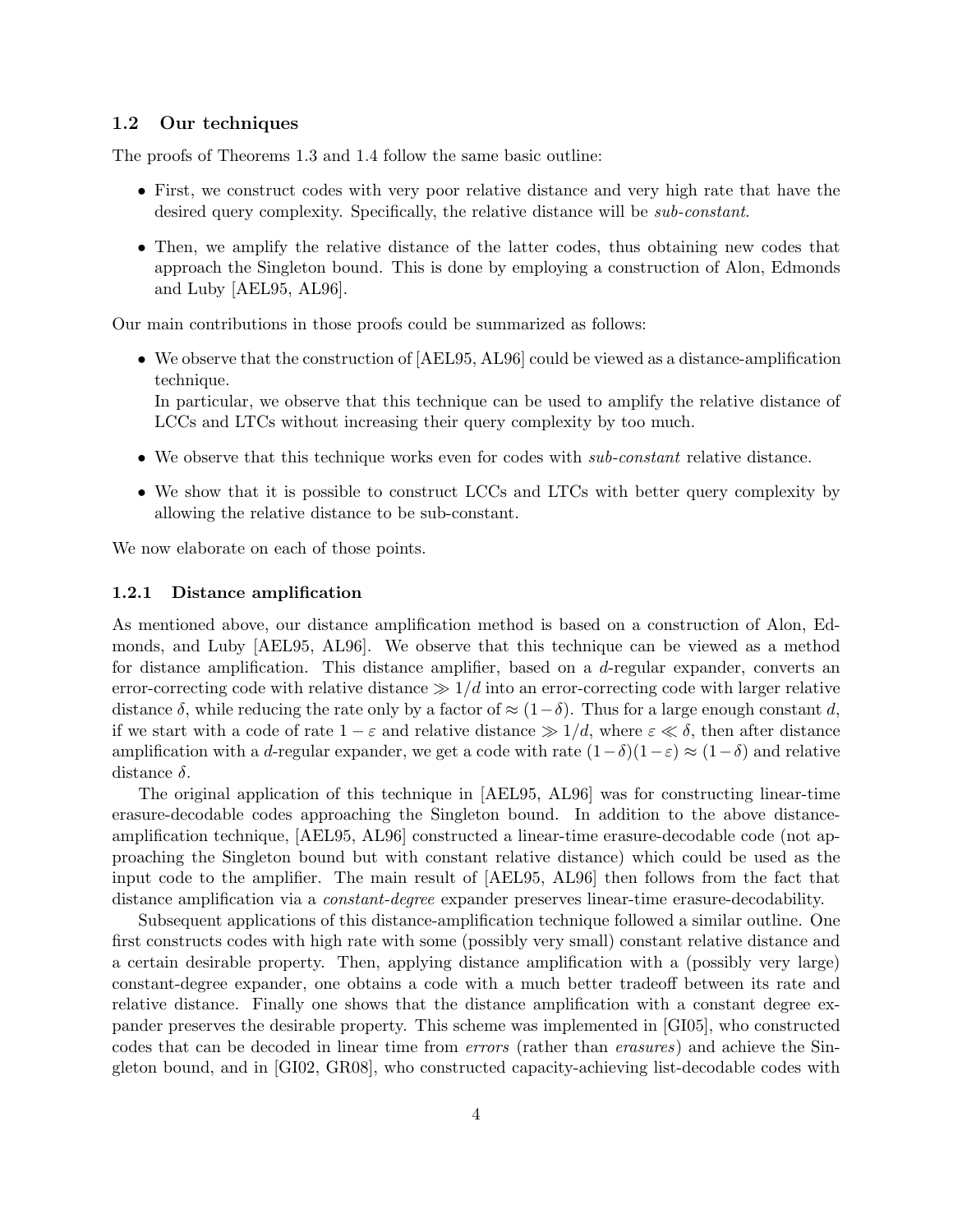## 1.2 Our techniques

The proofs of Theorems 1.3 and 1.4 follow the same basic outline:

- First, we construct codes with very poor relative distance and very high rate that have the desired query complexity. Specifically, the relative distance will be *sub-constant*.
- Then, we amplify the relative distance of the latter codes, thus obtaining new codes that approach the Singleton bound. This is done by employing a construction of Alon, Edmonds and Luby [AEL95, AL96].

Our main contributions in those proofs could be summarized as follows:

- We observe that the construction of [AEL95, AL96] could be viewed as a distance-amplification technique.
  In particular, we observe that this technique can be used to amplify the relative distance of LCCs and LTCs without increasing their query complexity by too much.
- We observe that this technique works even for codes with *sub-constant* relative distance.
- We show that it is possible to construct LCCs and LTCs with better query complexity by allowing the relative distance to be sub-constant.

We now elaborate on each of those points.

### 1.2.1 Distance amplification

As mentioned above, our distance amplification method is based on a construction of Alon, Edmonds, and Luby [AEL95, AL96]. We observe that this technique can be viewed as a method for distance amplification. This distance amplifier, based on a $d$-regular expander, converts an error-correcting code with relative distance $\gg 1/d$ into an error-correcting code with larger relative distance $\delta$, while reducing the rate only by a factor of $\approx (1-\delta)$. Thus for a large enough constant $d$, if we start with a code of rate $1-\varepsilon$ and relative distance $\gg 1/d$, where $\varepsilon \ll \delta$, then after distance amplification with a $d$-regular expander, we get a code with rate $(1-\delta)(1-\varepsilon) \approx (1-\delta)$ and relative distance $\delta$.

The original application of this technique in [AEL95, AL96] was for constructing linear-time erasure-decodable codes approaching the Singleton bound. In addition to the above distance-amplification technique, [AEL95, AL96] constructed a linear-time erasure-decodable code (not approaching the Singleton bound but with constant relative distance) which could be used as the input code to the amplifier. The main result of [AEL95, AL96] then follows from the fact that distance amplification via a *constant-degree* expander preserves linear-time erasure-decodability.

Subsequent applications of this distance-amplification technique followed a similar outline. One first constructs codes with high rate with some (possibly very small) constant relative distance and a certain desirable property. Then, applying distance amplification with a (possibly very large) constant-degree expander, one obtains a code with a much better tradeoff between its rate and relative distance. Finally one shows that the distance amplification with a constant degree expander preserves the desirable property. This scheme was implemented in [GI05], who constructed codes that can be decoded in linear time from *errors* (rather than *erasures*) and achieve the Singleton bound, and in [GI02, GR08], who constructed capacity-achieving list-decodable codes with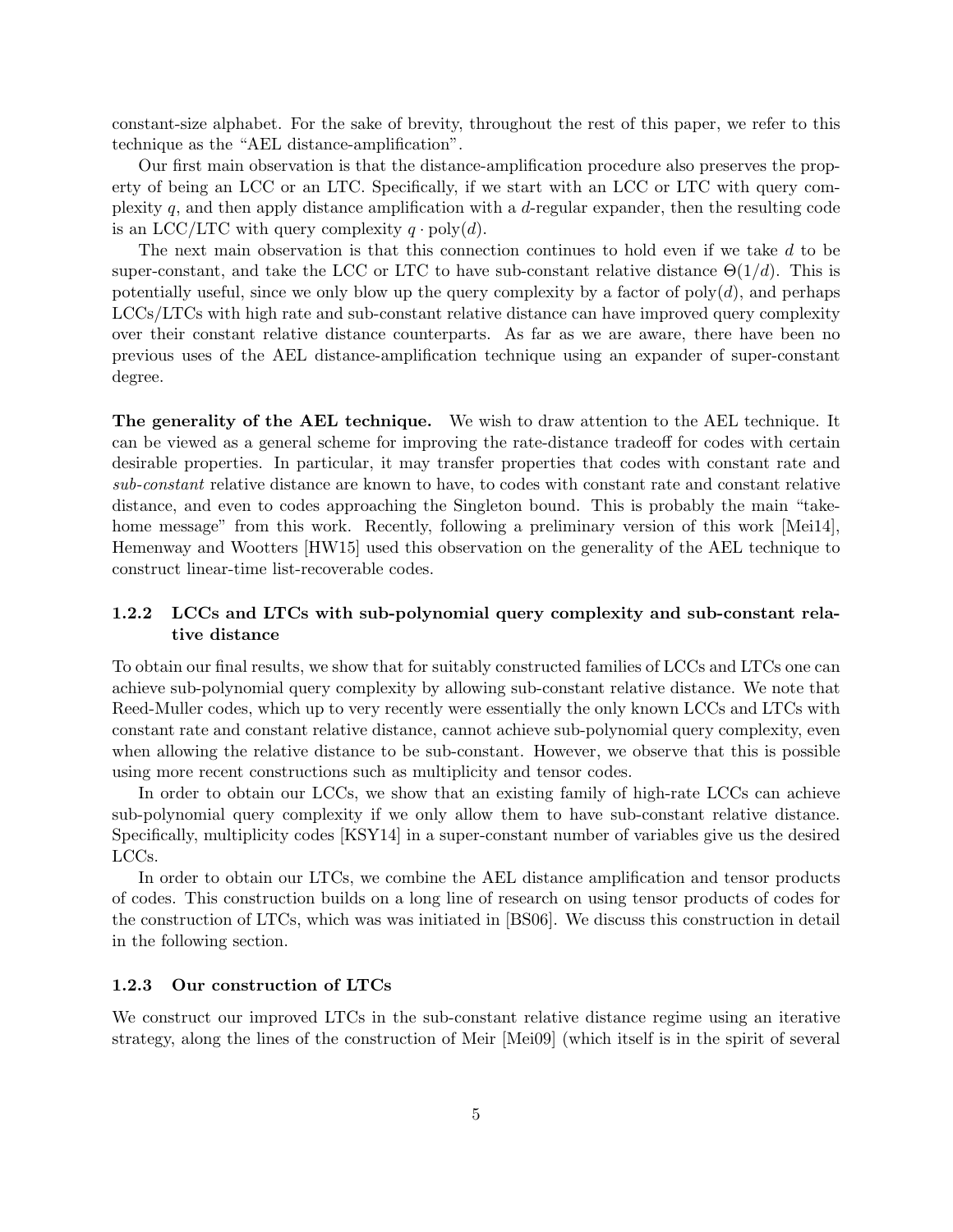constant-size alphabet. For the sake of brevity, throughout the rest of this paper, we refer to this technique as the "AEL distance-amplification".

Our first main observation is that the distance-amplification procedure also preserves the property of being an LCC or an LTC. Specifically, if we start with an LCC or LTC with query complexity $q$, and then apply distance amplification with a $d$-regular expander, then the resulting code is an LCC/LTC with query complexity $q \cdot \mathrm{poly}(d)$.

The next main observation is that this connection continues to hold even if we take $d$ to be super-constant, and take the LCC or LTC to have sub-constant relative distance $\Theta(1/d)$. This is potentially useful, since we only blow up the query complexity by a factor of $\mathrm{poly}(d)$, and perhaps LCCs/LTCs with high rate and sub-constant relative distance can have improved query complexity over their constant relative distance counterparts. As far as we are aware, there have been no previous uses of the AEL distance-amplification technique using an expander of super-constant degree.

**The generality of the AEL technique.** We wish to draw attention to the AEL technique. It can be viewed as a general scheme for improving the rate-distance tradeoff for codes with certain desirable properties. In particular, it may transfer properties that codes with constant rate and *sub-constant* relative distance are known to have, to codes with constant rate and constant relative distance, and even to codes approaching the Singleton bound. This is probably the main "take-home message" from this work. Recently, following a preliminary version of this work [Mei14], Hemenway and Wootters [HW15] used this observation on the generality of the AEL technique to construct linear-time list-recoverable codes.

### 1.2.2 LCCs and LTCs with sub-polynomial query complexity and sub-constant relative distance

To obtain our final results, we show that for suitably constructed families of LCCs and LTCs one can achieve sub-polynomial query complexity by allowing sub-constant relative distance. We note that Reed-Muller codes, which up to very recently were essentially the only known LCCs and LTCs with constant rate and constant relative distance, cannot achieve sub-polynomial query complexity, even when allowing the relative distance to be sub-constant. However, we observe that this is possible using more recent constructions such as multiplicity and tensor codes.

In order to obtain our LCCs, we show that an existing family of high-rate LCCs can achieve sub-polynomial query complexity if we only allow them to have sub-constant relative distance. Specifically, multiplicity codes [KSY14] in a super-constant number of variables give us the desired LCCs.

In order to obtain our LTCs, we combine the AEL distance amplification and tensor products of codes. This construction builds on a long line of research on using tensor products of codes for the construction of LTCs, which was was initiated in [BS06]. We discuss this construction in detail in the following section.

### 1.2.3 Our construction of LTCs

We construct our improved LTCs in the sub-constant relative distance regime using an iterative strategy, along the lines of the construction of Meir [Mei09] (which itself is in the spirit of several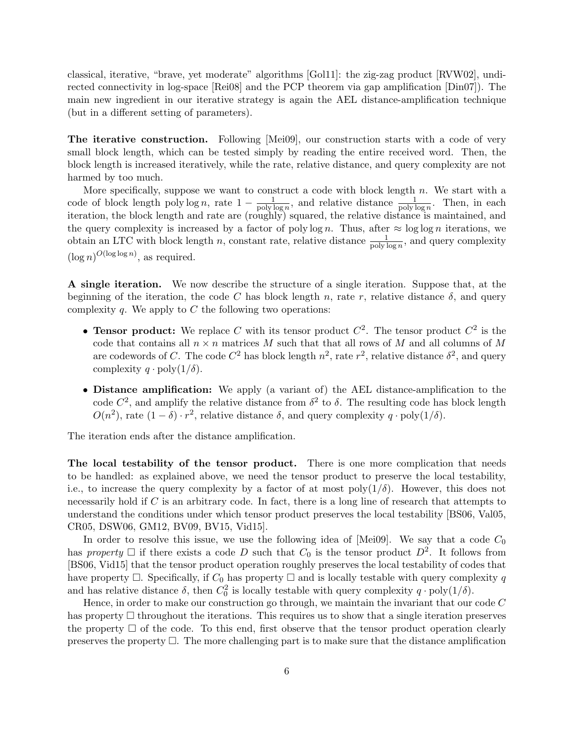classical, iterative, "brave, yet moderate" algorithms [Gol11]: the zig-zag product [RVW02], undirected connectivity in log-space [Rei08] and the PCP theorem via gap amplification [Din07]). The main new ingredient in our iterative strategy is again the AEL distance-amplification technique (but in a different setting of parameters).

**The iterative construction.** Following [Mei09], our construction starts with a code of very small block length, which can be tested simply by reading the entire received word. Then, the block length is increased iteratively, while the rate, relative distance, and query complexity are not harmed by too much.

More specifically, suppose we want to construct a code with block length $n$. We start with a code of block length $\text{poly}\log n$, rate $1 - \frac{1}{\text{poly}\log n}$, and relative distance $\frac{1}{\text{poly}\log n}$. Then, in each iteration, the block length and rate are (roughly) squared, the relative distance is maintained, and the query complexity is increased by a factor of $\text{poly}\log n$. Thus, after $\approx \log\log n$ iterations, we obtain an LTC with block length $n$, constant rate, relative distance $\frac{1}{\text{poly}\log n}$, and query complexity $(\log n)^{O(\log\log n)}$, as required.

**A single iteration.** We now describe the structure of a single iteration. Suppose that, at the beginning of the iteration, the code $C$ has block length $n$, rate $r$, relative distance $\delta$, and query complexity $q$. We apply to $C$ the following two operations:

- **Tensor product:** We replace $C$ with its tensor product $C^2$. The tensor product $C^2$ is the code that contains all $n \times n$ matrices $M$ such that that all rows of $M$ and all columns of $M$ are codewords of $C$. The code $C^2$ has block length $n^2$, rate $r^2$, relative distance $\delta^2$, and query complexity $q \cdot \text{poly}(1/\delta)$.
- **Distance amplification:** We apply (a variant of) the AEL distance-amplification to the code $C^2$, and amplify the relative distance from $\delta^2$ to $\delta$. The resulting code has block length $O(n^2)$, rate $(1-\delta) \cdot r^2$, relative distance $\delta$, and query complexity $q \cdot \text{poly}(1/\delta)$.

The iteration ends after the distance amplification.

**The local testability of the tensor product.** There is one more complication that needs to be handled: as explained above, we need the tensor product to preserve the local testability, i.e., to increase the query complexity by a factor of at most $\text{poly}(1/\delta)$. However, this does not necessarily hold if $C$ is an arbitrary code. In fact, there is a long line of research that attempts to understand the conditions under which tensor product preserves the local testability [BS06, Val05, CR05, DSW06, GM12, BV09, BV15, Vid15].

In order to resolve this issue, we use the following idea of [Mei09]. We say that a code $C_0$ has *property* $\square$ if there exists a code $D$ such that $C_0$ is the tensor product $D^2$. It follows from [BS06, Vid15] that the tensor product operation roughly preserves the local testability of codes that have property $\square$. Specifically, if $C_0$ has property $\square$ and is locally testable with query complexity $q$ and has relative distance $\delta$, then $C_0^2$ is locally testable with query complexity $q \cdot \text{poly}(1/\delta)$.

Hence, in order to make our construction go through, we maintain the invariant that our code $C$ has property $\square$ throughout the iterations. This requires us to show that a single iteration preserves the property $\square$ of the code. To this end, first observe that the tensor product operation clearly preserves the property $\square$. The more challenging part is to make sure that the distance amplification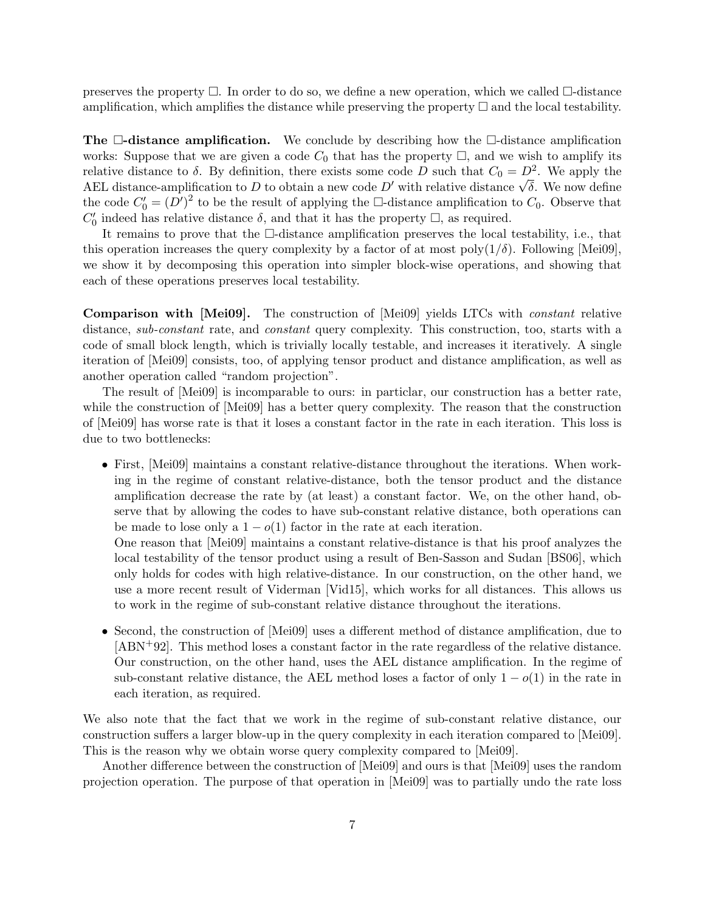preserves the property $\square$. In order to do so, we define a new operation, which we called $\square$-distance amplification, which amplifies the distance while preserving the property $\square$ and the local testability.

**The $\square$-distance amplification.** We conclude by describing how the $\square$-distance amplification works: Suppose that we are given a code $C_0$ that has the property $\square$, and we wish to amplify its relative distance to $\delta$. By definition, there exists some code $D$ such that $C_0 = D^2$. We apply the AEL distance-amplification to $D$ to obtain a new code $D'$ with relative distance $\sqrt{\delta}$. We now define the code $C_0' = (D')^2$ to be the result of applying the $\square$-distance amplification to $C_0$. Observe that $C_0'$ indeed has relative distance $\delta$, and that it has the property $\square$, as required.

It remains to prove that the $\square$-distance amplification preserves the local testability, i.e., that this operation increases the query complexity by a factor of at most $\text{poly}(1/\delta)$. Following [Mei09], we show it by decomposing this operation into simpler block-wise operations, and showing that each of these operations preserves local testability.

**Comparison with [Mei09].** The construction of [Mei09] yields LTCs with *constant* relative distance, *sub-constant* rate, and *constant* query complexity. This construction, too, starts with a code of small block length, which is trivially locally testable, and increases it iteratively. A single iteration of [Mei09] consists, too, of applying tensor product and distance amplification, as well as another operation called "random projection".

The result of [Mei09] is incomparable to ours: in particlar, our construction has a better rate, while the construction of [Mei09] has a better query complexity. The reason that the construction of [Mei09] has worse rate is that it loses a constant factor in the rate in each iteration. This loss is due to two bottlenecks:

- First, [Mei09] maintains a constant relative-distance throughout the iterations. When working in the regime of constant relative-distance, both the tensor product and the distance amplification decrease the rate by (at least) a constant factor. We, on the other hand, observe that by allowing the codes to have sub-constant relative distance, both operations can be made to lose only a $1 - o(1)$ factor in the rate at each iteration.
  One reason that [Mei09] maintains a constant relative-distance is that his proof analyzes the local testability of the tensor product using a result of Ben-Sasson and Sudan [BS06], which only holds for codes with high relative-distance. In our construction, on the other hand, we use a more recent result of Viderman [Vid15], which works for all distances. This allows us to work in the regime of sub-constant relative distance throughout the iterations.
- Second, the construction of [Mei09] uses a different method of distance amplification, due to [ABN+92]. This method loses a constant factor in the rate regardless of the relative distance. Our construction, on the other hand, uses the AEL distance amplification. In the regime of sub-constant relative distance, the AEL method loses a factor of only $1 - o(1)$ in the rate in each iteration, as required.

We also note that the fact that we work in the regime of sub-constant relative distance, our construction suffers a larger blow-up in the query complexity in each iteration compared to [Mei09]. This is the reason why we obtain worse query complexity compared to [Mei09].

Another difference between the construction of [Mei09] and ours is that [Mei09] uses the random projection operation. The purpose of that operation in [Mei09] was to partially undo the rate loss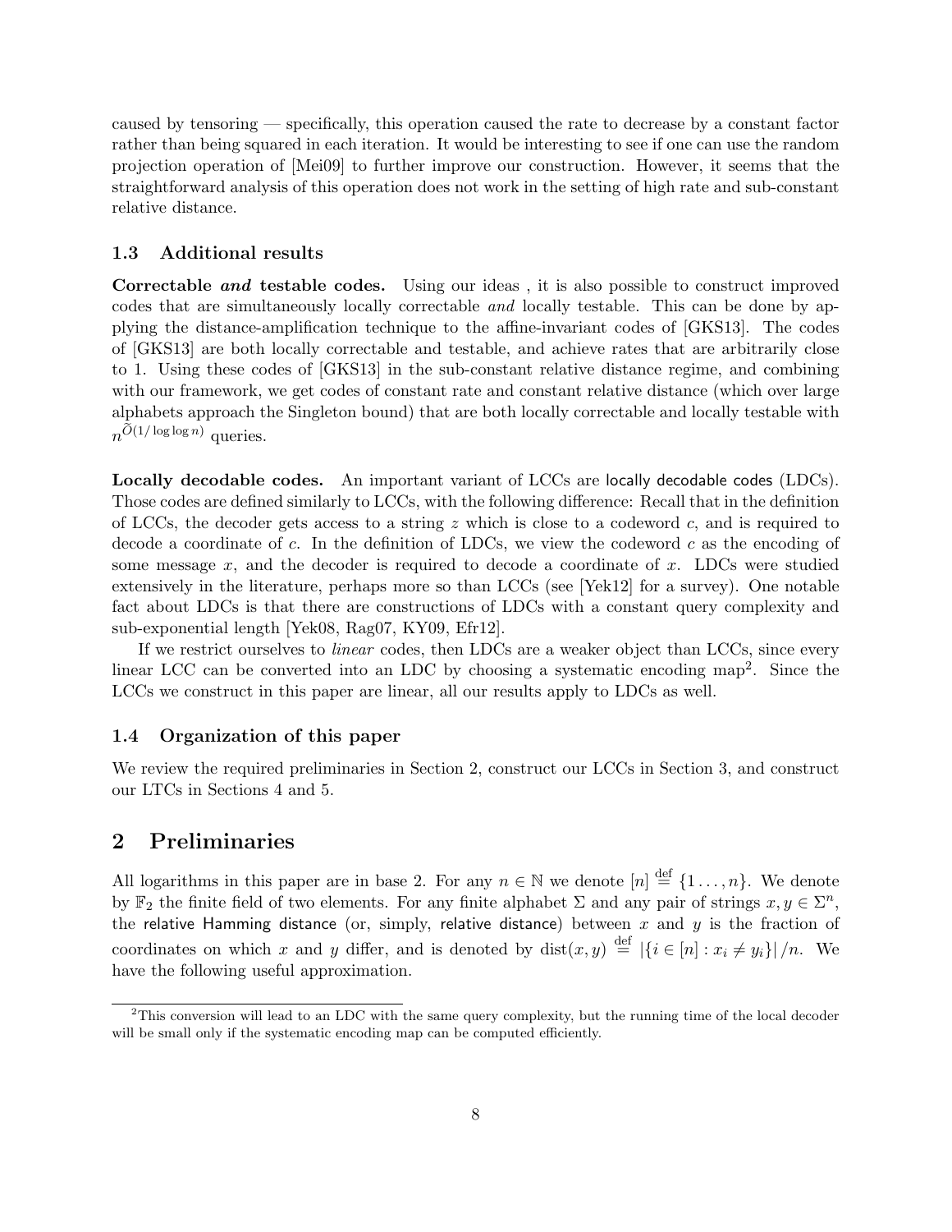caused by tensoring — specifically, this operation caused the rate to decrease by a constant factor rather than being squared in each iteration. It would be interesting to see if one can use the random projection operation of [Mei09] to further improve our construction. However, it seems that the straightforward analysis of this operation does not work in the setting of high rate and sub-constant relative distance.

### 1.3 Additional results

**Correctable *and* testable codes.** Using our ideas , it is also possible to construct improved codes that are simultaneously locally correctable *and* locally testable. This can be done by applying the distance-amplification technique to the affine-invariant codes of [GKS13]. The codes of [GKS13] are both locally correctable and testable, and achieve rates that are arbitrarily close to 1. Using these codes of [GKS13] in the sub-constant relative distance regime, and combining with our framework, we get codes of constant rate and constant relative distance (which over large alphabets approach the Singleton bound) that are both locally correctable and locally testable with $n^{\widetilde{O}(1/\log\log n)}$ queries.

**Locally decodable codes.** An important variant of LCCs are locally decodable codes (LDCs). Those codes are defined similarly to LCCs, with the following difference: Recall that in the definition of LCCs, the decoder gets access to a string $z$ which is close to a codeword $c$, and is required to decode a coordinate of $c$. In the definition of LDCs, we view the codeword $c$ as the encoding of some message $x$, and the decoder is required to decode a coordinate of $x$. LDCs were studied extensively in the literature, perhaps more so than LCCs (see [Yek12] for a survey). One notable fact about LDCs is that there are constructions of LDCs with a constant query complexity and sub-exponential length [Yek08, Rag07, KY09, Efr12].

If we restrict ourselves to *linear* codes, then LDCs are a weaker object than LCCs, since every linear LCC can be converted into an LDC by choosing a systematic encoding map[2]. Since the LCCs we construct in this paper are linear, all our results apply to LDCs as well.

### 1.4 Organization of this paper

We review the required preliminaries in Section 2, construct our LCCs in Section 3, and construct our LTCs in Sections 4 and 5.

## 2 Preliminaries

All logarithms in this paper are in base 2. For any $n \in \mathbb{N}$ we denote $[n] \stackrel{\text{def}}{=} \{1 \ldots, n\}$. We denote by $\mathbb{F}_2$ the finite field of two elements. For any finite alphabet $\Sigma$ and any pair of strings $x, y \in \Sigma^n$, the relative Hamming distance (or, simply, relative distance) between $x$ and $y$ is the fraction of coordinates on which $x$ and $y$ differ, and is denoted by $\mathrm{dist}(x, y) \stackrel{\text{def}}{=} |\{i \in [n] : x_i \neq y_i\}| / n$. We have the following useful approximation.

[2] This conversion will lead to an LDC with the same query complexity, but the running time of the local decoder will be small only if the systematic encoding map can be computed efficiently.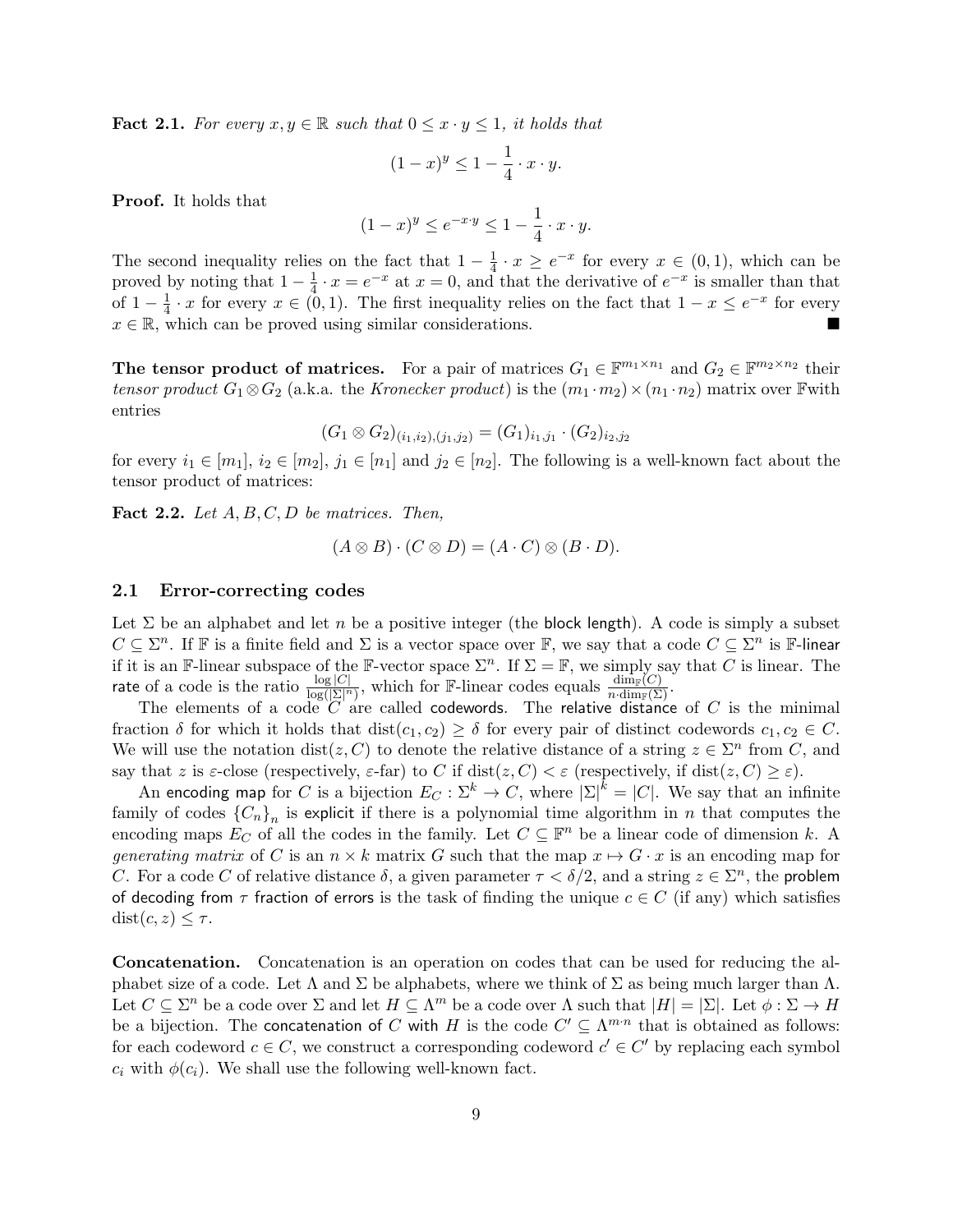**Fact 2.1.** *For every $x, y \in \mathbb{R}$ such that $0 \leq x \cdot y \leq 1$, it holds that*

$$(1-x)^y \leq 1 - \frac{1}{4} \cdot x \cdot y.$$

**Proof.** It holds that

$$(1-x)^y \leq e^{-x \cdot y} \leq 1 - \frac{1}{4} \cdot x \cdot y.$$

The second inequality relies on the fact that $1 - \frac{1}{4} \cdot x \geq e^{-x}$ for every $x \in (0,1)$, which can be proved by noting that $1 - \frac{1}{4} \cdot x = e^{-x}$ at $x = 0$, and that the derivative of $e^{-x}$ is smaller than that of $1 - \frac{1}{4} \cdot x$ for every $x \in (0,1)$. The first inequality relies on the fact that $1 - x \leq e^{-x}$ for every $x \in \mathbb{R}$, which can be proved using similar considerations. ■

**The tensor product of matrices.** For a pair of matrices $G_1 \in \mathbb{F}^{m_1 \times n_1}$ and $G_2 \in \mathbb{F}^{m_2 \times n_2}$ their *tensor product* $G_1 \otimes G_2$ (a.k.a. the *Kronecker product*) is the $(m_1 \cdot m_2) \times (n_1 \cdot n_2)$ matrix over $\mathbb{F}$with entries

$$(G_1 \otimes G_2)_{(i_1,i_2),(j_1,j_2)} = (G_1)_{i_1,j_1} \cdot (G_2)_{i_2,j_2}$$

for every $i_1 \in [m_1]$, $i_2 \in [m_2]$, $j_1 \in [n_1]$ and $j_2 \in [n_2]$. The following is a well-known fact about the tensor product of matrices:

**Fact 2.2.** *Let $A, B, C, D$ be matrices. Then,*

$$(A \otimes B) \cdot (C \otimes D) = (A \cdot C) \otimes (B \cdot D).$$

## 2.1 Error-correcting codes

Let $\Sigma$ be an alphabet and let $n$ be a positive integer (the block length). A code is simply a subset $C \subseteq \Sigma^n$. If $\mathbb{F}$ is a finite field and $\Sigma$ is a vector space over $\mathbb{F}$, we say that a code $C \subseteq \Sigma^n$ is $\mathbb{F}$-linear if it is an $\mathbb{F}$-linear subspace of the $\mathbb{F}$-vector space $\Sigma^n$. If $\Sigma = \mathbb{F}$, we simply say that $C$ is linear. The rate of a code is the ratio $\frac{\log |C|}{\log(|\Sigma|^n)}$, which for $\mathbb{F}$-linear codes equals $\frac{\dim_{\mathbb{F}}(C)}{n \cdot \dim_{\mathbb{F}}(\Sigma)}$.

The elements of a code $C$ are called codewords. The relative distance of $C$ is the minimal fraction $\delta$ for which it holds that $\text{dist}(c_1, c_2) \geq \delta$ for every pair of distinct codewords $c_1, c_2 \in C$. We will use the notation $\text{dist}(z, C)$ to denote the relative distance of a string $z \in \Sigma^n$ from $C$, and say that $z$ is $\varepsilon$-close (respectively, $\varepsilon$-far) to $C$ if $\text{dist}(z, C) < \varepsilon$ (respectively, if $\text{dist}(z, C) \geq \varepsilon$).

An encoding map for $C$ is a bijection $E_C : \Sigma^k \to C$, where $|\Sigma|^k = |C|$. We say that an infinite family of codes $\{C_n\}_n$ is explicit if there is a polynomial time algorithm in $n$ that computes the encoding maps $E_C$ of all the codes in the family. Let $C \subseteq \mathbb{F}^n$ be a linear code of dimension $k$. A *generating matrix* of $C$ is an $n \times k$ matrix $G$ such that the map $x \mapsto G \cdot x$ is an encoding map for $C$. For a code $C$ of relative distance $\delta$, a given parameter $\tau < \delta/2$, and a string $z \in \Sigma^n$, the problem of decoding from $\tau$ fraction of errors is the task of finding the unique $c \in C$ (if any) which satisfies $\text{dist}(c, z) \leq \tau$.

**Concatenation.** Concatenation is an operation on codes that can be used for reducing the alphabet size of a code. Let $\Lambda$ and $\Sigma$ be alphabets, where we think of $\Sigma$ as being much larger than $\Lambda$. Let $C \subseteq \Sigma^n$ be a code over $\Sigma$ and let $H \subseteq \Lambda^m$ be a code over $\Lambda$ such that $|H| = |\Sigma|$. Let $\phi : \Sigma \to H$ be a bijection. The concatenation of $C$ with $H$ is the code $C' \subseteq \Lambda^{m \cdot n}$ that is obtained as follows: for each codeword $c \in C$, we construct a corresponding codeword $c' \in C'$ by replacing each symbol $c_i$ with $\phi(c_i)$. We shall use the following well-known fact.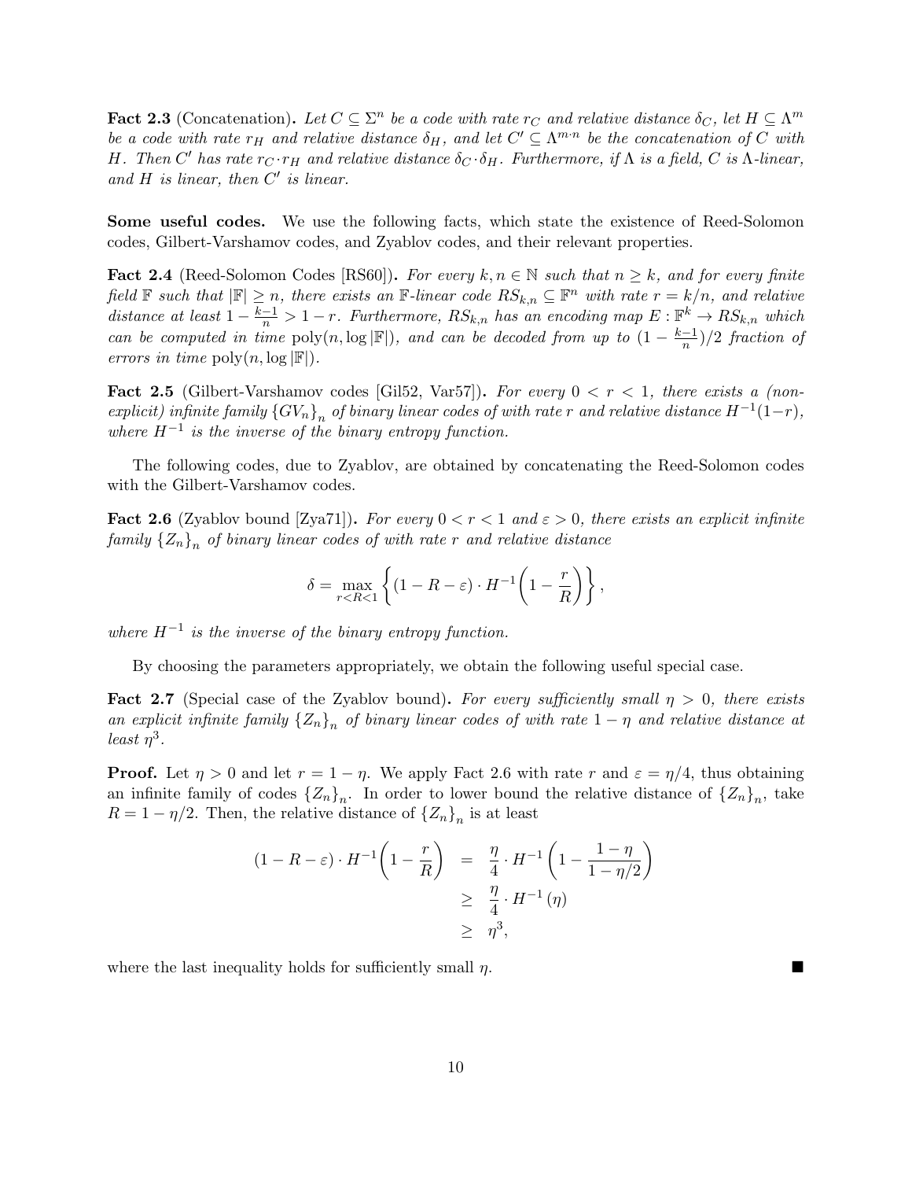**Fact 2.3** (Concatenation)**.** *Let $C \subseteq \Sigma^n$ be a code with rate $r_C$ and relative distance $\delta_C$, let $H \subseteq \Lambda^m$ be a code with rate $r_H$ and relative distance $\delta_H$, and let $C' \subseteq \Lambda^{m \cdot n}$ be the concatenation of $C$ with $H$. Then $C'$ has rate $r_C \cdot r_H$ and relative distance $\delta_C \cdot \delta_H$. Furthermore, if $\Lambda$ is a field, $C$ is $\Lambda$-linear, and $H$ is linear, then $C'$ is linear.*

**Some useful codes.** We use the following facts, which state the existence of Reed-Solomon codes, Gilbert-Varshamov codes, and Zyablov codes, and their relevant properties.

**Fact 2.4** (Reed-Solomon Codes [RS60])**.** *For every $k, n \in \mathbb{N}$ such that $n \geq k$, and for every finite field $\mathbb{F}$ such that $|\mathbb{F}| \geq n$, there exists an $\mathbb{F}$-linear code $RS_{k,n} \subseteq \mathbb{F}^n$ with rate $r = k/n$, and relative distance at least $1 - \frac{k-1}{n} > 1 - r$. Furthermore, $RS_{k,n}$ has an encoding map $E : \mathbb{F}^k \to RS_{k,n}$ which can be computed in time $\mathrm{poly}(n, \log |\mathbb{F}|)$, and can be decoded from up to $(1 - \frac{k-1}{n})/2$ fraction of errors in time $\mathrm{poly}(n, \log |\mathbb{F}|)$.*

**Fact 2.5** (Gilbert-Varshamov codes [Gil52, Var57])**.** *For every $0 < r < 1$, there exists a (non-explicit) infinite family $\{GV_n\}_n$ of binary linear codes of with rate $r$ and relative distance $H^{-1}(1-r)$, where $H^{-1}$ is the inverse of the binary entropy function.*

The following codes, due to Zyablov, are obtained by concatenating the Reed-Solomon codes with the Gilbert-Varshamov codes.

**Fact 2.6** (Zyablov bound [Zya71])**.** *For every $0 < r < 1$ and $\varepsilon > 0$, there exists an explicit infinite family $\{Z_n\}_n$ of binary linear codes of with rate $r$ and relative distance*

$$\delta = \max_{r < R < 1} \left\{ (1 - R - \varepsilon) \cdot H^{-1}\left(1 - \frac{r}{R}\right) \right\},$$

*where $H^{-1}$ is the inverse of the binary entropy function.*

By choosing the parameters appropriately, we obtain the following useful special case.

**Fact 2.7** (Special case of the Zyablov bound)**.** *For every sufficiently small $\eta > 0$, there exists an explicit infinite family $\{Z_n\}_n$ of binary linear codes of with rate $1 - \eta$ and relative distance at least $\eta^3$.*

**Proof.** Let $\eta > 0$ and let $r = 1 - \eta$. We apply Fact 2.6 with rate $r$ and $\varepsilon = \eta/4$, thus obtaining an infinite family of codes $\{Z_n\}_n$. In order to lower bound the relative distance of $\{Z_n\}_n$, take $R = 1 - \eta/2$. Then, the relative distance of $\{Z_n\}_n$ is at least

$$\begin{aligned}
(1 - R - \varepsilon) \cdot H^{-1}\left(1 - \frac{r}{R}\right) &= \frac{\eta}{4} \cdot H^{-1}\left(1 - \frac{1 - \eta}{1 - \eta/2}\right) \\
&\geq \frac{\eta}{4} \cdot H^{-1}(\eta) \\
&\geq \eta^3,
\end{aligned}$$

where the last inequality holds for sufficiently small $\eta$. ∎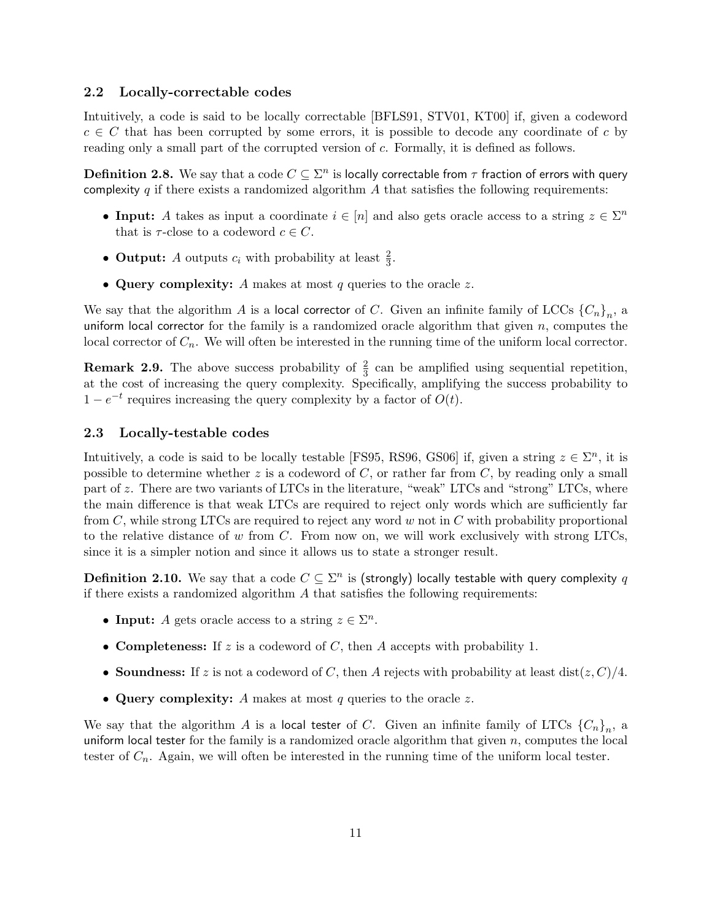### 2.2 Locally-correctable codes

Intuitively, a code is said to be locally correctable [BFLS91, STV01, KT00] if, given a codeword $c \in C$ that has been corrupted by some errors, it is possible to decode any coordinate of $c$ by reading only a small part of the corrupted version of $c$. Formally, it is defined as follows.

**Definition 2.8.** We say that a code $C \subseteq \Sigma^n$ is locally correctable from $\tau$ fraction of errors with query complexity $q$ if there exists a randomized algorithm $A$ that satisfies the following requirements:

- **Input:** $A$ takes as input a coordinate $i \in [n]$ and also gets oracle access to a string $z \in \Sigma^n$ that is $\tau$-close to a codeword $c \in C$.
- **Output:** $A$ outputs $c_i$ with probability at least $\frac{2}{3}$.
- **Query complexity:** $A$ makes at most $q$ queries to the oracle $z$.

We say that the algorithm $A$ is a local corrector of $C$. Given an infinite family of LCCs $\{C_n\}_n$, a uniform local corrector for the family is a randomized oracle algorithm that given $n$, computes the local corrector of $C_n$. We will often be interested in the running time of the uniform local corrector.

**Remark 2.9.** The above success probability of $\frac{2}{3}$ can be amplified using sequential repetition, at the cost of increasing the query complexity. Specifically, amplifying the success probability to $1 - e^{-t}$ requires increasing the query complexity by a factor of $O(t)$.

### 2.3 Locally-testable codes

Intuitively, a code is said to be locally testable [FS95, RS96, GS06] if, given a string $z \in \Sigma^n$, it is possible to determine whether $z$ is a codeword of $C$, or rather far from $C$, by reading only a small part of $z$. There are two variants of LTCs in the literature, "weak" LTCs and "strong" LTCs, where the main difference is that weak LTCs are required to reject only words which are sufficiently far from $C$, while strong LTCs are required to reject any word $w$ not in $C$ with probability proportional to the relative distance of $w$ from $C$. From now on, we will work exclusively with strong LTCs, since it is a simpler notion and since it allows us to state a stronger result.

**Definition 2.10.** We say that a code $C \subseteq \Sigma^n$ is (strongly) locally testable with query complexity $q$ if there exists a randomized algorithm $A$ that satisfies the following requirements:

- **Input:** $A$ gets oracle access to a string $z \in \Sigma^n$.
- **Completeness:** If $z$ is a codeword of $C$, then $A$ accepts with probability 1.
- **Soundness:** If $z$ is not a codeword of $C$, then $A$ rejects with probability at least $\text{dist}(z, C)/4$.
- **Query complexity:** $A$ makes at most $q$ queries to the oracle $z$.

We say that the algorithm $A$ is a local tester of $C$. Given an infinite family of LTCs $\{C_n\}_n$, a uniform local tester for the family is a randomized oracle algorithm that given $n$, computes the local tester of $C_n$. Again, we will often be interested in the running time of the uniform local tester.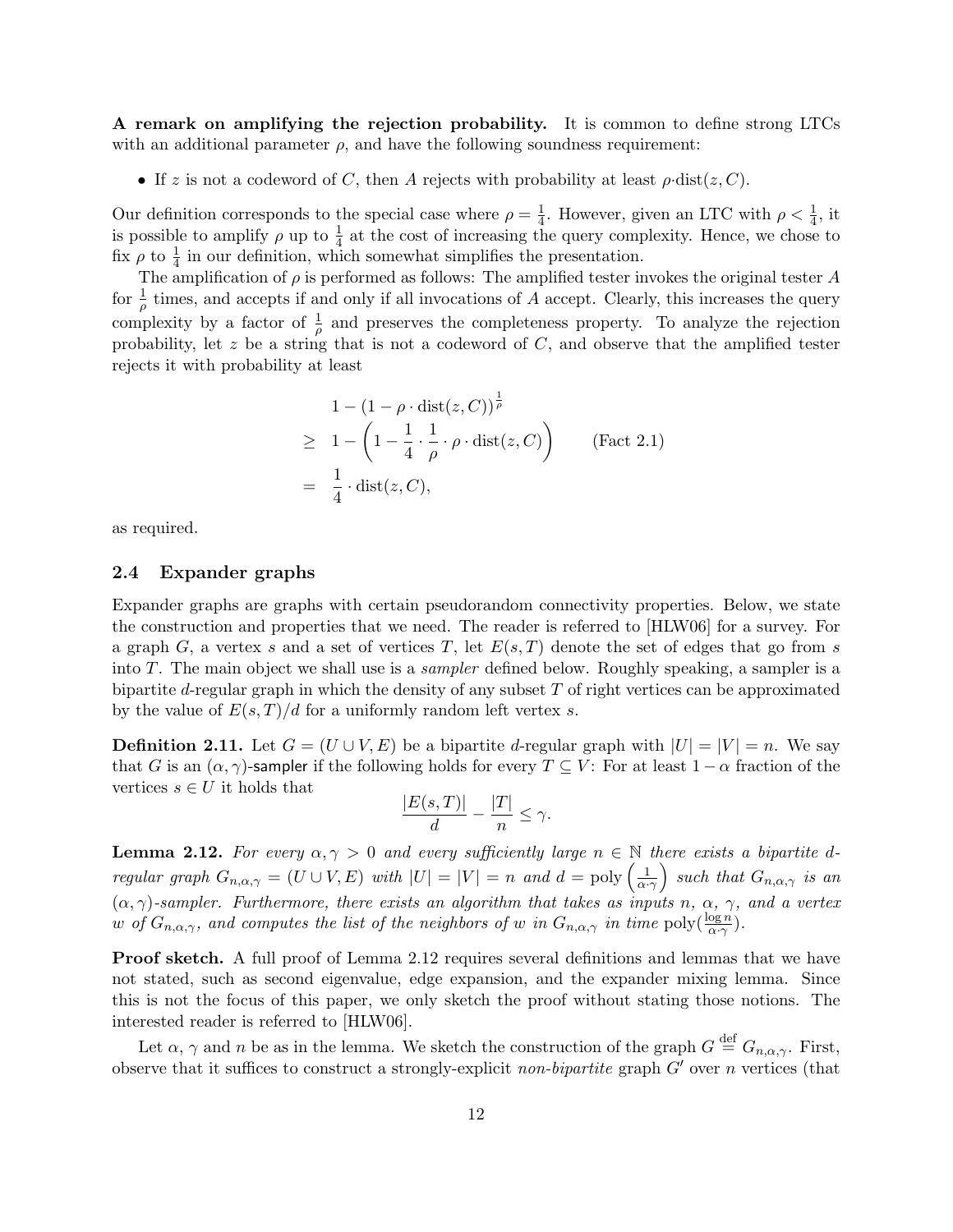**A remark on amplifying the rejection probability.** It is common to define strong LTCs with an additional parameter $\rho$, and have the following soundness requirement:

- If $z$ is not a codeword of $C$, then $A$ rejects with probability at least $\rho\cdot\mathrm{dist}(z, C)$.

Our definition corresponds to the special case where $\rho = \frac{1}{4}$. However, given an LTC with $\rho < \frac{1}{4}$, it is possible to amplify $\rho$ up to $\frac{1}{4}$ at the cost of increasing the query complexity. Hence, we chose to fix $\rho$ to $\frac{1}{4}$ in our definition, which somewhat simplifies the presentation.

The amplification of $\rho$ is performed as follows: The amplified tester invokes the original tester $A$ for $\frac{1}{\rho}$ times, and accepts if and only if all invocations of $A$ accept. Clearly, this increases the query complexity by a factor of $\frac{1}{\rho}$ and preserves the completeness property. To analyze the rejection probability, let $z$ be a string that is not a codeword of $C$, and observe that the amplified tester rejects it with probability at least

$$
\begin{aligned}
& 1 - (1 - \rho \cdot \mathrm{dist}(z, C))^{\frac{1}{\rho}} \\
\geq\ & 1 - \left(1 - \frac{1}{4} \cdot \frac{1}{\rho} \cdot \rho \cdot \mathrm{dist}(z, C)\right) \qquad \text{(Fact 2.1)} \\
=\ & \frac{1}{4} \cdot \mathrm{dist}(z, C),
\end{aligned}
$$

as required.

### 2.4 Expander graphs

Expander graphs are graphs with certain pseudorandom connectivity properties. Below, we state the construction and properties that we need. The reader is referred to [HLW06] for a survey. For a graph $G$, a vertex $s$ and a set of vertices $T$, let $E(s, T)$ denote the set of edges that go from $s$ into $T$. The main object we shall use is a *sampler* defined below. Roughly speaking, a sampler is a bipartite $d$-regular graph in which the density of any subset $T$ of right vertices can be approximated by the value of $E(s, T)/d$ for a uniformly random left vertex $s$.

**Definition 2.11.** Let $G = (U \cup V, E)$ be a bipartite $d$-regular graph with $|U| = |V| = n$. We say that $G$ is an $(\alpha, \gamma)$-sampler if the following holds for every $T \subseteq V$: For at least $1 - \alpha$ fraction of the vertices $s \in U$ it holds that

$$\frac{|E(s, T)|}{d} - \frac{|T|}{n} \leq \gamma.$$

**Lemma 2.12.** *For every $\alpha, \gamma > 0$ and every sufficiently large $n \in \mathbb{N}$ there exists a bipartite $d$-regular graph $G_{n,\alpha,\gamma} = (U \cup V, E)$ with $|U| = |V| = n$ and $d = \mathrm{poly}\left(\frac{1}{\alpha\cdot\gamma}\right)$ such that $G_{n,\alpha,\gamma}$ is an $(\alpha, \gamma)$-sampler. Furthermore, there exists an algorithm that takes as inputs $n$, $\alpha$, $\gamma$, and a vertex $w$ of $G_{n,\alpha,\gamma}$, and computes the list of the neighbors of $w$ in $G_{n,\alpha,\gamma}$ in time $\mathrm{poly}(\frac{\log n}{\alpha\cdot\gamma})$.*

**Proof sketch.** A full proof of Lemma 2.12 requires several definitions and lemmas that we have not stated, such as second eigenvalue, edge expansion, and the expander mixing lemma. Since this is not the focus of this paper, we only sketch the proof without stating those notions. The interested reader is referred to [HLW06].

Let $\alpha$, $\gamma$ and $n$ be as in the lemma. We sketch the construction of the graph $G \stackrel{\mathrm{def}}{=} G_{n,\alpha,\gamma}$. First, observe that it suffices to construct a strongly-explicit *non-bipartite* graph $G'$ over $n$ vertices (that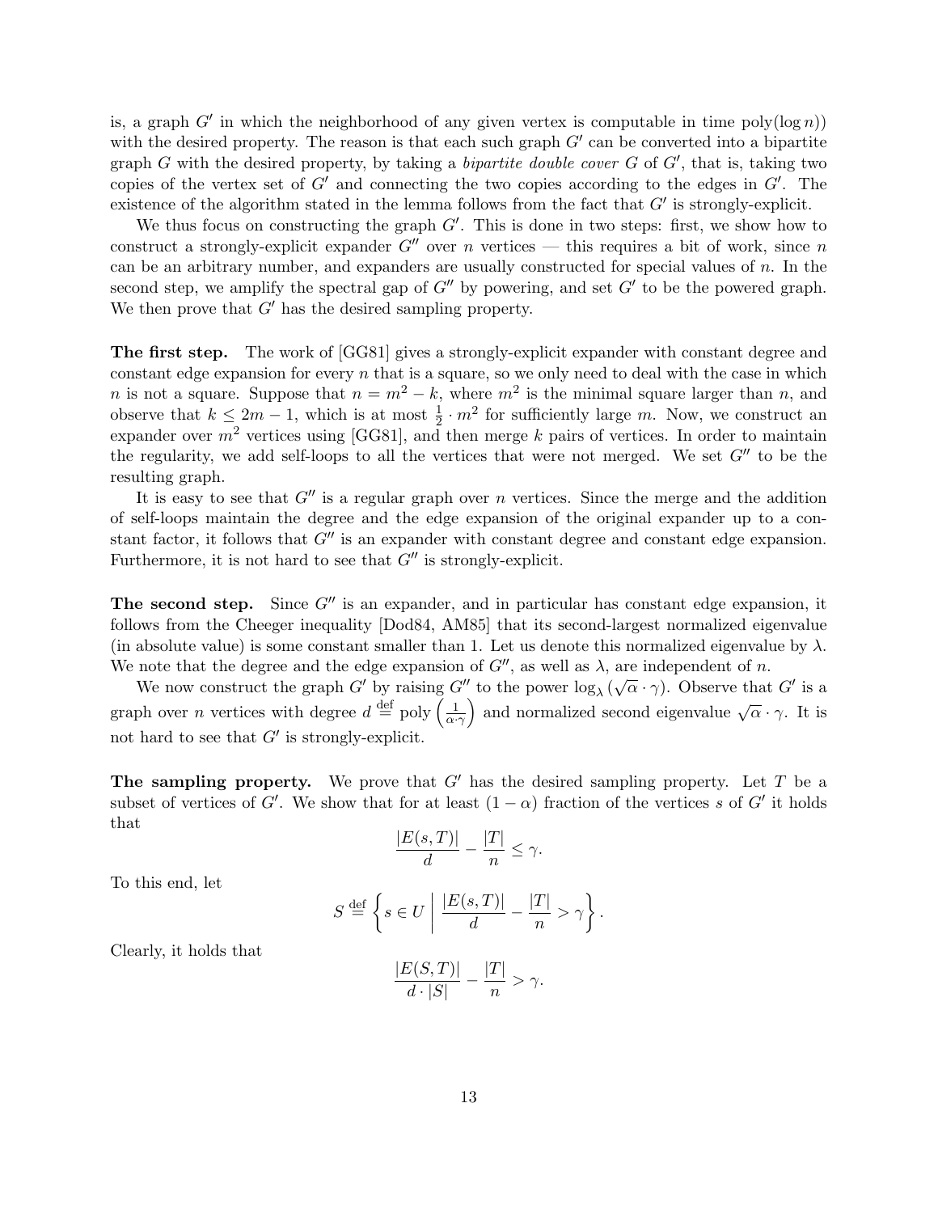is, a graph $G'$ in which the neighborhood of any given vertex is computable in time $\mathrm{poly}(\log n)$) with the desired property. The reason is that each such graph $G'$ can be converted into a bipartite graph $G$ with the desired property, by taking a *bipartite double cover* $G$ of $G'$, that is, taking two copies of the vertex set of $G'$ and connecting the two copies according to the edges in $G'$. The existence of the algorithm stated in the lemma follows from the fact that $G'$ is strongly-explicit.

We thus focus on constructing the graph $G'$. This is done in two steps: first, we show how to construct a strongly-explicit expander $G''$ over $n$ vertices — this requires a bit of work, since $n$ can be an arbitrary number, and expanders are usually constructed for special values of $n$. In the second step, we amplify the spectral gap of $G''$ by powering, and set $G'$ to be the powered graph. We then prove that $G'$ has the desired sampling property.

**The first step.** The work of [GG81] gives a strongly-explicit expander with constant degree and constant edge expansion for every $n$ that is a square, so we only need to deal with the case in which $n$ is not a square. Suppose that $n = m^2 - k$, where $m^2$ is the minimal square larger than $n$, and observe that $k \leq 2m - 1$, which is at most $\frac{1}{2} \cdot m^2$ for sufficiently large $m$. Now, we construct an expander over $m^2$ vertices using [GG81], and then merge $k$ pairs of vertices. In order to maintain the regularity, we add self-loops to all the vertices that were not merged. We set $G''$ to be the resulting graph.

It is easy to see that $G''$ is a regular graph over $n$ vertices. Since the merge and the addition of self-loops maintain the degree and the edge expansion of the original expander up to a constant factor, it follows that $G''$ is an expander with constant degree and constant edge expansion. Furthermore, it is not hard to see that $G''$ is strongly-explicit.

**The second step.** Since $G''$ is an expander, and in particular has constant edge expansion, it follows from the Cheeger inequality [Dod84, AM85] that its second-largest normalized eigenvalue (in absolute value) is some constant smaller than 1. Let us denote this normalized eigenvalue by $\lambda$. We note that the degree and the edge expansion of $G''$, as well as $\lambda$, are independent of $n$.

We now construct the graph $G'$ by raising $G''$ to the power $\log_\lambda(\sqrt{\alpha} \cdot \gamma)$. Observe that $G'$ is a graph over $n$ vertices with degree $d \stackrel{\text{def}}{=} \mathrm{poly}\left(\frac{1}{\alpha \cdot \gamma}\right)$ and normalized second eigenvalue $\sqrt{\alpha} \cdot \gamma$. It is not hard to see that $G'$ is strongly-explicit.

**The sampling property.** We prove that $G'$ has the desired sampling property. Let $T$ be a subset of vertices of $G'$. We show that for at least $(1 - \alpha)$ fraction of the vertices $s$ of $G'$ it holds that

$$\frac{|E(s,T)|}{d} - \frac{|T|}{n} \leq \gamma.$$

To this end, let

$$S \stackrel{\text{def}}{=} \left\{ s \in U \;\middle|\; \frac{|E(s,T)|}{d} - \frac{|T|}{n} > \gamma \right\}.$$

Clearly, it holds that

$$\frac{|E(S,T)|}{d \cdot |S|} - \frac{|T|}{n} > \gamma.$$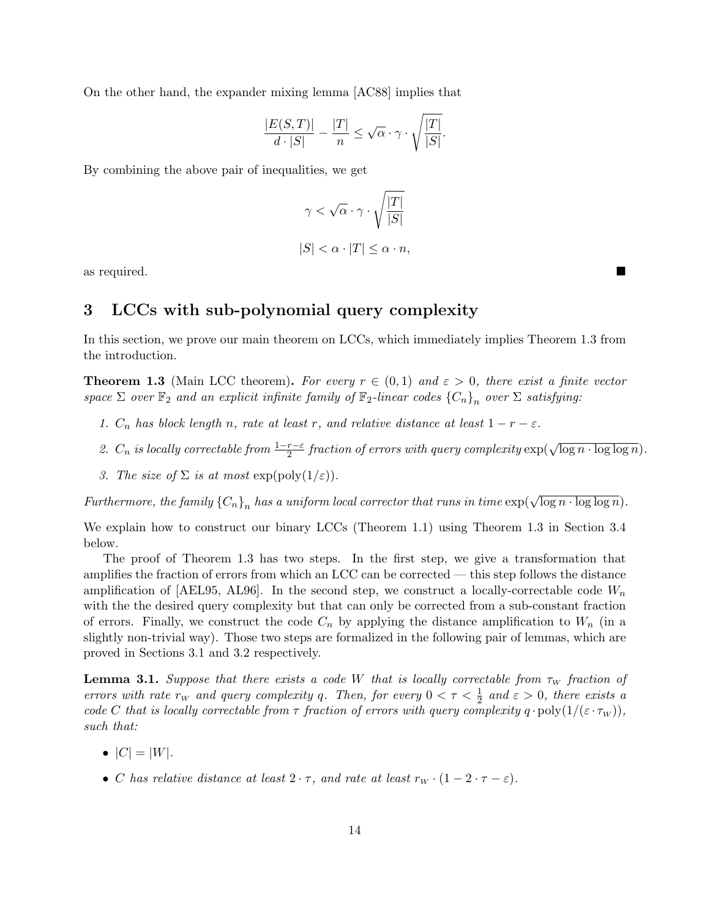On the other hand, the expander mixing lemma [AC88] implies that

$$\frac{|E(S,T)|}{d \cdot |S|} - \frac{|T|}{n} \leq \sqrt{\alpha} \cdot \gamma \cdot \sqrt{\frac{|T|}{|S|}}.$$

By combining the above pair of inequalities, we get

$$\gamma < \sqrt{\alpha} \cdot \gamma \cdot \sqrt{\frac{|T|}{|S|}}$$

$$|S| < \alpha \cdot |T| \leq \alpha \cdot n,$$

as required. ■

## 3 LCCs with sub-polynomial query complexity

In this section, we prove our main theorem on LCCs, which immediately implies Theorem 1.3 from the introduction.

**Theorem 1.3** (Main LCC theorem)**.** *For every $r \in (0,1)$ and $\varepsilon > 0$, there exist a finite vector space $\Sigma$ over $\mathbb{F}_2$ and an explicit infinite family of $\mathbb{F}_2$-linear codes $\{C_n\}_n$ over $\Sigma$ satisfying:*

1. *$C_n$ has block length $n$, rate at least $r$, and relative distance at least $1 - r - \varepsilon$.*
2. *$C_n$ is locally correctable from $\frac{1-r-\varepsilon}{2}$ fraction of errors with query complexity $\exp(\sqrt{\log n \cdot \log \log n})$.*
3. *The size of $\Sigma$ is at most $\exp(\mathrm{poly}(1/\varepsilon))$.*

*Furthermore, the family $\{C_n\}_n$ has a uniform local corrector that runs in time $\exp(\sqrt{\log n \cdot \log \log n})$.*

We explain how to construct our binary LCCs (Theorem 1.1) using Theorem 1.3 in Section 3.4 below.

The proof of Theorem 1.3 has two steps. In the first step, we give a transformation that amplifies the fraction of errors from which an LCC can be corrected — this step follows the distance amplification of [AEL95, AL96]. In the second step, we construct a locally-correctable code $W_n$ with the the desired query complexity but that can only be corrected from a sub-constant fraction of errors. Finally, we construct the code $C_n$ by applying the distance amplification to $W_n$ (in a slightly non-trivial way). Those two steps are formalized in the following pair of lemmas, which are proved in Sections 3.1 and 3.2 respectively.

**Lemma 3.1.** *Suppose that there exists a code $W$ that is locally correctable from $\tau_W$ fraction of errors with rate $r_W$ and query complexity $q$. Then, for every $0 < \tau < \frac{1}{2}$ and $\varepsilon > 0$, there exists a code $C$ that is locally correctable from $\tau$ fraction of errors with query complexity $q \cdot \mathrm{poly}(1/(\varepsilon \cdot \tau_W))$, such that:*

- *$|C| = |W|$.*
- *$C$ has relative distance at least $2 \cdot \tau$, and rate at least $r_W \cdot (1 - 2 \cdot \tau - \varepsilon)$.*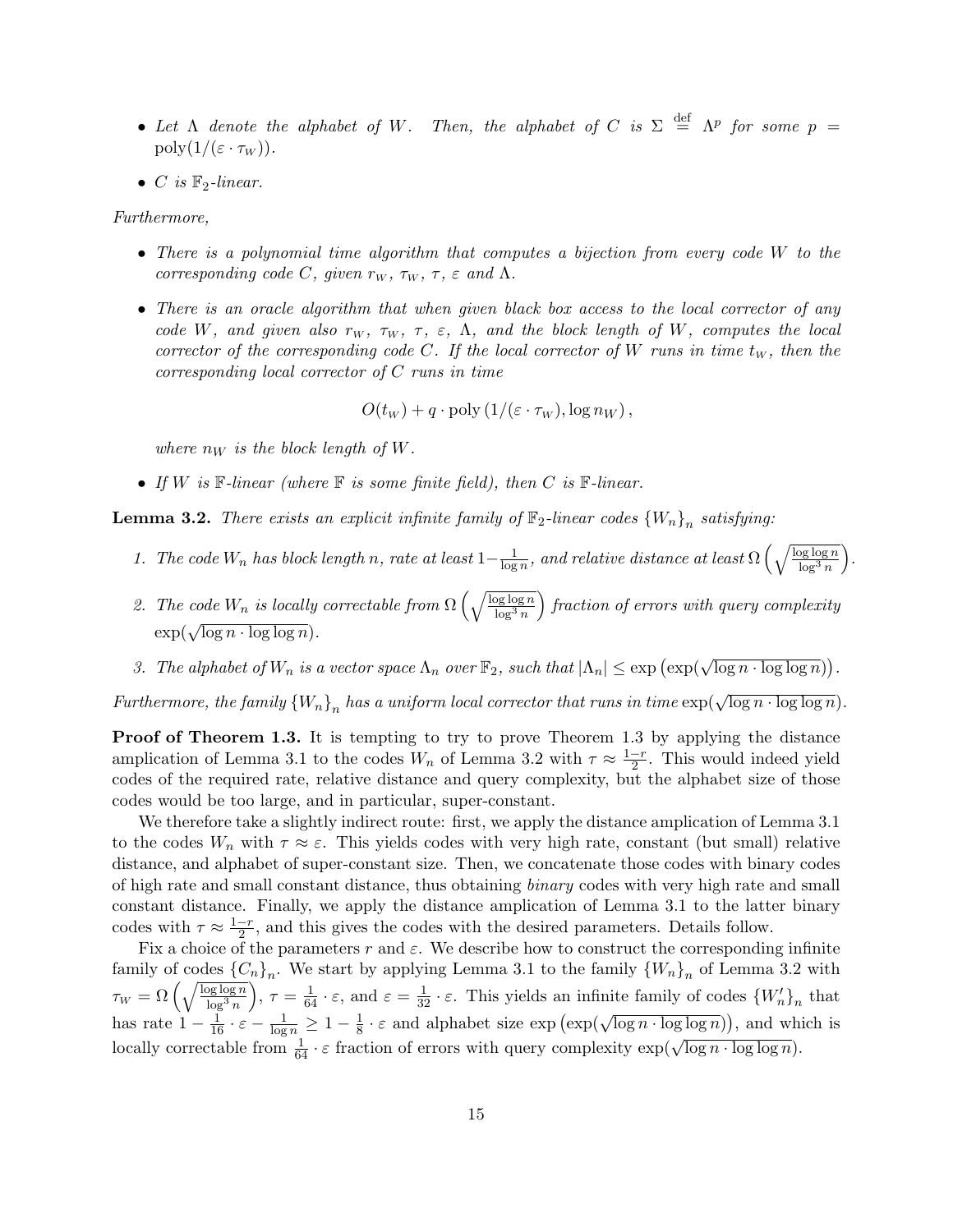- *Let $\Lambda$ denote the alphabet of $W$. Then, the alphabet of $C$ is $\Sigma \stackrel{\text{def}}{=} \Lambda^p$ for some $p = \text{poly}(1/(\varepsilon \cdot \tau_W))$.*
- *$C$ is $\mathbb{F}_2$-linear.*

*Furthermore,*

- *There is a polynomial time algorithm that computes a bijection from every code $W$ to the corresponding code $C$, given $r_W$, $\tau_W$, $\tau$, $\varepsilon$ and $\Lambda$.*
- *There is an oracle algorithm that when given black box access to the local corrector of any code $W$, and given also $r_W$, $\tau_W$, $\tau$, $\varepsilon$, $\Lambda$, and the block length of $W$, computes the local corrector of the corresponding code $C$. If the local corrector of $W$ runs in time $t_W$, then the corresponding local corrector of $C$ runs in time*

$$O(t_W) + q \cdot \text{poly}\left(1/(\varepsilon \cdot \tau_W), \log n_W\right),$$

  *where $n_W$ is the block length of $W$.*
- *If $W$ is $\mathbb{F}$-linear (where $\mathbb{F}$ is some finite field), then $C$ is $\mathbb{F}$-linear.*

**Lemma 3.2.** *There exists an explicit infinite family of $\mathbb{F}_2$-linear codes $\{W_n\}_n$ satisfying:*

1. *The code $W_n$ has block length $n$, rate at least $1 - \frac{1}{\log n}$, and relative distance at least $\Omega\left(\sqrt{\frac{\log\log n}{\log^3 n}}\right)$.*
2. *The code $W_n$ is locally correctable from $\Omega\left(\sqrt{\frac{\log\log n}{\log^3 n}}\right)$ fraction of errors with query complexity $\exp(\sqrt{\log n \cdot \log\log n})$.*
3. *The alphabet of $W_n$ is a vector space $\Lambda_n$ over $\mathbb{F}_2$, such that $|\Lambda_n| \leq \exp\left(\exp(\sqrt{\log n \cdot \log\log n})\right)$.*

*Furthermore, the family $\{W_n\}_n$ has a uniform local corrector that runs in time $\exp(\sqrt{\log n \cdot \log\log n})$.*

**Proof of Theorem 1.3.** It is tempting to try to prove Theorem 1.3 by applying the distance amplification of Lemma 3.1 to the codes $W_n$ of Lemma 3.2 with $\tau \approx \frac{1-r}{2}$. This would indeed yield codes of the required rate, relative distance and query complexity, but the alphabet size of those codes would be too large, and in particular, super-constant.

We therefore take a slightly indirect route: first, we apply the distance amplification of Lemma 3.1 to the codes $W_n$ with $\tau \approx \varepsilon$. This yields codes with very high rate, constant (but small) relative distance, and alphabet of super-constant size. Then, we concatenate those codes with binary codes of high rate and small constant distance, thus obtaining *binary* codes with very high rate and small constant distance. Finally, we apply the distance amplication of Lemma 3.1 to the latter binary codes with $\tau \approx \frac{1-r}{2}$, and this gives the codes with the desired parameters. Details follow.

Fix a choice of the parameters $r$ and $\varepsilon$. We describe how to construct the corresponding infinite family of codes $\{C_n\}_n$. We start by applying Lemma 3.1 to the family $\{W_n\}_n$ of Lemma 3.2 with $\tau_W = \Omega\left(\sqrt{\frac{\log\log n}{\log^3 n}}\right)$, $\tau = \frac{1}{64} \cdot \varepsilon$, and $\varepsilon = \frac{1}{32} \cdot \varepsilon$. This yields an infinite family of codes $\{W'_n\}_n$ that has rate $1 - \frac{1}{16} \cdot \varepsilon - \frac{1}{\log n} \geq 1 - \frac{1}{8} \cdot \varepsilon$ and alphabet size $\exp\left(\exp(\sqrt{\log n \cdot \log\log n})\right)$, and which is locally correctable from $\frac{1}{64} \cdot \varepsilon$ fraction of errors with query complexity $\exp(\sqrt{\log n \cdot \log\log n})$.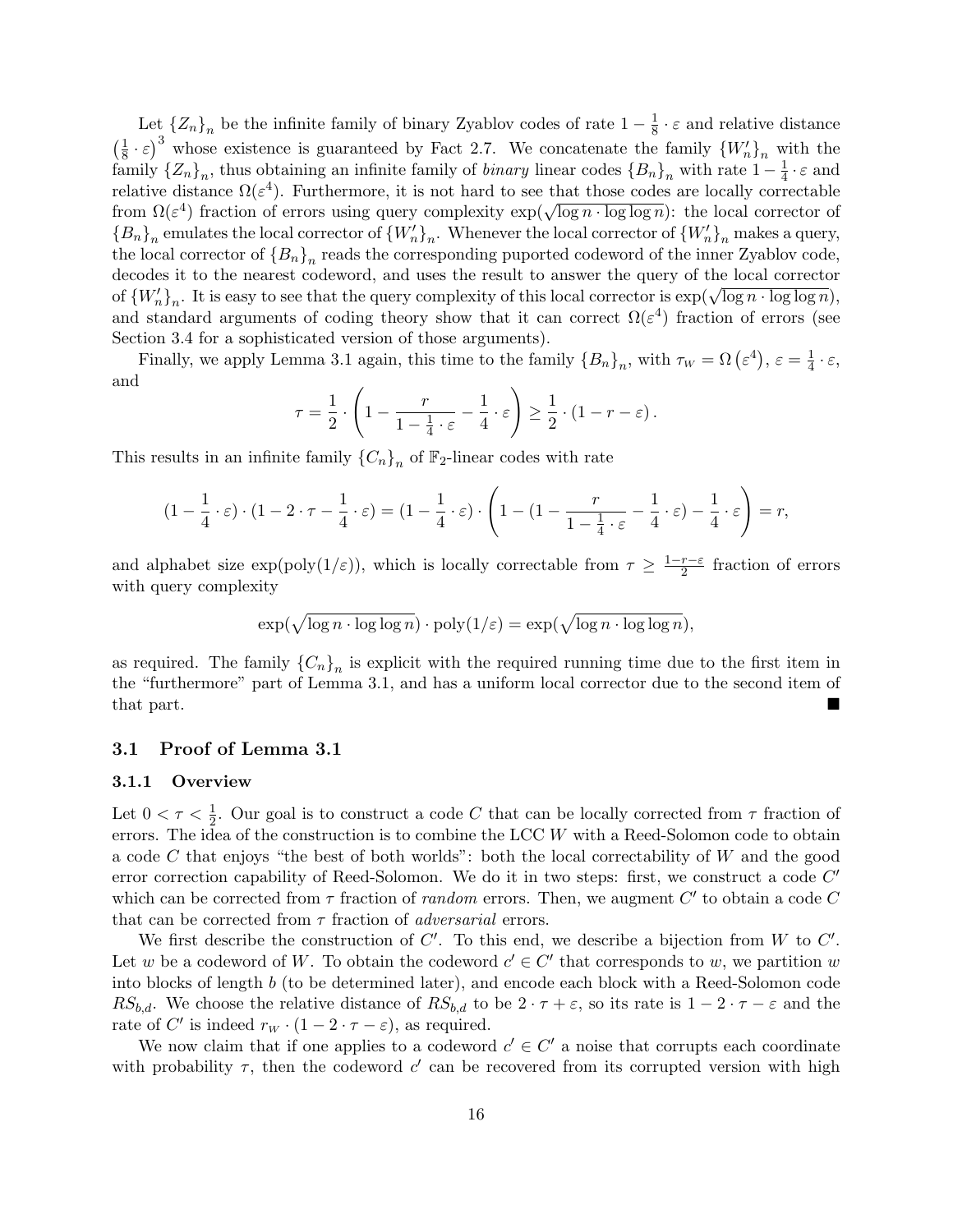Let $\{Z_n\}_n$ be the infinite family of binary Zyablov codes of rate $1 - \frac{1}{8} \cdot \varepsilon$ and relative distance $\left(\frac{1}{8} \cdot \varepsilon\right)^3$ whose existence is guaranteed by Fact 2.7. We concatenate the family $\{W'_n\}_n$ with the family $\{Z_n\}_n$, thus obtaining an infinite family of *binary* linear codes $\{B_n\}_n$ with rate $1 - \frac{1}{4} \cdot \varepsilon$ and relative distance $\Omega(\varepsilon^4)$. Furthermore, it is not hard to see that those codes are locally correctable from $\Omega(\varepsilon^4)$ fraction of errors using query complexity $\exp(\sqrt{\log n \cdot \log \log n})$: the local corrector of $\{B_n\}_n$ emulates the local corrector of $\{W'_n\}_n$. Whenever the local corrector of $\{W'_n\}_n$ makes a query, the local corrector of $\{B_n\}_n$ reads the corresponding puported codeword of the inner Zyablov code, decodes it to the nearest codeword, and uses the result to answer the query of the local corrector of $\{W'_n\}_n$. It is easy to see that the query complexity of this local corrector is $\exp(\sqrt{\log n \cdot \log \log n})$, and standard arguments of coding theory show that it can correct $\Omega(\varepsilon^4)$ fraction of errors (see Section 3.4 for a sophisticated version of those arguments).

Finally, we apply Lemma 3.1 again, this time to the family $\{B_n\}_n$, with $\tau_W = \Omega\left(\varepsilon^4\right)$, $\varepsilon = \frac{1}{4} \cdot \varepsilon$, and

$$\tau = \frac{1}{2} \cdot \left(1 - \frac{r}{1 - \frac{1}{4} \cdot \varepsilon} - \frac{1}{4} \cdot \varepsilon\right) \geq \frac{1}{2} \cdot (1 - r - \varepsilon).$$

This results in an infinite family $\{C_n\}_n$ of $\mathbb{F}_2$-linear codes with rate

$$(1 - \frac{1}{4} \cdot \varepsilon) \cdot (1 - 2 \cdot \tau - \frac{1}{4} \cdot \varepsilon) = (1 - \frac{1}{4} \cdot \varepsilon) \cdot \left(1 - (1 - \frac{r}{1 - \frac{1}{4} \cdot \varepsilon} - \frac{1}{4} \cdot \varepsilon) - \frac{1}{4} \cdot \varepsilon\right) = r,$$

and alphabet size $\exp(\mathrm{poly}(1/\varepsilon))$, which is locally correctable from $\tau \geq \frac{1-r-\varepsilon}{2}$ fraction of errors with query complexity

$$\exp(\sqrt{\log n \cdot \log \log n}) \cdot \mathrm{poly}(1/\varepsilon) = \exp(\sqrt{\log n \cdot \log \log n}),$$

as required. The family $\{C_n\}_n$ is explicit with the required running time due to the first item in the "furthermore" part of Lemma 3.1, and has a uniform local corrector due to the second item of that part. ∎

## 3.1 Proof of Lemma 3.1

### 3.1.1 Overview

Let $0 < \tau < \frac{1}{2}$. Our goal is to construct a code $C$ that can be locally corrected from $\tau$ fraction of errors. The idea of the construction is to combine the LCC $W$ with a Reed-Solomon code to obtain a code $C$ that enjoys "the best of both worlds": both the local correctability of $W$ and the good error correction capability of Reed-Solomon. We do it in two steps: first, we construct a code $C'$ which can be corrected from $\tau$ fraction of *random* errors. Then, we augment $C'$ to obtain a code $C$ that can be corrected from $\tau$ fraction of *adversarial* errors.

We first describe the construction of $C'$. To this end, we describe a bijection from $W$ to $C'$. Let $w$ be a codeword of $W$. To obtain the codeword $c' \in C'$ that corresponds to $w$, we partition $w$ into blocks of length $b$ (to be determined later), and encode each block with a Reed-Solomon code $RS_{b,d}$. We choose the relative distance of $RS_{b,d}$ to be $2 \cdot \tau + \varepsilon$, so its rate is $1 - 2 \cdot \tau - \varepsilon$ and the rate of $C'$ is indeed $r_W \cdot (1 - 2 \cdot \tau - \varepsilon)$, as required.

We now claim that if one applies to a codeword $c' \in C'$ a noise that corrupts each coordinate with probability $\tau$, then the codeword $c'$ can be recovered from its corrupted version with high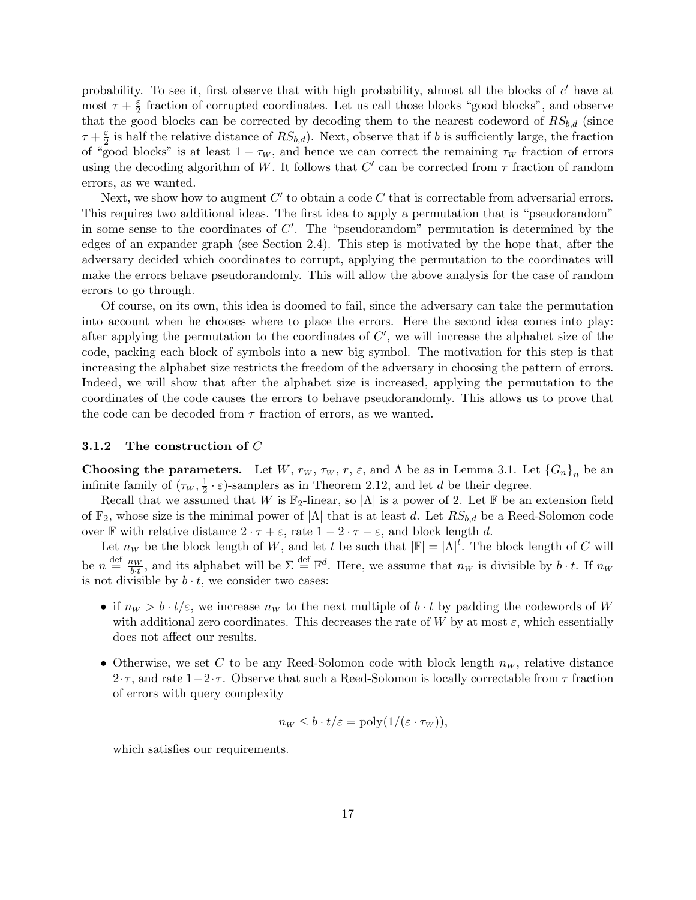probability. To see it, first observe that with high probability, almost all the blocks of $c'$ have at most $\tau + \frac{\varepsilon}{2}$ fraction of corrupted coordinates. Let us call those blocks "good blocks", and observe that the good blocks can be corrected by decoding them to the nearest codeword of $RS_{b,d}$ (since $\tau + \frac{\varepsilon}{2}$ is half the relative distance of $RS_{b,d}$). Next, observe that if $b$ is sufficiently large, the fraction of "good blocks" is at least $1 - \tau_W$, and hence we can correct the remaining $\tau_W$ fraction of errors using the decoding algorithm of $W$. It follows that $C'$ can be corrected from $\tau$ fraction of random errors, as we wanted.

Next, we show how to augment $C'$ to obtain a code $C$ that is correctable from adversarial errors. This requires two additional ideas. The first idea to apply a permutation that is "pseudorandom" in some sense to the coordinates of $C'$. The "pseudorandom" permutation is determined by the edges of an expander graph (see Section 2.4). This step is motivated by the hope that, after the adversary decided which coordinates to corrupt, applying the permutation to the coordinates will make the errors behave pseudorandomly. This will allow the above analysis for the case of random errors to go through.

Of course, on its own, this idea is doomed to fail, since the adversary can take the permutation into account when he chooses where to place the errors. Here the second idea comes into play: after applying the permutation to the coordinates of $C'$, we will increase the alphabet size of the code, packing each block of symbols into a new big symbol. The motivation for this step is that increasing the alphabet size restricts the freedom of the adversary in choosing the pattern of errors. Indeed, we will show that after the alphabet size is increased, applying the permutation to the coordinates of the code causes the errors to behave pseudorandomly. This allows us to prove that the code can be decoded from $\tau$ fraction of errors, as we wanted.

### 3.1.2 The construction of $C$

**Choosing the parameters.** Let $W$, $r_W$, $\tau_W$, $r$, $\varepsilon$, and $\Lambda$ be as in Lemma 3.1. Let $\{G_n\}_n$ be an infinite family of $(\tau_W, \frac{1}{2} \cdot \varepsilon)$-samplers as in Theorem 2.12, and let $d$ be their degree.

Recall that we assumed that $W$ is $\mathbb{F}_2$-linear, so $|\Lambda|$ is a power of 2. Let $\mathbb{F}$ be an extension field of $\mathbb{F}_2$, whose size is the minimal power of $|\Lambda|$ that is at least $d$. Let $RS_{b,d}$ be a Reed-Solomon code over $\mathbb{F}$ with relative distance $2 \cdot \tau + \varepsilon$, rate $1 - 2 \cdot \tau - \varepsilon$, and block length $d$.

Let $n_W$ be the block length of $W$, and let $t$ be such that $|\mathbb{F}| = |\Lambda|^t$. The block length of $C$ will be $n \stackrel{\text{def}}{=} \frac{n_W}{b \cdot t}$, and its alphabet will be $\Sigma \stackrel{\text{def}}{=} \mathbb{F}^d$. Here, we assume that $n_W$ is divisible by $b \cdot t$. If $n_W$ is not divisible by $b \cdot t$, we consider two cases:

- if $n_W > b \cdot t/\varepsilon$, we increase $n_W$ to the next multiple of $b \cdot t$ by padding the codewords of $W$ with additional zero coordinates. This decreases the rate of $W$ by at most $\varepsilon$, which essentially does not affect our results.
- Otherwise, we set $C$ to be any Reed-Solomon code with block length $n_W$, relative distance $2 \cdot \tau$, and rate $1 - 2 \cdot \tau$. Observe that such a Reed-Solomon is locally correctable from $\tau$ fraction of errors with query complexity

$$n_W \leq b \cdot t/\varepsilon = \text{poly}(1/(\varepsilon \cdot \tau_W)),$$

which satisfies our requirements.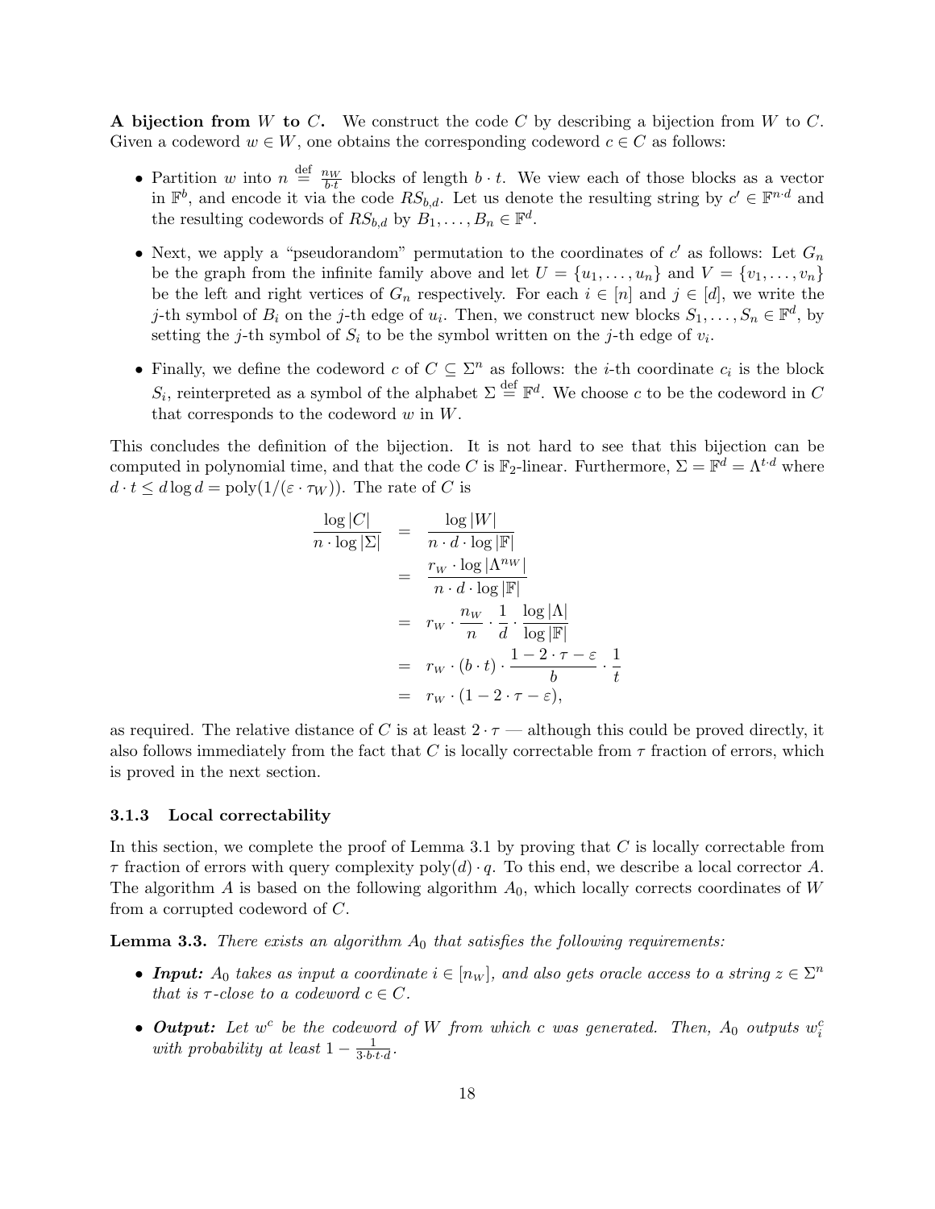**A bijection from $W$ to $C$.** We construct the code $C$ by describing a bijection from $W$ to $C$. Given a codeword $w \in W$, one obtains the corresponding codeword $c \in C$ as follows:

- Partition $w$ into $n \stackrel{\text{def}}{=} \frac{n_W}{b \cdot t}$ blocks of length $b \cdot t$. We view each of those blocks as a vector in $\mathbb{F}^b$, and encode it via the code $RS_{b,d}$. Let us denote the resulting string by $c' \in \mathbb{F}^{n \cdot d}$ and the resulting codewords of $RS_{b,d}$ by $B_1, \ldots, B_n \in \mathbb{F}^d$.
- Next, we apply a "pseudorandom" permutation to the coordinates of $c'$ as follows: Let $G_n$ be the graph from the infinite family above and let $U = \{u_1, \ldots, u_n\}$ and $V = \{v_1, \ldots, v_n\}$ be the left and right vertices of $G_n$ respectively. For each $i \in [n]$ and $j \in [d]$, we write the $j$-th symbol of $B_i$ on the $j$-th edge of $u_i$. Then, we construct new blocks $S_1, \ldots, S_n \in \mathbb{F}^d$, by setting the $j$-th symbol of $S_i$ to be the symbol written on the $j$-th edge of $v_i$.
- Finally, we define the codeword $c$ of $C \subseteq \Sigma^n$ as follows: the $i$-th coordinate $c_i$ is the block $S_i$, reinterpreted as a symbol of the alphabet $\Sigma \stackrel{\text{def}}{=} \mathbb{F}^d$. We choose $c$ to be the codeword in $C$ that corresponds to the codeword $w$ in $W$.

This concludes the definition of the bijection. It is not hard to see that this bijection can be computed in polynomial time, and that the code $C$ is $\mathbb{F}_2$-linear. Furthermore, $\Sigma = \mathbb{F}^d = \Lambda^{t \cdot d}$ where $d \cdot t \leq d \log d = \text{poly}(1/(\varepsilon \cdot \tau_W))$. The rate of $C$ is

$$
\begin{aligned}
\frac{\log |C|}{n \cdot \log |\Sigma|} &= \frac{\log |W|}{n \cdot d \cdot \log |\mathbb{F}|} \\
&= \frac{r_W \cdot \log |\Lambda^{n_W}|}{n \cdot d \cdot \log |\mathbb{F}|} \\
&= r_W \cdot \frac{n_W}{n} \cdot \frac{1}{d} \cdot \frac{\log |\Lambda|}{\log |\mathbb{F}|} \\
&= r_W \cdot (b \cdot t) \cdot \frac{1 - 2 \cdot \tau - \varepsilon}{b} \cdot \frac{1}{t} \\
&= r_W \cdot (1 - 2 \cdot \tau - \varepsilon),
\end{aligned}
$$

as required. The relative distance of $C$ is at least $2 \cdot \tau$ — although this could be proved directly, it also follows immediately from the fact that $C$ is locally correctable from $\tau$ fraction of errors, which is proved in the next section.

### 3.1.3 Local correctability

In this section, we complete the proof of Lemma 3.1 by proving that $C$ is locally correctable from $\tau$ fraction of errors with query complexity $\text{poly}(d) \cdot q$. To this end, we describe a local corrector $A$. The algorithm $A$ is based on the following algorithm $A_0$, which locally corrects coordinates of $W$ from a corrupted codeword of $C$.

**Lemma 3.3.** *There exists an algorithm $A_0$ that satisfies the following requirements:*

- ***Input:*** *$A_0$ takes as input a coordinate $i \in [n_W]$, and also gets oracle access to a string $z \in \Sigma^n$ that is $\tau$-close to a codeword $c \in C$.*
- ***Output:*** *Let $w^c$ be the codeword of $W$ from which $c$ was generated. Then, $A_0$ outputs $w^c_i$ with probability at least $1 - \frac{1}{3 \cdot b \cdot t \cdot d}$.*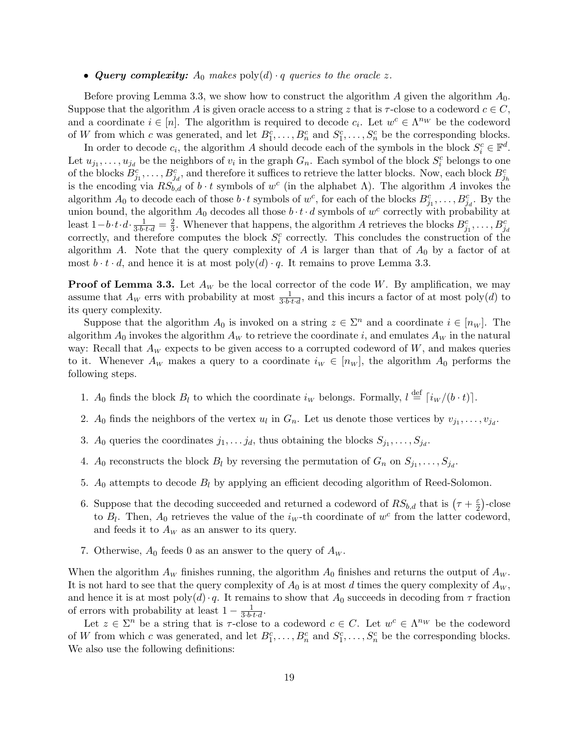- ***Query complexity:*** *$A_0$ makes $\text{poly}(d) \cdot q$ queries to the oracle $z$.*

Before proving Lemma 3.3, we show how to construct the algorithm $A$ given the algorithm $A_0$. Suppose that the algorithm $A$ is given oracle access to a string $z$ that is $\tau$-close to a codeword $c \in C$, and a coordinate $i \in [n]$. The algorithm is required to decode $c_i$. Let $w^c \in \Lambda^{n_W}$ be the codeword of $W$ from which $c$ was generated, and let $B_1^c, \ldots, B_n^c$ and $S_1^c, \ldots, S_n^c$ be the corresponding blocks.

In order to decode $c_i$, the algorithm $A$ should decode each of the symbols in the block $S_i^c \in \mathbb{F}^d$. Let $u_{j_1}, \ldots, u_{j_d}$ be the neighbors of $v_i$ in the graph $G_n$. Each symbol of the block $S_i^c$ belongs to one of the blocks $B_{j_1}^c, \ldots, B_{j_d}^c$, and therefore it suffices to retrieve the latter blocks. Now, each block $B_{j_h}^c$ is the encoding via $RS_{b,d}$ of $b \cdot t$ symbols of $w^c$ (in the alphabet $\Lambda$). The algorithm $A$ invokes the algorithm $A_0$ to decode each of those $b \cdot t$ symbols of $w^c$, for each of the blocks $B_{j_1}^c, \ldots, B_{j_d}^c$. By the union bound, the algorithm $A_0$ decodes all those $b \cdot t \cdot d$ symbols of $w^c$ correctly with probability at least $1 - b \cdot t \cdot d \cdot \frac{1}{3 \cdot b \cdot t \cdot d} = \frac{2}{3}$. Whenever that happens, the algorithm $A$ retrieves the blocks $B_{j_1}^c, \ldots, B_{j_d}^c$ correctly, and therefore computes the block $S_i^c$ correctly. This concludes the construction of the algorithm $A$. Note that the query complexity of $A$ is larger than that of $A_0$ by a factor of at most $b \cdot t \cdot d$, and hence it is at most $\text{poly}(d) \cdot q$. It remains to prove Lemma 3.3.

**Proof of Lemma 3.3.** Let $A_W$ be the local corrector of the code $W$. By amplification, we may assume that $A_W$ errs with probability at most $\frac{1}{3 \cdot b \cdot t \cdot d}$, and this incurs a factor of at most $\text{poly}(d)$ to its query complexity.

Suppose that the algorithm $A_0$ is invoked on a string $z \in \Sigma^n$ and a coordinate $i \in [n_W]$. The algorithm $A_0$ invokes the algorithm $A_W$ to retrieve the coordinate $i$, and emulates $A_W$ in the natural way: Recall that $A_W$ expects to be given access to a corrupted codeword of $W$, and makes queries to it. Whenever $A_W$ makes a query to a coordinate $i_W \in [n_W]$, the algorithm $A_0$ performs the following steps.

1. $A_0$ finds the block $B_l$ to which the coordinate $i_W$ belongs. Formally, $l \stackrel{\text{def}}{=} \lceil i_W/(b \cdot t) \rceil$.
2. $A_0$ finds the neighbors of the vertex $u_l$ in $G_n$. Let us denote those vertices by $v_{j_1}, \ldots, v_{j_d}$.
3. $A_0$ queries the coordinates $j_1, \ldots j_d$, thus obtaining the blocks $S_{j_1}, \ldots, S_{j_d}$.
4. $A_0$ reconstructs the block $B_l$ by reversing the permutation of $G_n$ on $S_{j_1}, \ldots, S_{j_d}$.
5. $A_0$ attempts to decode $B_l$ by applying an efficient decoding algorithm of Reed-Solomon.
6. Suppose that the decoding succeeded and returned a codeword of $RS_{b,d}$ that is $\left(\tau + \frac{\varepsilon}{2}\right)$-close to $B_l$. Then, $A_0$ retrieves the value of the $i_W$-th coordinate of $w^c$ from the latter codeword, and feeds it to $A_W$ as an answer to its query.
7. Otherwise, $A_0$ feeds 0 as an answer to the query of $A_W$.

When the algorithm $A_W$ finishes running, the algorithm $A_0$ finishes and returns the output of $A_W$. It is not hard to see that the query complexity of $A_0$ is at most $d$ times the query complexity of $A_W$, and hence it is at most $\text{poly}(d) \cdot q$. It remains to show that $A_0$ succeeds in decoding from $\tau$ fraction of errors with probability at least $1 - \frac{1}{3 \cdot b \cdot t \cdot d}$.

Let $z \in \Sigma^n$ be a string that is $\tau$-close to a codeword $c \in C$. Let $w^c \in \Lambda^{n_W}$ be the codeword of $W$ from which $c$ was generated, and let $B_1^c, \ldots, B_n^c$ and $S_1^c, \ldots, S_n^c$ be the corresponding blocks. We also use the following definitions: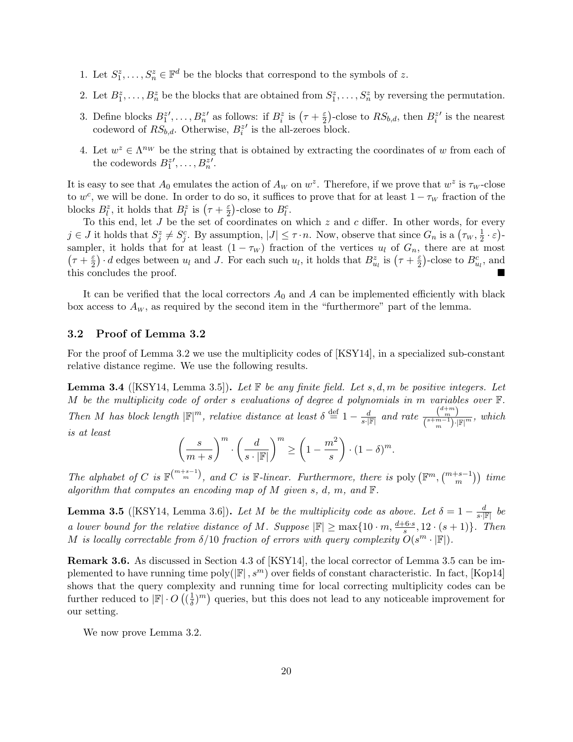1. Let $S_1^z, \ldots, S_n^z \in \mathbb{F}^d$ be the blocks that correspond to the symbols of $z$.
2. Let $B_1^z, \ldots, B_n^z$ be the blocks that are obtained from $S_1^z, \ldots, S_n^z$ by reversing the permutation.
3. Define blocks $B_1^{z\prime}, \ldots, B_n^{z\prime}$ as follows: if $B_i^z$ is $\left(\tau + \frac{\varepsilon}{2}\right)$-close to $RS_{b,d}$, then $B_i^{z\prime}$ is the nearest codeword of $RS_{b,d}$. Otherwise, $B_i^{z\prime}$ is the all-zeroes block.
4. Let $w^z \in \Lambda^{n_W}$ be the string that is obtained by extracting the coordinates of $w$ from each of the codewords $B_1^{z\prime}, \ldots, B_n^{z\prime}$.

It is easy to see that $A_0$ emulates the action of $A_W$ on $w^z$. Therefore, if we prove that $w^z$ is $\tau_W$-close to $w^c$, we will be done. In order to do so, it suffices to prove that for at least $1 - \tau_W$ fraction of the blocks $B_l^z$, it holds that $B_l^z$ is $\left(\tau + \frac{\varepsilon}{2}\right)$-close to $B_l^c$.

To this end, let $J$ be the set of coordinates on which $z$ and $c$ differ. In other words, for every $j \in J$ it holds that $S_j^z \neq S_j^c$. By assumption, $|J| \leq \tau \cdot n$. Now, observe that since $G_n$ is a $\left(\tau_W, \frac{1}{2} \cdot \varepsilon\right)$-sampler, it holds that for at least $(1 - \tau_W)$ fraction of the vertices $u_l$ of $G_n$, there are at most $\left(\tau + \frac{\varepsilon}{2}\right) \cdot d$ edges between $u_l$ and $J$. For each such $u_l$, it holds that $B_{u_l}^z$ is $\left(\tau + \frac{\varepsilon}{2}\right)$-close to $B_{u_l}^c$, and this concludes the proof. ∎

It can be verified that the local correctors $A_0$ and $A$ can be implemented efficiently with black box access to $A_W$, as required by the second item in the "furthermore" part of the lemma.

### 3.2 Proof of Lemma 3.2

For the proof of Lemma 3.2 we use the multiplicity codes of [KSY14], in a specialized sub-constant relative distance regime. We use the following results.

**Lemma 3.4** ([KSY14, Lemma 3.5])**.** *Let $\mathbb{F}$ be any finite field. Let $s, d, m$ be positive integers. Let $M$ be the multiplicity code of order $s$ evaluations of degree $d$ polynomials in $m$ variables over $\mathbb{F}$. Then $M$ has block length $|\mathbb{F}|^m$, relative distance at least $\delta \stackrel{\text{def}}{=} 1 - \frac{d}{s \cdot |\mathbb{F}|}$ and rate $\frac{\binom{d+m}{m}}{\binom{s+m-1}{m} \cdot |\mathbb{F}|^m}$, which is at least*

$$\left(\frac{s}{m+s}\right)^m \cdot \left(\frac{d}{s \cdot |\mathbb{F}|}\right)^m \geq \left(1 - \frac{m^2}{s}\right) \cdot (1 - \delta)^m.$$

*The alphabet of $C$ is $\mathbb{F}^{\binom{m+s-1}{m}}$, and $C$ is $\mathbb{F}$-linear. Furthermore, there is $\operatorname{poly}\left(\mathbb{F}^m, \binom{m+s-1}{m}\right)$ time algorithm that computes an encoding map of $M$ given $s$, $d$, $m$, and $\mathbb{F}$.*

**Lemma 3.5** ([KSY14, Lemma 3.6])**.** *Let $M$ be the multiplicity code as above. Let $\delta = 1 - \frac{d}{s \cdot |\mathbb{F}|}$ be a lower bound for the relative distance of $M$. Suppose $|\mathbb{F}| \geq \max\{10 \cdot m, \frac{d + 6 \cdot s}{s}, 12 \cdot (s+1)\}$. Then $M$ is locally correctable from $\delta/10$ fraction of errors with query complexity $O(s^m \cdot |\mathbb{F}|)$.*

**Remark 3.6.** As discussed in Section 4.3 of [KSY14], the local corrector of Lemma 3.5 can be implemented to have running time $\operatorname{poly}(|\mathbb{F}|, s^m)$ over fields of constant characteristic. In fact, [Kop14] shows that the query complexity and running time for local correcting multiplicity codes can be further reduced to $|\mathbb{F}| \cdot O\left((\frac{1}{\delta})^m\right)$ queries, but this does not lead to any noticeable improvement for our setting.

We now prove Lemma 3.2.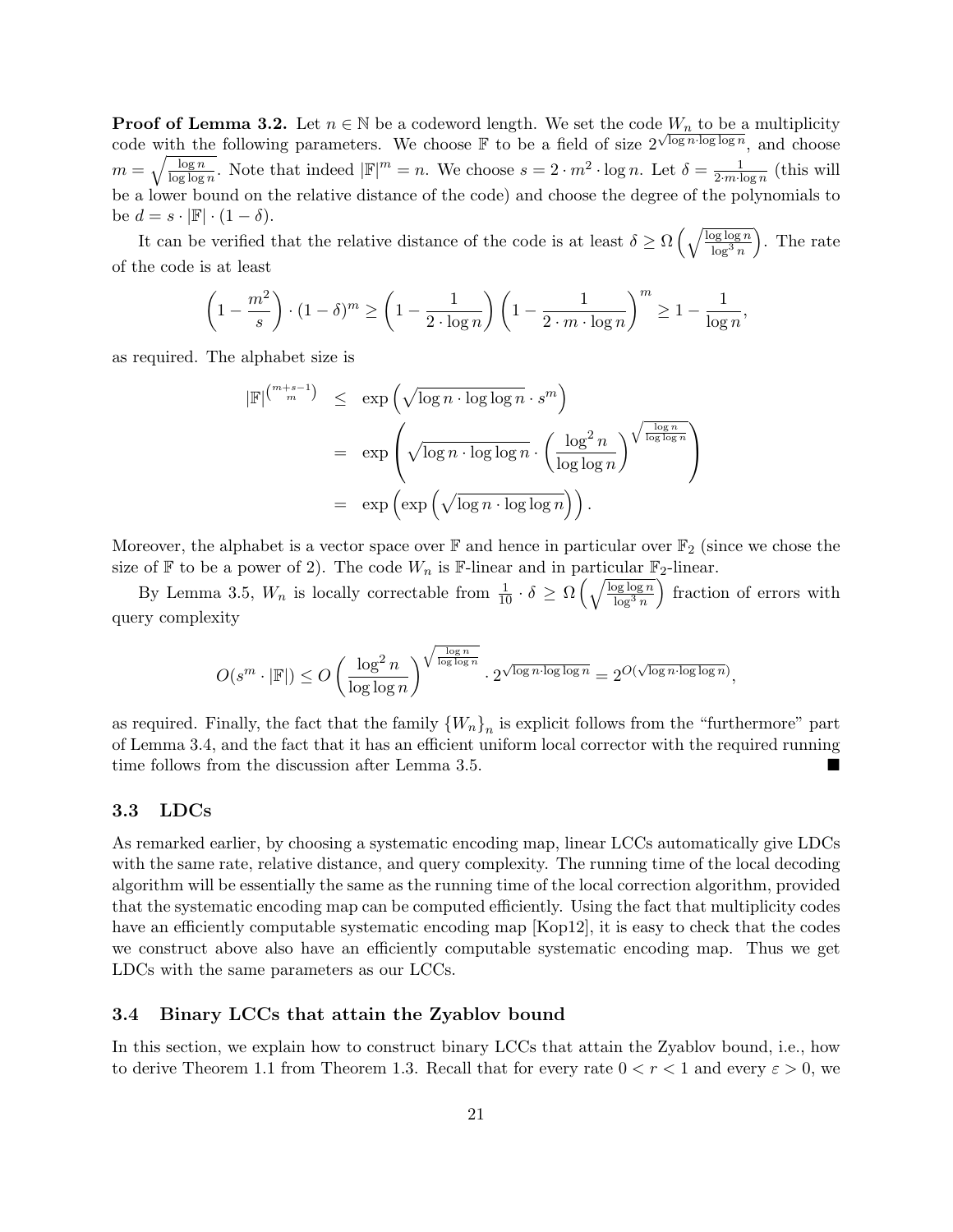**Proof of Lemma 3.2.** Let $n \in \mathbb{N}$ be a codeword length. We set the code $W_n$ to be a multiplicity code with the following parameters. We choose $\mathbb{F}$ to be a field of size $2^{\sqrt{\log n \cdot \log\log n}}$, and choose $m = \sqrt{\frac{\log n}{\log\log n}}$. Note that indeed $|\mathbb{F}|^m = n$. We choose $s = 2 \cdot m^2 \cdot \log n$. Let $\delta = \frac{1}{2 \cdot m \cdot \log n}$ (this will be a lower bound on the relative distance of the code) and choose the degree of the polynomials to be $d = s \cdot |\mathbb{F}| \cdot (1 - \delta)$.

It can be verified that the relative distance of the code is at least $\delta \geq \Omega\left(\sqrt{\frac{\log\log n}{\log^3 n}}\right)$. The rate of the code is at least

$$\left(1 - \frac{m^2}{s}\right) \cdot (1-\delta)^m \geq \left(1 - \frac{1}{2 \cdot \log n}\right)\left(1 - \frac{1}{2 \cdot m \cdot \log n}\right)^m \geq 1 - \frac{1}{\log n},$$

as required. The alphabet size is

$$\begin{aligned}
|\mathbb{F}|^{\binom{m+s-1}{m}} &\leq \exp\left(\sqrt{\log n \cdot \log\log n} \cdot s^m\right) \\
&= \exp\left(\sqrt{\log n \cdot \log\log n} \cdot \left(\frac{\log^2 n}{\log\log n}\right)^{\sqrt{\frac{\log n}{\log\log n}}}\right) \\
&= \exp\left(\exp\left(\sqrt{\log n \cdot \log\log n}\right)\right).
\end{aligned}$$

Moreover, the alphabet is a vector space over $\mathbb{F}$ and hence in particular over $\mathbb{F}_2$ (since we chose the size of $\mathbb{F}$ to be a power of 2). The code $W_n$ is $\mathbb{F}$-linear and in particular $\mathbb{F}_2$-linear.

By Lemma 3.5, $W_n$ is locally correctable from $\frac{1}{10} \cdot \delta \geq \Omega\left(\sqrt{\frac{\log\log n}{\log^3 n}}\right)$ fraction of errors with query complexity

$$O(s^m \cdot |\mathbb{F}|) \leq O\left(\frac{\log^2 n}{\log\log n}\right)^{\sqrt{\frac{\log n}{\log\log n}}} \cdot 2^{\sqrt{\log n \cdot \log\log n}} = 2^{O(\sqrt{\log n \cdot \log\log n})},$$

as required. Finally, the fact that the family $\{W_n\}_n$ is explicit follows from the "furthermore" part of Lemma 3.4, and the fact that it has an efficient uniform local corrector with the required running time follows from the discussion after Lemma 3.5. ■

### 3.3 LDCs

As remarked earlier, by choosing a systematic encoding map, linear LCCs automatically give LDCs with the same rate, relative distance, and query complexity. The running time of the local decoding algorithm will be essentially the same as the running time of the local correction algorithm, provided that the systematic encoding map can be computed efficiently. Using the fact that multiplicity codes have an efficiently computable systematic encoding map [Kop12], it is easy to check that the codes we construct above also have an efficiently computable systematic encoding map. Thus we get LDCs with the same parameters as our LCCs.

### 3.4 Binary LCCs that attain the Zyablov bound

In this section, we explain how to construct binary LCCs that attain the Zyablov bound, i.e., how to derive Theorem 1.1 from Theorem 1.3. Recall that for every rate $0 < r < 1$ and every $\varepsilon > 0$, we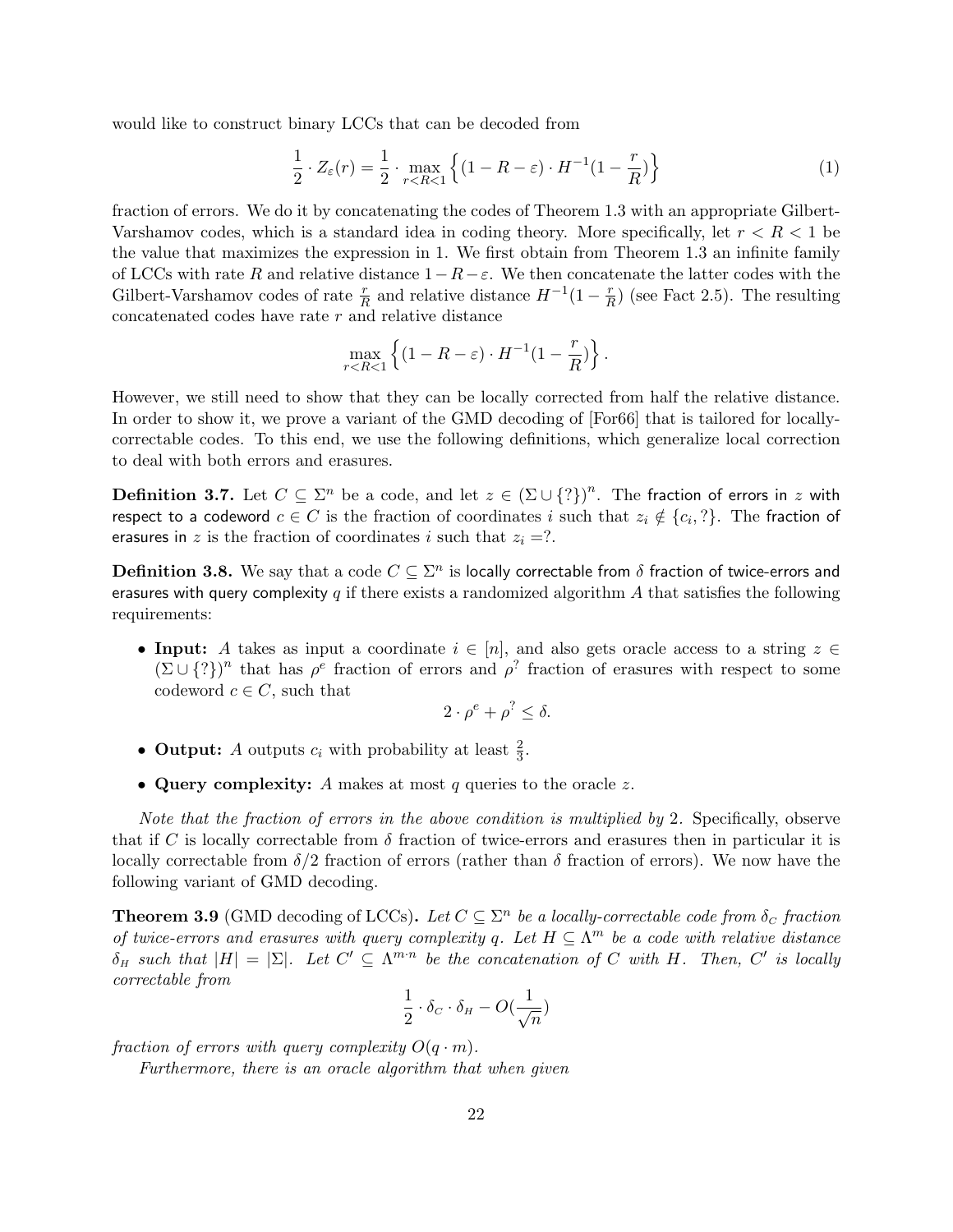would like to construct binary LCCs that can be decoded from

$$\frac{1}{2} \cdot Z_{\varepsilon}(r) = \frac{1}{2} \cdot \max_{r<R<1} \left\{ (1 - R - \varepsilon) \cdot H^{-1}(1 - \frac{r}{R}) \right\} \tag{1}$$

fraction of errors. We do it by concatenating the codes of Theorem 1.3 with an appropriate Gilbert-Varshamov codes, which is a standard idea in coding theory. More specifically, let $r < R < 1$ be the value that maximizes the expression in 1. We first obtain from Theorem 1.3 an infinite family of LCCs with rate $R$ and relative distance $1 - R - \varepsilon$. We then concatenate the latter codes with the Gilbert-Varshamov codes of rate $\frac{r}{R}$ and relative distance $H^{-1}(1 - \frac{r}{R})$ (see Fact 2.5). The resulting concatenated codes have rate $r$ and relative distance

$$\max_{r<R<1} \left\{ (1 - R - \varepsilon) \cdot H^{-1}(1 - \frac{r}{R}) \right\}.$$

However, we still need to show that they can be locally corrected from half the relative distance. In order to show it, we prove a variant of the GMD decoding of [For66] that is tailored for locally-correctable codes. To this end, we use the following definitions, which generalize local correction to deal with both errors and erasures.

**Definition 3.7.** Let $C \subseteq \Sigma^n$ be a code, and let $z \in (\Sigma \cup \{?\})^n$. The fraction of errors in $z$ with respect to a codeword $c \in C$ is the fraction of coordinates $i$ such that $z_i \notin \{c_i, ?\}$. The fraction of erasures in $z$ is the fraction of coordinates $i$ such that $z_i = ?$.

**Definition 3.8.** We say that a code $C \subseteq \Sigma^n$ is locally correctable from $\delta$ fraction of twice-errors and erasures with query complexity $q$ if there exists a randomized algorithm $A$ that satisfies the following requirements:

- **Input:** $A$ takes as input a coordinate $i \in [n]$, and also gets oracle access to a string $z \in (\Sigma \cup \{?\})^n$ that has $\rho^e$ fraction of errors and $\rho^?$ fraction of erasures with respect to some codeword $c \in C$, such that
$$2 \cdot \rho^e + \rho^? \leq \delta.$$
- **Output:** $A$ outputs $c_i$ with probability at least $\frac{2}{3}$.
- **Query complexity:** $A$ makes at most $q$ queries to the oracle $z$.

*Note that the fraction of errors in the above condition is multiplied by* 2. Specifically, observe that if $C$ is locally correctable from $\delta$ fraction of twice-errors and erasures then in particular it is locally correctable from $\delta/2$ fraction of errors (rather than $\delta$ fraction of errors). We now have the following variant of GMD decoding.

**Theorem 3.9** (GMD decoding of LCCs)**.** *Let $C \subseteq \Sigma^n$ be a locally-correctable code from $\delta_C$ fraction of twice-errors and erasures with query complexity $q$. Let $H \subseteq \Lambda^m$ be a code with relative distance $\delta_H$ such that $|H| = |\Sigma|$. Let $C' \subseteq \Lambda^{m \cdot n}$ be the concatenation of $C$ with $H$. Then, $C'$ is locally correctable from*

$$\frac{1}{2} \cdot \delta_C \cdot \delta_H - O(\frac{1}{\sqrt{n}})$$

*fraction of errors with query complexity $O(q \cdot m)$.*

*Furthermore, there is an oracle algorithm that when given*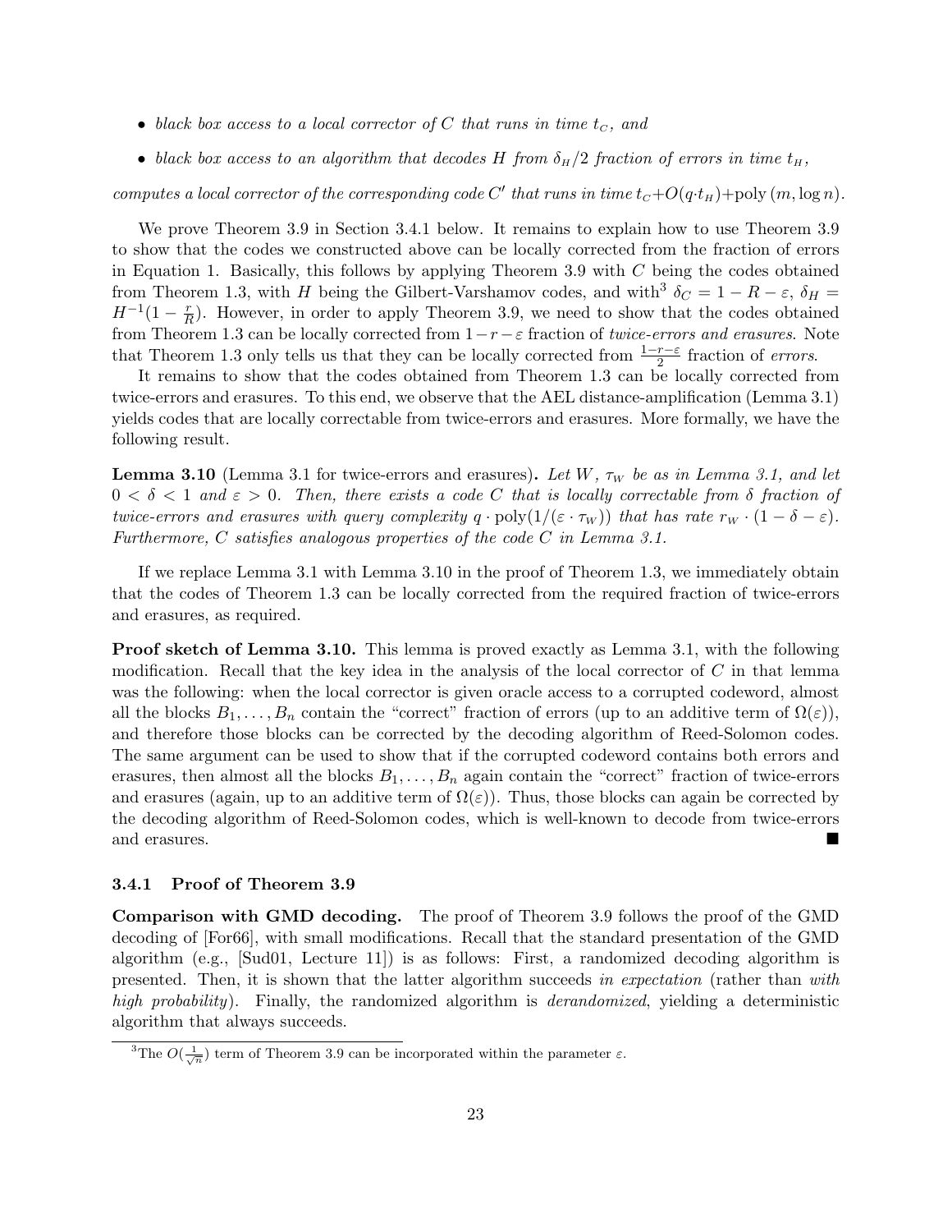- *black box access to a local corrector of $C$ that runs in time $t_C$, and*
- *black box access to an algorithm that decodes $H$ from $\delta_H/2$ fraction of errors in time $t_H$,*

*computes a local corrector of the corresponding code $C'$ that runs in time $t_C + O(q \cdot t_H) + \text{poly}(m, \log n)$.*

We prove Theorem 3.9 in Section 3.4.1 below. It remains to explain how to use Theorem 3.9 to show that the codes we constructed above can be locally corrected from the fraction of errors in Equation 1. Basically, this follows by applying Theorem 3.9 with $C$ being the codes obtained from Theorem 1.3, with $H$ being the Gilbert-Varshamov codes, and with[3] $\delta_C = 1 - R - \varepsilon$, $\delta_H = H^{-1}(1 - \frac{r}{R})$. However, in order to apply Theorem 3.9, we need to show that the codes obtained from Theorem 1.3 can be locally corrected from $1 - r - \varepsilon$ fraction of *twice-errors and erasures*. Note that Theorem 1.3 only tells us that they can be locally corrected from $\frac{1-r-\varepsilon}{2}$ fraction of *errors*.

It remains to show that the codes obtained from Theorem 1.3 can be locally corrected from twice-errors and erasures. To this end, we observe that the AEL distance-amplification (Lemma 3.1) yields codes that are locally correctable from twice-errors and erasures. More formally, we have the following result.

**Lemma 3.10** (Lemma 3.1 for twice-errors and erasures)**.** *Let $W$, $\tau_W$ be as in Lemma 3.1, and let $0 < \delta < 1$ and $\varepsilon > 0$. Then, there exists a code $C$ that is locally correctable from $\delta$ fraction of twice-errors and erasures with query complexity $q \cdot \text{poly}(1/(\varepsilon \cdot \tau_W))$ that has rate $r_W \cdot (1 - \delta - \varepsilon)$. Furthermore, $C$ satisfies analogous properties of the code $C$ in Lemma 3.1.*

If we replace Lemma 3.1 with Lemma 3.10 in the proof of Theorem 1.3, we immediately obtain that the codes of Theorem 1.3 can be locally corrected from the required fraction of twice-errors and erasures, as required.

**Proof sketch of Lemma 3.10.** This lemma is proved exactly as Lemma 3.1, with the following modification. Recall that the key idea in the analysis of the local corrector of $C$ in that lemma was the following: when the local corrector is given oracle access to a corrupted codeword, almost all the blocks $B_1, \ldots, B_n$ contain the "correct" fraction of errors (up to an additive term of $\Omega(\varepsilon)$), and therefore those blocks can be corrected by the decoding algorithm of Reed-Solomon codes. The same argument can be used to show that if the corrupted codeword contains both errors and erasures, then almost all the blocks $B_1, \ldots, B_n$ again contain the "correct" fraction of twice-errors and erasures (again, up to an additive term of $\Omega(\varepsilon)$). Thus, those blocks can again be corrected by the decoding algorithm of Reed-Solomon codes, which is well-known to decode from twice-errors and erasures. ∎

### 3.4.1 Proof of Theorem 3.9

**Comparison with GMD decoding.** The proof of Theorem 3.9 follows the proof of the GMD decoding of [For66], with small modifications. Recall that the standard presentation of the GMD algorithm (e.g., [Sud01, Lecture 11]) is as follows: First, a randomized decoding algorithm is presented. Then, it is shown that the latter algorithm succeeds *in expectation* (rather than *with high probability*). Finally, the randomized algorithm is *derandomized*, yielding a deterministic algorithm that always succeeds.

[3] The $O(\frac{1}{\sqrt{n}})$ term of Theorem 3.9 can be incorporated within the parameter $\varepsilon$.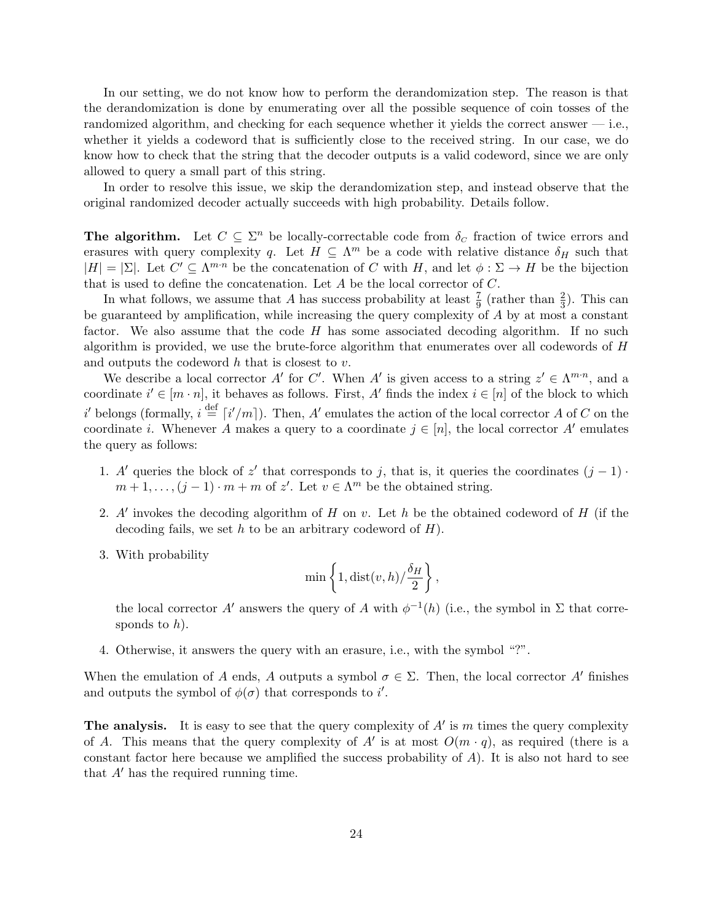In our setting, we do not know how to perform the derandomization step. The reason is that the derandomization is done by enumerating over all the possible sequence of coin tosses of the randomized algorithm, and checking for each sequence whether it yields the correct answer — i.e., whether it yields a codeword that is sufficiently close to the received string. In our case, we do know how to check that the string that the decoder outputs is a valid codeword, since we are only allowed to query a small part of this string.

In order to resolve this issue, we skip the derandomization step, and instead observe that the original randomized decoder actually succeeds with high probability. Details follow.

**The algorithm.** Let $C \subseteq \Sigma^n$ be locally-correctable code from $\delta_C$ fraction of twice errors and erasures with query complexity $q$. Let $H \subseteq \Lambda^m$ be a code with relative distance $\delta_H$ such that $|H| = |\Sigma|$. Let $C' \subseteq \Lambda^{m \cdot n}$ be the concatenation of $C$ with $H$, and let $\phi : \Sigma \to H$ be the bijection that is used to define the concatenation. Let $A$ be the local corrector of $C$.

In what follows, we assume that $A$ has success probability at least $\frac{7}{9}$ (rather than $\frac{2}{3}$). This can be guaranteed by amplification, while increasing the query complexity of $A$ by at most a constant factor. We also assume that the code $H$ has some associated decoding algorithm. If no such algorithm is provided, we use the brute-force algorithm that enumerates over all codewords of $H$ and outputs the codeword $h$ that is closest to $v$.

We describe a local corrector $A'$ for $C'$. When $A'$ is given access to a string $z' \in \Lambda^{m \cdot n}$, and a coordinate $i' \in [m \cdot n]$, it behaves as follows. First, $A'$ finds the index $i \in [n]$ of the block to which $i'$ belongs (formally, $i \stackrel{\text{def}}{=} \lceil i'/m \rceil$). Then, $A'$ emulates the action of the local corrector $A$ of $C$ on the coordinate $i$. Whenever $A$ makes a query to a coordinate $j \in [n]$, the local corrector $A'$ emulates the query as follows:

1. $A'$ queries the block of $z'$ that corresponds to $j$, that is, it queries the coordinates $(j-1) \cdot m + 1, \ldots, (j-1) \cdot m + m$ of $z'$. Let $v \in \Lambda^m$ be the obtained string.
2. $A'$ invokes the decoding algorithm of $H$ on $v$. Let $h$ be the obtained codeword of $H$ (if the decoding fails, we set $h$ to be an arbitrary codeword of $H$).
3. With probability
$$\min\left\{1, \operatorname{dist}(v, h) / \frac{\delta_H}{2}\right\},$$
the local corrector $A'$ answers the query of $A$ with $\phi^{-1}(h)$ (i.e., the symbol in $\Sigma$ that corresponds to $h$).
4. Otherwise, it answers the query with an erasure, i.e., with the symbol "?".

When the emulation of $A$ ends, $A$ outputs a symbol $\sigma \in \Sigma$. Then, the local corrector $A'$ finishes and outputs the symbol of $\phi(\sigma)$ that corresponds to $i'$.

**The analysis.** It is easy to see that the query complexity of $A'$ is $m$ times the query complexity of $A$. This means that the query complexity of $A'$ is at most $O(m \cdot q)$, as required (there is a constant factor here because we amplified the success probability of $A$). It is also not hard to see that $A'$ has the required running time.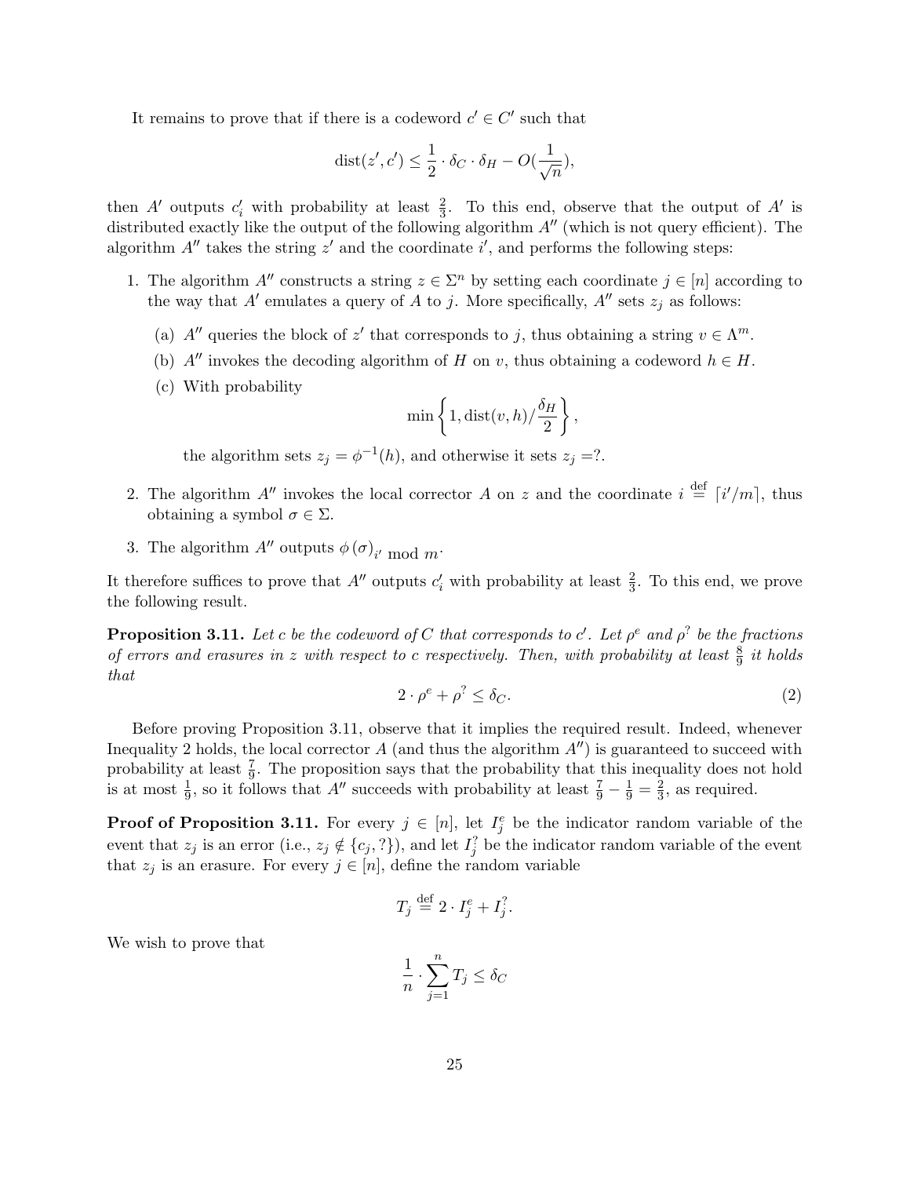It remains to prove that if there is a codeword $c' \in C'$ such that

$$\mathrm{dist}(z', c') \leq \frac{1}{2} \cdot \delta_C \cdot \delta_H - O(\frac{1}{\sqrt{n}}),$$

then $A'$ outputs $c'_i$ with probability at least $\frac{2}{3}$. To this end, observe that the output of $A'$ is distributed exactly like the output of the following algorithm $A''$ (which is not query efficient). The algorithm $A''$ takes the string $z'$ and the coordinate $i'$, and performs the following steps:

1. The algorithm $A''$ constructs a string $z \in \Sigma^n$ by setting each coordinate $j \in [n]$ according to the way that $A'$ emulates a query of $A$ to $j$. More specifically, $A''$ sets $z_j$ as follows:
   (a) $A''$ queries the block of $z'$ that corresponds to $j$, thus obtaining a string $v \in \Lambda^m$.
   (b) $A''$ invokes the decoding algorithm of $H$ on $v$, thus obtaining a codeword $h \in H$.
   (c) With probability
   $$\min\left\{1, \mathrm{dist}(v, h)/\frac{\delta_H}{2}\right\},$$
   the algorithm sets $z_j = \phi^{-1}(h)$, and otherwise it sets $z_j = ?$.
2. The algorithm $A''$ invokes the local corrector $A$ on $z$ and the coordinate $i \stackrel{\text{def}}{=} \lceil i'/m \rceil$, thus obtaining a symbol $\sigma \in \Sigma$.
3. The algorithm $A''$ outputs $\phi(\sigma)_{i' \bmod m}$.

It therefore suffices to prove that $A''$ outputs $c'_i$ with probability at least $\frac{2}{3}$. To this end, we prove the following result.

**Proposition 3.11.** *Let $c$ be the codeword of $C$ that corresponds to $c'$. Let $\rho^e$ and $\rho^?$ be the fractions of errors and erasures in $z$ with respect to $c$ respectively. Then, with probability at least $\frac{8}{9}$ it holds that*

$$2 \cdot \rho^e + \rho^? \leq \delta_C. \tag{2}$$

Before proving Proposition 3.11, observe that it implies the required result. Indeed, whenever Inequality 2 holds, the local corrector $A$ (and thus the algorithm $A''$) is guaranteed to succeed with probability at least $\frac{7}{9}$. The proposition says that the probability that this inequality does not hold is at most $\frac{1}{9}$, so it follows that $A''$ succeeds with probability at least $\frac{7}{9} - \frac{1}{9} = \frac{2}{3}$, as required.

**Proof of Proposition 3.11.** For every $j \in [n]$, let $I^e_j$ be the indicator random variable of the event that $z_j$ is an error (i.e., $z_j \notin \{c_j, ?\}$), and let $I^?_j$ be the indicator random variable of the event that $z_j$ is an erasure. For every $j \in [n]$, define the random variable

$$T_j \stackrel{\text{def}}{=} 2 \cdot I^e_j + I^?_j.$$

We wish to prove that

$$\frac{1}{n} \cdot \sum_{j=1}^{n} T_j \leq \delta_C$$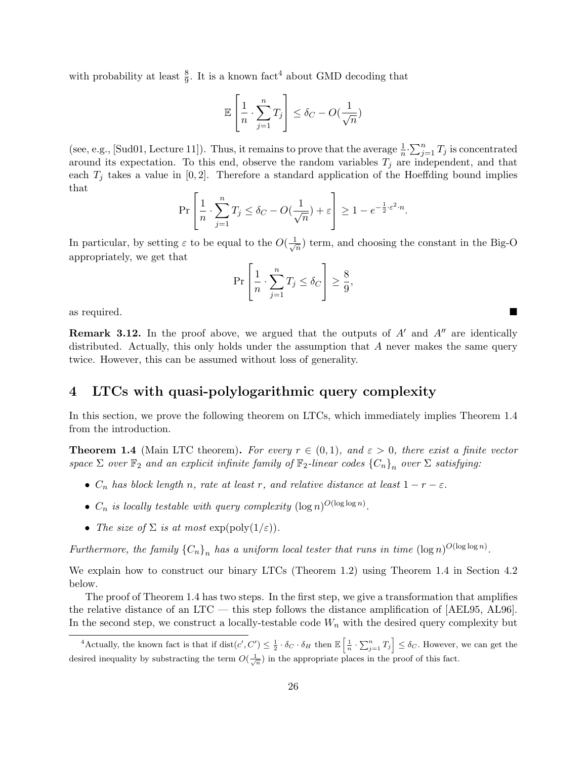with probability at least $\frac{8}{9}$. It is a known fact[4] about GMD decoding that

$$\mathbb{E}\left[\frac{1}{n}\cdot\sum_{j=1}^{n}T_j\right] \le \delta_C - O(\frac{1}{\sqrt{n}})$$

(see, e.g., [Sud01, Lecture 11]). Thus, it remains to prove that the average $\frac{1}{n}\cdot\sum_{j=1}^{n}T_j$ is concentrated around its expectation. To this end, observe the random variables $T_j$ are independent, and that each $T_j$ takes a value in $[0,2]$. Therefore a standard application of the Hoeffding bound implies that

$$\Pr\left[\frac{1}{n}\cdot\sum_{j=1}^{n}T_j \le \delta_C - O(\frac{1}{\sqrt{n}}) + \varepsilon\right] \ge 1 - e^{-\frac{1}{2}\cdot\varepsilon^2\cdot n}.$$

In particular, by setting $\varepsilon$ to be equal to the $O(\frac{1}{\sqrt{n}})$ term, and choosing the constant in the Big-O appropriately, we get that

$$\Pr\left[\frac{1}{n}\cdot\sum_{j=1}^{n}T_j \le \delta_C\right] \ge \frac{8}{9},$$

as required. ∎

**Remark 3.12.** In the proof above, we argued that the outputs of $A'$ and $A''$ are identically distributed. Actually, this only holds under the assumption that $A$ never makes the same query twice. However, this can be assumed without loss of generality.

## 4 LTCs with quasi-polylogarithmic query complexity

In this section, we prove the following theorem on LTCs, which immediately implies Theorem 1.4 from the introduction.

**Theorem 1.4** (Main LTC theorem)**.** *For every $r \in (0,1)$, and $\varepsilon > 0$, there exist a finite vector space $\Sigma$ over $\mathbb{F}_2$ and an explicit infinite family of $\mathbb{F}_2$-linear codes $\{C_n\}_n$ over $\Sigma$ satisfying:*

- *$C_n$ has block length $n$, rate at least $r$, and relative distance at least $1 - r - \varepsilon$.*
- *$C_n$ is locally testable with query complexity $(\log n)^{O(\log\log n)}$.*
- *The size of $\Sigma$ is at most $\exp(\text{poly}(1/\varepsilon))$.*

*Furthermore, the family $\{C_n\}_n$ has a uniform local tester that runs in time $(\log n)^{O(\log\log n)}$.*

We explain how to construct our binary LTCs (Theorem 1.2) using Theorem 1.4 in Section 4.2 below.

The proof of Theorem 1.4 has two steps. In the first step, we give a transformation that amplifies the relative distance of an LTC — this step follows the distance amplification of [AEL95, AL96]. In the second step, we construct a locally-testable code $W_n$ with the desired query complexity but

[4] Actually, the known fact is that if $\text{dist}(c', C') \le \frac{1}{2}\cdot\delta_C\cdot\delta_H$ then $\mathbb{E}\left[\frac{1}{n}\cdot\sum_{j=1}^{n}T_j\right] \le \delta_C$. However, we can get the desired inequality by substracting the term $O(\frac{1}{\sqrt{n}})$ in the appropriate places in the proof of this fact.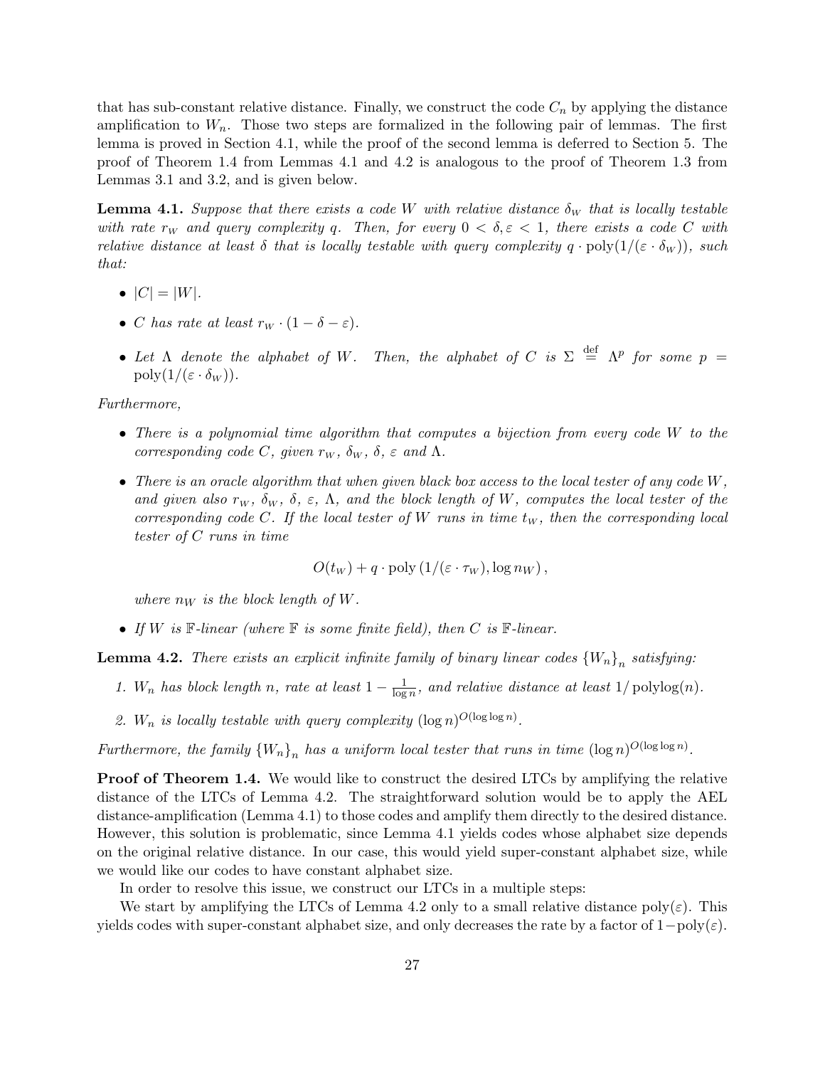that has sub-constant relative distance. Finally, we construct the code $C_n$ by applying the distance amplification to $W_n$. Those two steps are formalized in the following pair of lemmas. The first lemma is proved in Section 4.1, while the proof of the second lemma is deferred to Section 5. The proof of Theorem 1.4 from Lemmas 4.1 and 4.2 is analogous to the proof of Theorem 1.3 from Lemmas 3.1 and 3.2, and is given below.

**Lemma 4.1.** *Suppose that there exists a code $W$ with relative distance $\delta_W$ that is locally testable with rate $r_W$ and query complexity $q$. Then, for every $0 < \delta, \varepsilon < 1$, there exists a code $C$ with relative distance at least $\delta$ that is locally testable with query complexity $q \cdot \mathrm{poly}(1/(\varepsilon \cdot \delta_W))$, such that:*

- $|C| = |W|$.
- *$C$ has rate at least $r_W \cdot (1 - \delta - \varepsilon)$.*
- *Let $\Lambda$ denote the alphabet of $W$. Then, the alphabet of $C$ is $\Sigma \stackrel{\text{def}}{=} \Lambda^p$ for some $p = \mathrm{poly}(1/(\varepsilon \cdot \delta_W))$.*

*Furthermore,*

- *There is a polynomial time algorithm that computes a bijection from every code $W$ to the corresponding code $C$, given $r_W$, $\delta_W$, $\delta$, $\varepsilon$ and $\Lambda$.*
- *There is an oracle algorithm that when given black box access to the local tester of any code $W$, and given also $r_W$, $\delta_W$, $\delta$, $\varepsilon$, $\Lambda$, and the block length of $W$, computes the local tester of the corresponding code $C$. If the local tester of $W$ runs in time $t_W$, then the corresponding local tester of $C$ runs in time*

$$O(t_W) + q \cdot \mathrm{poly}\left(1/(\varepsilon \cdot \tau_W), \log n_W\right),$$

  *where $n_W$ is the block length of $W$.*

- *If $W$ is $\mathbb{F}$-linear (where $\mathbb{F}$ is some finite field), then $C$ is $\mathbb{F}$-linear.*

**Lemma 4.2.** *There exists an explicit infinite family of binary linear codes $\{W_n\}_n$ satisfying:*

1. *$W_n$ has block length $n$, rate at least $1 - \frac{1}{\log n}$, and relative distance at least $1/\mathrm{polylog}(n)$.*
2. *$W_n$ is locally testable with query complexity $(\log n)^{O(\log \log n)}$.*

*Furthermore, the family $\{W_n\}_n$ has a uniform local tester that runs in time $(\log n)^{O(\log \log n)}$.*

**Proof of Theorem 1.4.** We would like to construct the desired LTCs by amplifying the relative distance of the LTCs of Lemma 4.2. The straightforward solution would be to apply the AEL distance-amplification (Lemma 4.1) to those codes and amplify them directly to the desired distance. However, this solution is problematic, since Lemma 4.1 yields codes whose alphabet size depends on the original relative distance. In our case, this would yield super-constant alphabet size, while we would like our codes to have constant alphabet size.

In order to resolve this issue, we construct our LTCs in a multiple steps:

We start by amplifying the LTCs of Lemma 4.2 only to a small relative distance $\mathrm{poly}(\varepsilon)$. This yields codes with super-constant alphabet size, and only decreases the rate by a factor of $1-\mathrm{poly}(\varepsilon)$.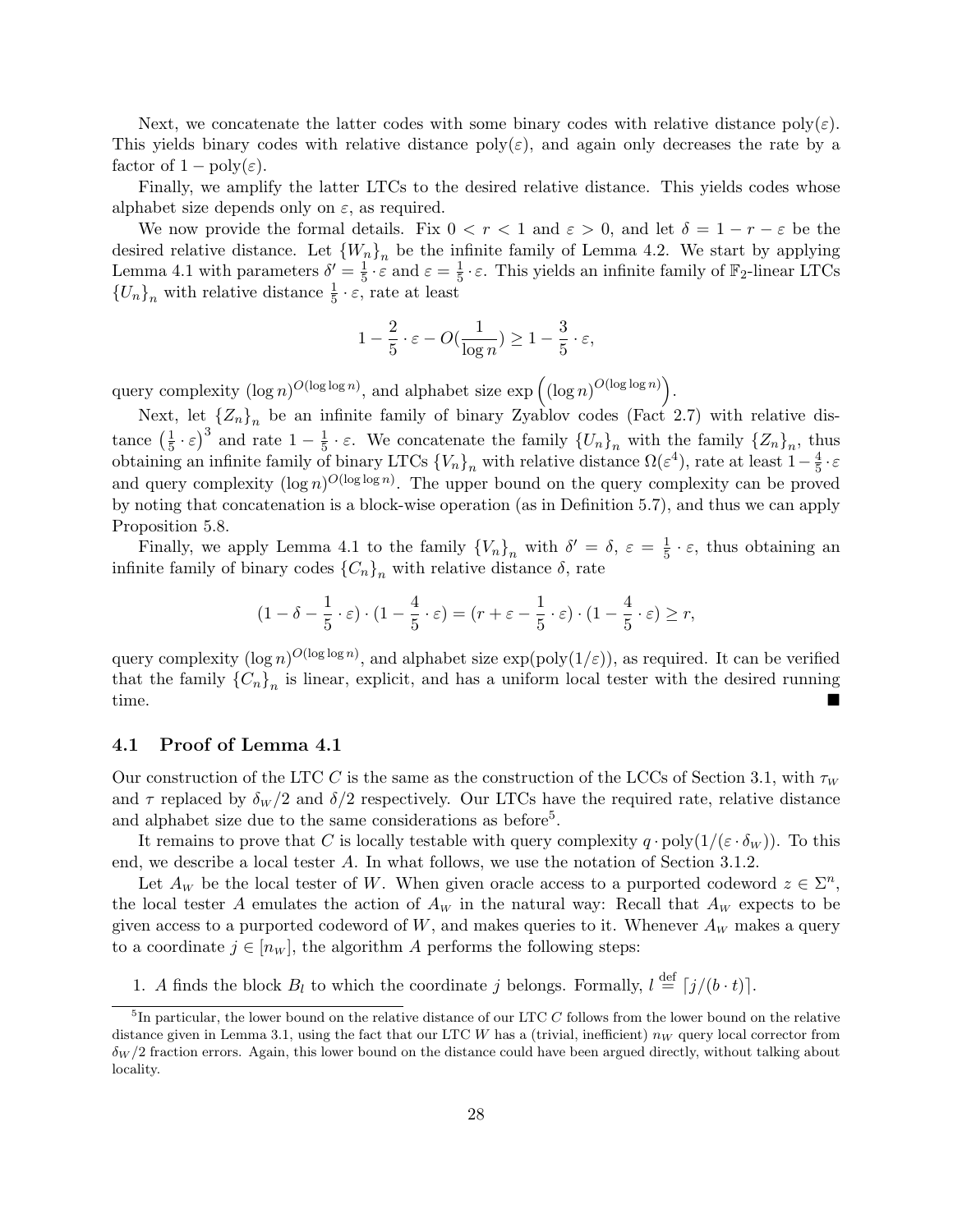Next, we concatenate the latter codes with some binary codes with relative distance $\text{poly}(\varepsilon)$. This yields binary codes with relative distance $\text{poly}(\varepsilon)$, and again only decreases the rate by a factor of $1 - \text{poly}(\varepsilon)$.

Finally, we amplify the latter LTCs to the desired relative distance. This yields codes whose alphabet size depends only on $\varepsilon$, as required.

We now provide the formal details. Fix $0 < r < 1$ and $\varepsilon > 0$, and let $\delta = 1 - r - \varepsilon$ be the desired relative distance. Let $\{W_n\}_n$ be the infinite family of Lemma 4.2. We start by applying Lemma 4.1 with parameters $\delta' = \frac{1}{5} \cdot \varepsilon$ and $\varepsilon = \frac{1}{5} \cdot \varepsilon$. This yields an infinite family of $\mathbb{F}_2$-linear LTCs $\{U_n\}_n$ with relative distance $\frac{1}{5} \cdot \varepsilon$, rate at least

$$1 - \frac{2}{5} \cdot \varepsilon - O(\frac{1}{\log n}) \geq 1 - \frac{3}{5} \cdot \varepsilon,$$

query complexity $(\log n)^{O(\log \log n)}$, and alphabet size $\exp\left((\log n)^{O(\log \log n)}\right)$.

Next, let $\{Z_n\}_n$ be an infinite family of binary Zyablov codes (Fact 2.7) with relative distance $\left(\frac{1}{5} \cdot \varepsilon\right)^3$ and rate $1 - \frac{1}{5} \cdot \varepsilon$. We concatenate the family $\{U_n\}_n$ with the family $\{Z_n\}_n$, thus obtaining an infinite family of binary LTCs $\{V_n\}_n$ with relative distance $\Omega(\varepsilon^4)$, rate at least $1 - \frac{4}{5} \cdot \varepsilon$ and query complexity $(\log n)^{O(\log \log n)}$. The upper bound on the query complexity can be proved by noting that concatenation is a block-wise operation (as in Definition 5.7), and thus we can apply Proposition 5.8.

Finally, we apply Lemma 4.1 to the family $\{V_n\}_n$ with $\delta' = \delta$, $\varepsilon = \frac{1}{5} \cdot \varepsilon$, thus obtaining an infinite family of binary codes $\{C_n\}_n$ with relative distance $\delta$, rate

$$(1 - \delta - \frac{1}{5} \cdot \varepsilon) \cdot (1 - \frac{4}{5} \cdot \varepsilon) = (r + \varepsilon - \frac{1}{5} \cdot \varepsilon) \cdot (1 - \frac{4}{5} \cdot \varepsilon) \geq r,$$

query complexity $(\log n)^{O(\log \log n)}$, and alphabet size $\exp(\text{poly}(1/\varepsilon))$, as required. It can be verified that the family $\{C_n\}_n$ is linear, explicit, and has a uniform local tester with the desired running time. ■

## 4.1 Proof of Lemma 4.1

Our construction of the LTC $C$ is the same as the construction of the LCCs of Section 3.1, with $\tau_W$ and $\tau$ replaced by $\delta_W/2$ and $\delta/2$ respectively. Our LTCs have the required rate, relative distance and alphabet size due to the same considerations as before[5].

It remains to prove that $C$ is locally testable with query complexity $q \cdot \text{poly}(1/(\varepsilon \cdot \delta_W))$. To this end, we describe a local tester $A$. In what follows, we use the notation of Section 3.1.2.

Let $A_W$ be the local tester of $W$. When given oracle access to a purported codeword $z \in \Sigma^n$, the local tester $A$ emulates the action of $A_W$ in the natural way: Recall that $A_W$ expects to be given access to a purported codeword of $W$, and makes queries to it. Whenever $A_W$ makes a query to a coordinate $j \in [n_W]$, the algorithm $A$ performs the following steps:

1. $A$ finds the block $B_l$ to which the coordinate $j$ belongs. Formally, $l \stackrel{\text{def}}{=} \lceil j/(b \cdot t) \rceil$.

[5] In particular, the lower bound on the relative distance of our LTC $C$ follows from the lower bound on the relative distance given in Lemma 3.1, using the fact that our LTC $W$ has a (trivial, inefficient) $n_W$ query local corrector from $\delta_W/2$ fraction errors. Again, this lower bound on the distance could have been argued directly, without talking about locality.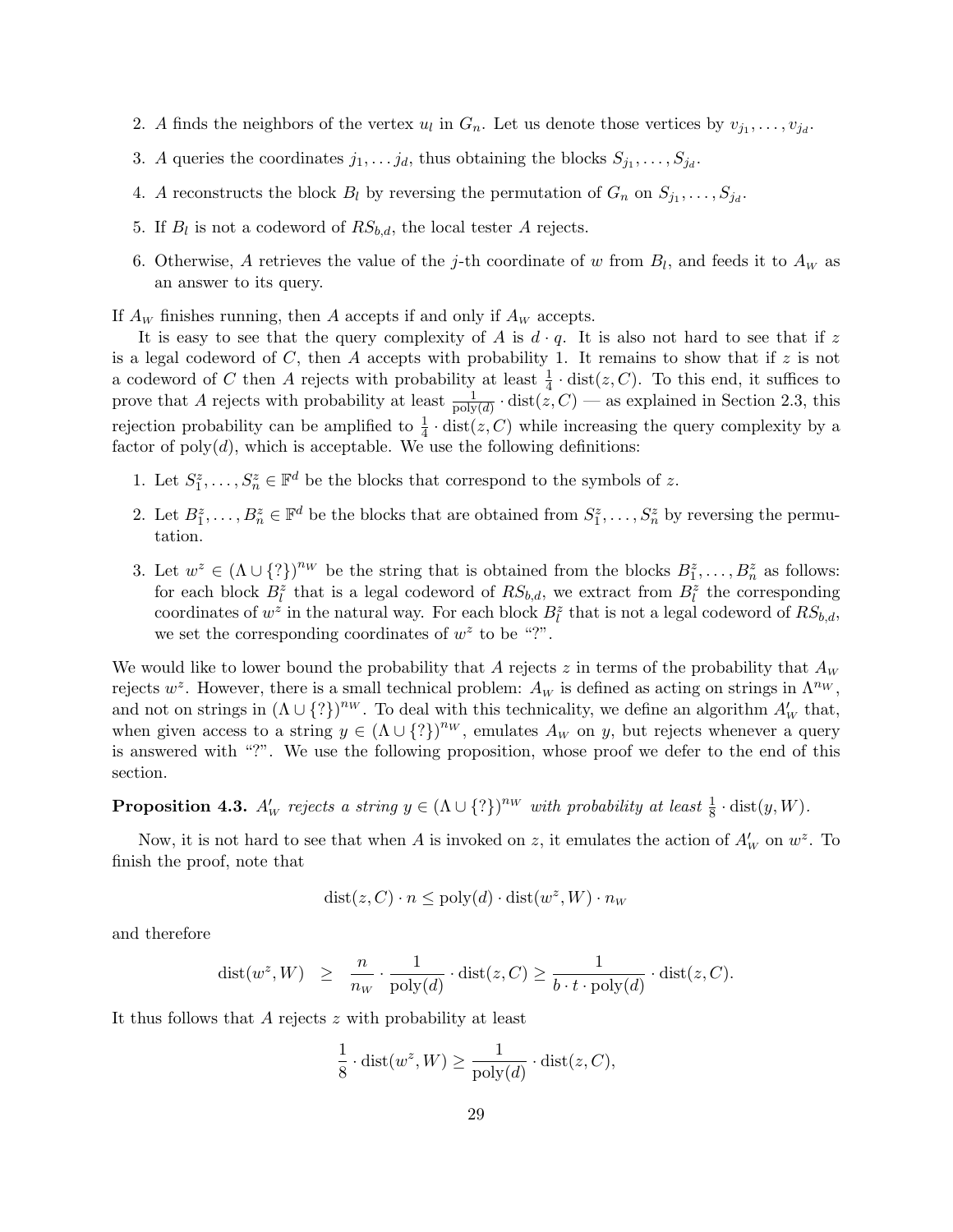2. $A$ finds the neighbors of the vertex $u_l$ in $G_n$. Let us denote those vertices by $v_{j_1}, \ldots, v_{j_d}$.
3. $A$ queries the coordinates $j_1, \ldots j_d$, thus obtaining the blocks $S_{j_1}, \ldots, S_{j_d}$.
4. $A$ reconstructs the block $B_l$ by reversing the permutation of $G_n$ on $S_{j_1}, \ldots, S_{j_d}$.
5. If $B_l$ is not a codeword of $RS_{b,d}$, the local tester $A$ rejects.
6. Otherwise, $A$ retrieves the value of the $j$-th coordinate of $w$ from $B_l$, and feeds it to $A_W$ as an answer to its query.

If $A_W$ finishes running, then $A$ accepts if and only if $A_W$ accepts.

It is easy to see that the query complexity of $A$ is $d \cdot q$. It is also not hard to see that if $z$ is a legal codeword of $C$, then $A$ accepts with probability 1. It remains to show that if $z$ is not a codeword of $C$ then $A$ rejects with probability at least $\frac{1}{4} \cdot \mathrm{dist}(z, C)$. To this end, it suffices to prove that $A$ rejects with probability at least $\frac{1}{\mathrm{poly}(d)} \cdot \mathrm{dist}(z, C)$ — as explained in Section 2.3, this rejection probability can be amplified to $\frac{1}{4} \cdot \mathrm{dist}(z, C)$ while increasing the query complexity by a factor of $\mathrm{poly}(d)$, which is acceptable. We use the following definitions:

1. Let $S_1^z, \ldots, S_n^z \in \mathbb{F}^d$ be the blocks that correspond to the symbols of $z$.
2. Let $B_1^z, \ldots, B_n^z \in \mathbb{F}^d$ be the blocks that are obtained from $S_1^z, \ldots, S_n^z$ by reversing the permutation.
3. Let $w^z \in (\Lambda \cup \{?\})^{n_W}$ be the string that is obtained from the blocks $B_1^z, \ldots, B_n^z$ as follows: for each block $B_l^z$ that is a legal codeword of $RS_{b,d}$, we extract from $B_l^z$ the corresponding coordinates of $w^z$ in the natural way. For each block $B_l^z$ that is not a legal codeword of $RS_{b,d}$, we set the corresponding coordinates of $w^z$ to be "?".

We would like to lower bound the probability that $A$ rejects $z$ in terms of the probability that $A_W$ rejects $w^z$. However, there is a small technical problem: $A_W$ is defined as acting on strings in $\Lambda^{n_W}$, and not on strings in $(\Lambda \cup \{?\})^{n_W}$. To deal with this technicality, we define an algorithm $A'_W$ that, when given access to a string $y \in (\Lambda \cup \{?\})^{n_W}$, emulates $A_W$ on $y$, but rejects whenever a query is answered with "?". We use the following proposition, whose proof we defer to the end of this section.

**Proposition 4.3.** *$A'_W$ rejects a string $y \in (\Lambda \cup \{?\})^{n_W}$ with probability at least $\frac{1}{8} \cdot \mathrm{dist}(y, W)$.*

Now, it is not hard to see that when $A$ is invoked on $z$, it emulates the action of $A'_W$ on $w^z$. To finish the proof, note that

$$\mathrm{dist}(z, C) \cdot n \leq \mathrm{poly}(d) \cdot \mathrm{dist}(w^z, W) \cdot n_W$$

and therefore

$$\mathrm{dist}(w^z, W) \geq \frac{n}{n_W} \cdot \frac{1}{\mathrm{poly}(d)} \cdot \mathrm{dist}(z, C) \geq \frac{1}{b \cdot t \cdot \mathrm{poly}(d)} \cdot \mathrm{dist}(z, C).$$

It thus follows that $A$ rejects $z$ with probability at least

$$\frac{1}{8} \cdot \mathrm{dist}(w^z, W) \geq \frac{1}{\mathrm{poly}(d)} \cdot \mathrm{dist}(z, C),$$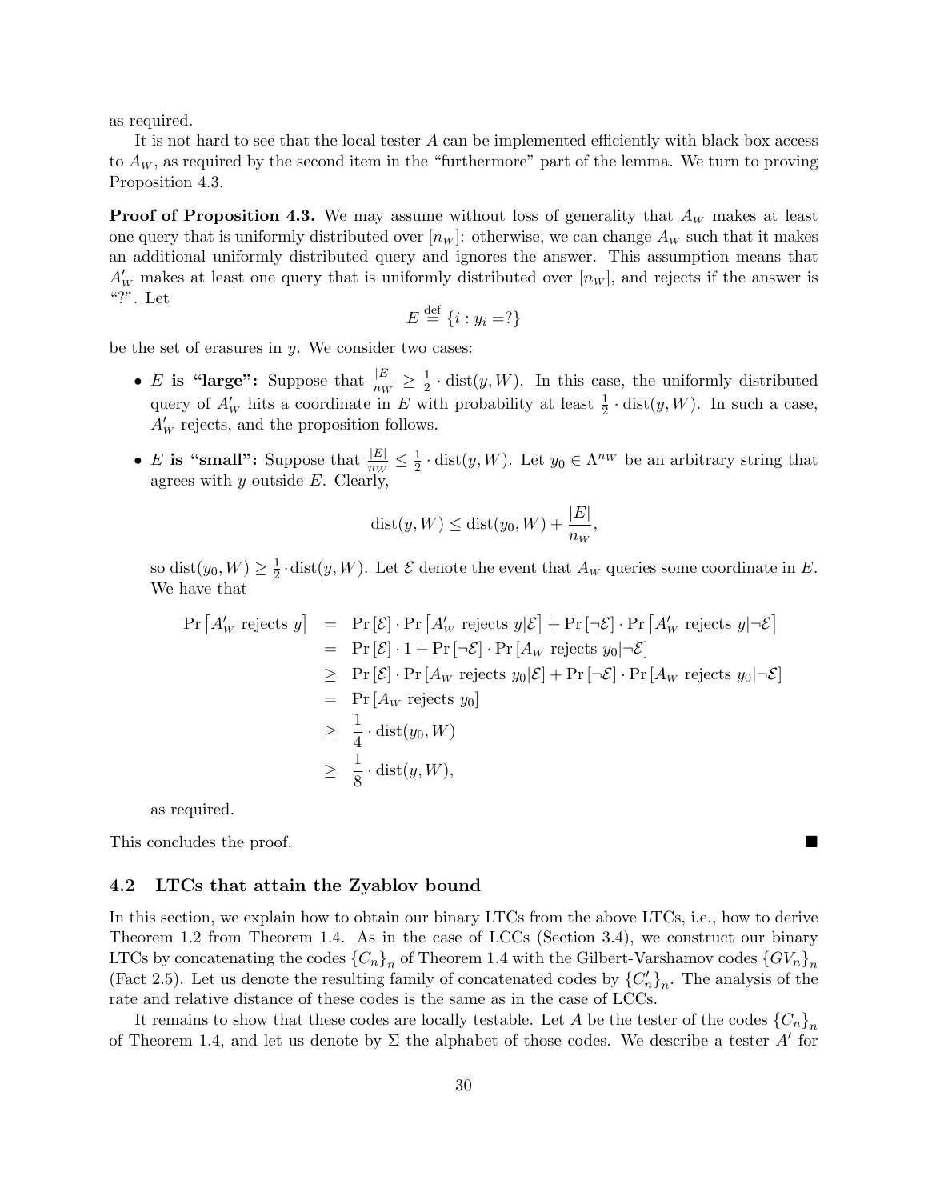as required.

It is not hard to see that the local tester $A$ can be implemented efficiently with black box access to $A_W$, as required by the second item in the "furthermore" part of the lemma. We turn to proving Proposition 4.3.

**Proof of Proposition 4.3.** We may assume without loss of generality that $A_W$ makes at least one query that is uniformly distributed over $[n_W]$: otherwise, we can change $A_W$ such that it makes an additional uniformly distributed query and ignores the answer. This assumption means that $A'_W$ makes at least one query that is uniformly distributed over $[n_W]$, and rejects if the answer is "?". Let

$$E \stackrel{\text{def}}{=} \{i : y_i = ?\}$$

be the set of erasures in $y$. We consider two cases:

- **$E$ is "large":** Suppose that $\frac{|E|}{n_W} \geq \frac{1}{2} \cdot \text{dist}(y, W)$. In this case, the uniformly distributed query of $A'_W$ hits a coordinate in $E$ with probability at least $\frac{1}{2} \cdot \text{dist}(y, W)$. In such a case, $A'_W$ rejects, and the proposition follows.

- **$E$ is "small":** Suppose that $\frac{|E|}{n_W} \leq \frac{1}{2} \cdot \text{dist}(y, W)$. Let $y_0 \in \Lambda^{n_W}$ be an arbitrary string that agrees with $y$ outside $E$. Clearly,

  $$\text{dist}(y, W) \leq \text{dist}(y_0, W) + \frac{|E|}{n_W},$$

  so $\text{dist}(y_0, W) \geq \frac{1}{2} \cdot \text{dist}(y, W)$. Let $\mathcal{E}$ denote the event that $A_W$ queries some coordinate in $E$. We have that

  $$\begin{aligned}
  \Pr\left[A'_W \text{ rejects } y\right] &= \Pr\left[\mathcal{E}\right] \cdot \Pr\left[A'_W \text{ rejects } y | \mathcal{E}\right] + \Pr\left[\neg\mathcal{E}\right] \cdot \Pr\left[A'_W \text{ rejects } y | \neg\mathcal{E}\right] \\
  &= \Pr\left[\mathcal{E}\right] \cdot 1 + \Pr\left[\neg\mathcal{E}\right] \cdot \Pr\left[A_W \text{ rejects } y_0 | \neg\mathcal{E}\right] \\
  &\geq \Pr\left[\mathcal{E}\right] \cdot \Pr\left[A_W \text{ rejects } y_0 | \mathcal{E}\right] + \Pr\left[\neg\mathcal{E}\right] \cdot \Pr\left[A_W \text{ rejects } y_0 | \neg\mathcal{E}\right] \\
  &= \Pr\left[A_W \text{ rejects } y_0\right] \\
  &\geq \frac{1}{4} \cdot \text{dist}(y_0, W) \\
  &\geq \frac{1}{8} \cdot \text{dist}(y, W),
  \end{aligned}$$

  as required.

This concludes the proof. ∎

## 4.2 LTCs that attain the Zyablov bound

In this section, we explain how to obtain our binary LTCs from the above LTCs, i.e., how to derive Theorem 1.2 from Theorem 1.4. As in the case of LCCs (Section 3.4), we construct our binary LTCs by concatenating the codes $\{C_n\}_n$ of Theorem 1.4 with the Gilbert-Varshamov codes $\{GV_n\}_n$ (Fact 2.5). Let us denote the resulting family of concatenated codes by $\{C'_n\}_n$. The analysis of the rate and relative distance of these codes is the same as in the case of LCCs.

It remains to show that these codes are locally testable. Let $A$ be the tester of the codes $\{C_n\}_n$ of Theorem 1.4, and let us denote by $\Sigma$ the alphabet of those codes. We describe a tester $A'$ for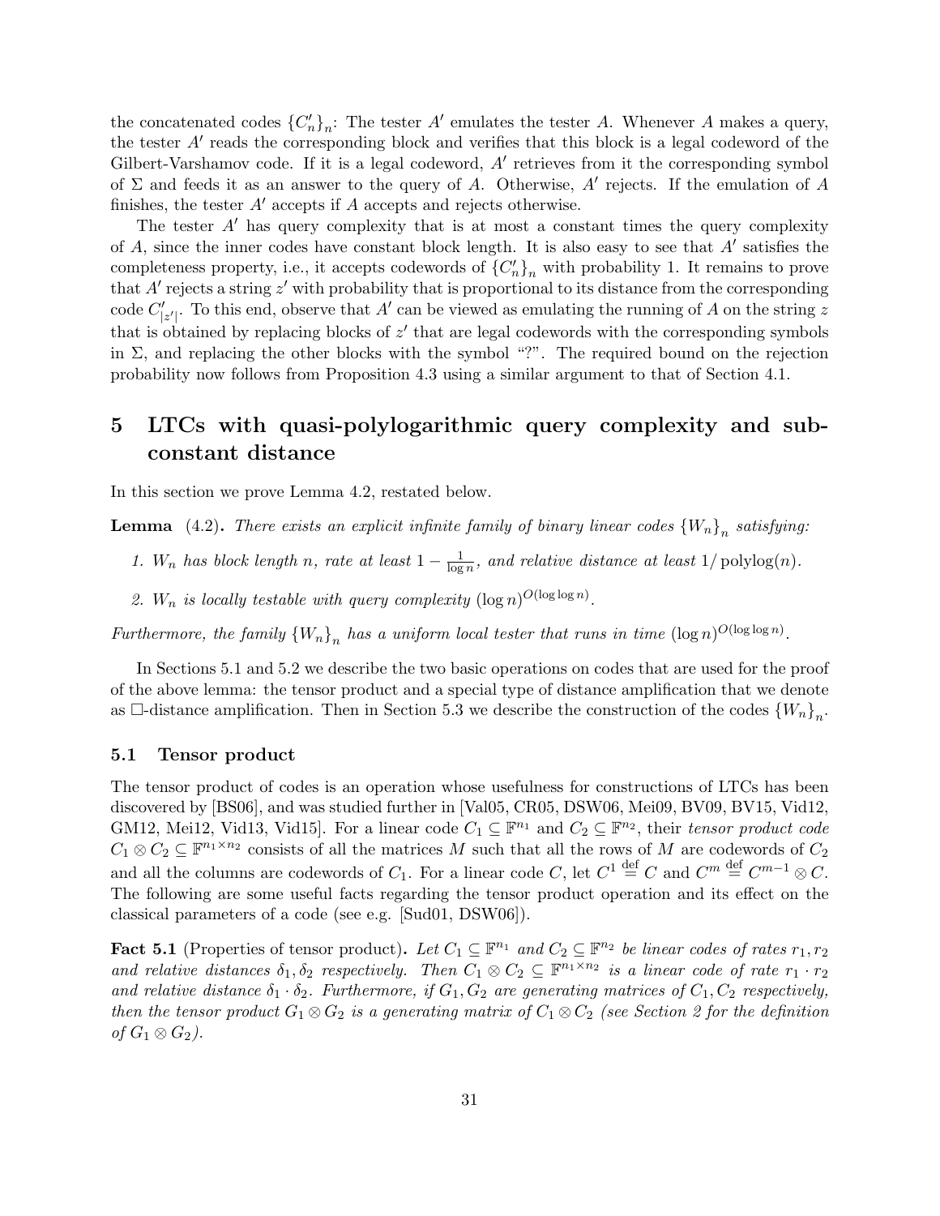the concatenated codes $\{C'_n\}_n$: The tester $A'$ emulates the tester $A$. Whenever $A$ makes a query, the tester $A'$ reads the corresponding block and verifies that this block is a legal codeword of the Gilbert-Varshamov code. If it is a legal codeword, $A'$ retrieves from it the corresponding symbol of $\Sigma$ and feeds it as an answer to the query of $A$. Otherwise, $A'$ rejects. If the emulation of $A$ finishes, the tester $A'$ accepts if $A$ accepts and rejects otherwise.

The tester $A'$ has query complexity that is at most a constant times the query complexity of $A$, since the inner codes have constant block length. It is also easy to see that $A'$ satisfies the completeness property, i.e., it accepts codewords of $\{C'_n\}_n$ with probability 1. It remains to prove that $A'$ rejects a string $z'$ with probability that is proportional to its distance from the corresponding code $C'_{|z'|}$. To this end, observe that $A'$ can be viewed as emulating the running of $A$ on the string $z$ that is obtained by replacing blocks of $z'$ that are legal codewords with the corresponding symbols in $\Sigma$, and replacing the other blocks with the symbol "?". The required bound on the rejection probability now follows from Proposition 4.3 using a similar argument to that of Section 4.1.

# 5 LTCs with quasi-polylogarithmic query complexity and subconstant distance

In this section we prove Lemma 4.2, restated below.

**Lemma** (4.2)**.** *There exists an explicit infinite family of binary linear codes $\{W_n\}_n$ satisfying:*

1. *$W_n$ has block length $n$, rate at least $1 - \frac{1}{\log n}$, and relative distance at least $1/\operatorname{polylog}(n)$.*
2. *$W_n$ is locally testable with query complexity $(\log n)^{O(\log \log n)}$.*

*Furthermore, the family $\{W_n\}_n$ has a uniform local tester that runs in time $(\log n)^{O(\log \log n)}$.*

In Sections 5.1 and 5.2 we describe the two basic operations on codes that are used for the proof of the above lemma: the tensor product and a special type of distance amplification that we denote as $\square$-distance amplification. Then in Section 5.3 we describe the construction of the codes $\{W_n\}_n$.

## 5.1 Tensor product

The tensor product of codes is an operation whose usefulness for constructions of LTCs has been discovered by [BS06], and was studied further in [Val05, CR05, DSW06, Mei09, BV09, BV15, Vid12, GM12, Mei12, Vid13, Vid15]. For a linear code $C_1 \subseteq \mathbb{F}^{n_1}$ and $C_2 \subseteq \mathbb{F}^{n_2}$, their *tensor product code* $C_1 \otimes C_2 \subseteq \mathbb{F}^{n_1 \times n_2}$ consists of all the matrices $M$ such that all the rows of $M$ are codewords of $C_2$ and all the columns are codewords of $C_1$. For a linear code $C$, let $C^1 \stackrel{\text{def}}{=} C$ and $C^m \stackrel{\text{def}}{=} C^{m-1} \otimes C$. The following are some useful facts regarding the tensor product operation and its effect on the classical parameters of a code (see e.g. [Sud01, DSW06]).

**Fact 5.1** (Properties of tensor product)**.** *Let $C_1 \subseteq \mathbb{F}^{n_1}$ and $C_2 \subseteq \mathbb{F}^{n_2}$ be linear codes of rates $r_1, r_2$ and relative distances $\delta_1, \delta_2$ respectively. Then $C_1 \otimes C_2 \subseteq \mathbb{F}^{n_1 \times n_2}$ is a linear code of rate $r_1 \cdot r_2$ and relative distance $\delta_1 \cdot \delta_2$. Furthermore, if $G_1, G_2$ are generating matrices of $C_1, C_2$ respectively, then the tensor product $G_1 \otimes G_2$ is a generating matrix of $C_1 \otimes C_2$ (see Section 2 for the definition of $G_1 \otimes G_2$).*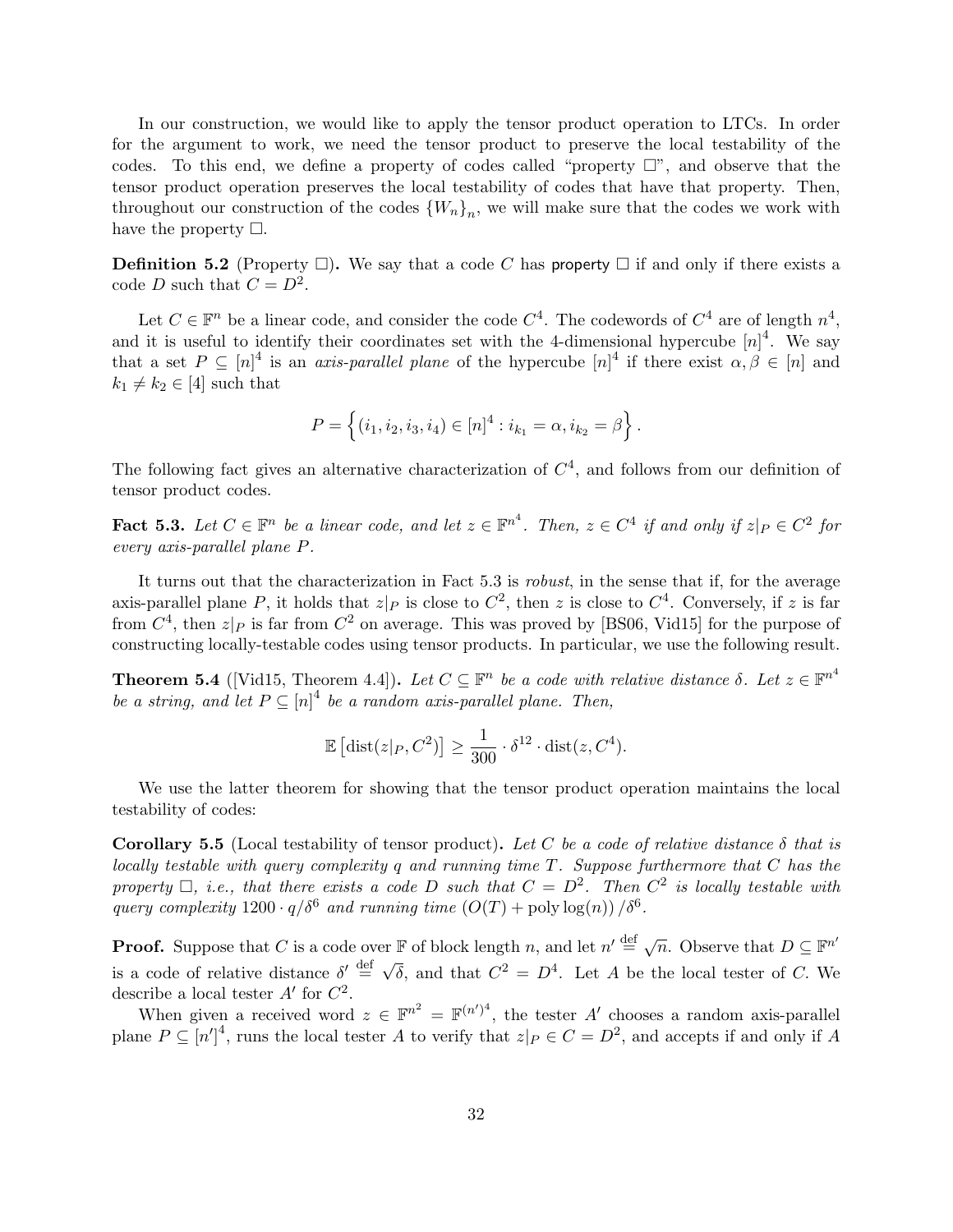In our construction, we would like to apply the tensor product operation to LTCs. In order for the argument to work, we need the tensor product to preserve the local testability of the codes. To this end, we define a property of codes called "property $\square$", and observe that the tensor product operation preserves the local testability of codes that have that property. Then, throughout our construction of the codes $\{W_n\}_n$, we will make sure that the codes we work with have the property $\square$.

**Definition 5.2** (Property $\square$)**.** We say that a code $C$ has property $\square$ if and only if there exists a code $D$ such that $C = D^2$.

Let $C \in \mathbb{F}^n$ be a linear code, and consider the code $C^4$. The codewords of $C^4$ are of length $n^4$, and it is useful to identify their coordinates set with the 4-dimensional hypercube $[n]^4$. We say that a set $P \subseteq [n]^4$ is an *axis-parallel plane* of the hypercube $[n]^4$ if there exist $\alpha, \beta \in [n]$ and $k_1 \neq k_2 \in [4]$ such that

$$P = \left\{ (i_1, i_2, i_3, i_4) \in [n]^4 : i_{k_1} = \alpha, i_{k_2} = \beta \right\}.$$

The following fact gives an alternative characterization of $C^4$, and follows from our definition of tensor product codes.

**Fact 5.3.** *Let $C \in \mathbb{F}^n$ be a linear code, and let $z \in \mathbb{F}^{n^4}$. Then, $z \in C^4$ if and only if $z|_P \in C^2$ for every axis-parallel plane $P$.*

It turns out that the characterization in Fact 5.3 is *robust*, in the sense that if, for the average axis-parallel plane $P$, it holds that $z|_P$ is close to $C^2$, then $z$ is close to $C^4$. Conversely, if $z$ is far from $C^4$, then $z|_P$ is far from $C^2$ on average. This was proved by [BS06, Vid15] for the purpose of constructing locally-testable codes using tensor products. In particular, we use the following result.

**Theorem 5.4** ([Vid15, Theorem 4.4])**.** *Let $C \subseteq \mathbb{F}^n$ be a code with relative distance $\delta$. Let $z \in \mathbb{F}^{n^4}$ be a string, and let $P \subseteq [n]^4$ be a random axis-parallel plane. Then,*

$$\mathbb{E}\left[\operatorname{dist}(z|_P, C^2)\right] \geq \frac{1}{300} \cdot \delta^{12} \cdot \operatorname{dist}(z, C^4).$$

We use the latter theorem for showing that the tensor product operation maintains the local testability of codes:

**Corollary 5.5** (Local testability of tensor product)**.** *Let $C$ be a code of relative distance $\delta$ that is locally testable with query complexity $q$ and running time $T$. Suppose furthermore that $C$ has the property $\square$, i.e., that there exists a code $D$ such that $C = D^2$. Then $C^2$ is locally testable with query complexity $1200 \cdot q/\delta^6$ and running time $(O(T) + \operatorname{poly}\log(n))/\delta^6$.*

**Proof.** Suppose that $C$ is a code over $\mathbb{F}$ of block length $n$, and let $n' \stackrel{\text{def}}{=} \sqrt{n}$. Observe that $D \subseteq \mathbb{F}^{n'}$ is a code of relative distance $\delta' \stackrel{\text{def}}{=} \sqrt{\delta}$, and that $C^2 = D^4$. Let $A$ be the local tester of $C$. We describe a local tester $A'$ for $C^2$.

When given a received word $z \in \mathbb{F}^{n^2} = \mathbb{F}^{(n')^4}$, the tester $A'$ chooses a random axis-parallel plane $P \subseteq [n']^4$, runs the local tester $A$ to verify that $z|_P \in C = D^2$, and accepts if and only if $A$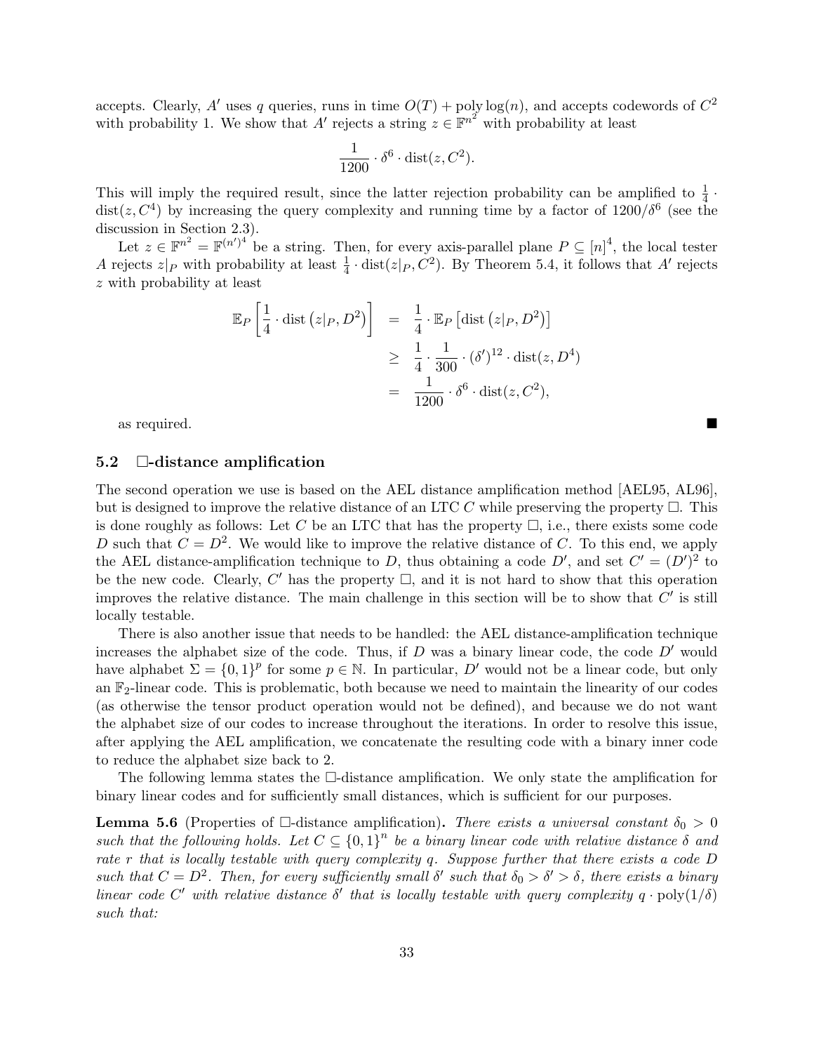accepts. Clearly, $A'$ uses $q$ queries, runs in time $O(T) + \text{poly}\log(n)$, and accepts codewords of $C^2$ with probability 1. We show that $A'$ rejects a string $z \in \mathbb{F}^{n^2}$ with probability at least

$$\frac{1}{1200} \cdot \delta^6 \cdot \text{dist}(z, C^2).$$

This will imply the required result, since the latter rejection probability can be amplified to $\frac{1}{4} \cdot \text{dist}(z, C^4)$ by increasing the query complexity and running time by a factor of $1200/\delta^6$ (see the discussion in Section 2.3).

Let $z \in \mathbb{F}^{n^2} = \mathbb{F}^{(n')^4}$ be a string. Then, for every axis-parallel plane $P \subseteq [n]^4$, the local tester $A$ rejects $z|_P$ with probability at least $\frac{1}{4} \cdot \text{dist}(z|_P, C^2)$. By Theorem 5.4, it follows that $A'$ rejects $z$ with probability at least

$$\begin{aligned}
\mathbb{E}_P \left[ \frac{1}{4} \cdot \text{dist}\left(z|_P, D^2\right) \right] &= \frac{1}{4} \cdot \mathbb{E}_P \left[ \text{dist}\left(z|_P, D^2\right) \right] \\
&\geq \frac{1}{4} \cdot \frac{1}{300} \cdot (\delta')^{12} \cdot \text{dist}(z, D^4) \\
&= \frac{1}{1200} \cdot \delta^6 \cdot \text{dist}(z, C^2),
\end{aligned}$$

as required. ■

## 5.2 □-distance amplification

The second operation we use is based on the AEL distance amplification method [AEL95, AL96], but is designed to improve the relative distance of an LTC $C$ while preserving the property □. This is done roughly as follows: Let $C$ be an LTC that has the property □, i.e., there exists some code $D$ such that $C = D^2$. We would like to improve the relative distance of $C$. To this end, we apply the AEL distance-amplification technique to $D$, thus obtaining a code $D'$, and set $C' = (D')^2$ to be the new code. Clearly, $C'$ has the property □, and it is not hard to show that this operation improves the relative distance. The main challenge in this section will be to show that $C'$ is still locally testable.

There is also another issue that needs to be handled: the AEL distance-amplification technique increases the alphabet size of the code. Thus, if $D$ was a binary linear code, the code $D'$ would have alphabet $\Sigma = \{0,1\}^p$ for some $p \in \mathbb{N}$. In particular, $D'$ would not be a linear code, but only an $\mathbb{F}_2$-linear code. This is problematic, both because we need to maintain the linearity of our codes (as otherwise the tensor product operation would not be defined), and because we do not want the alphabet size of our codes to increase throughout the iterations. In order to resolve this issue, after applying the AEL amplification, we concatenate the resulting code with a binary inner code to reduce the alphabet size back to 2.

The following lemma states the □-distance amplification. We only state the amplification for binary linear codes and for sufficiently small distances, which is sufficient for our purposes.

**Lemma 5.6** (Properties of □-distance amplification)**.** *There exists a universal constant $\delta_0 > 0$ such that the following holds. Let $C \subseteq \{0,1\}^n$ be a binary linear code with relative distance $\delta$ and rate $r$ that is locally testable with query complexity $q$. Suppose further that there exists a code $D$ such that $C = D^2$. Then, for every sufficiently small $\delta'$ such that $\delta_0 > \delta' > \delta$, there exists a binary linear code $C'$ with relative distance $\delta'$ that is locally testable with query complexity $q \cdot \text{poly}(1/\delta)$ such that:*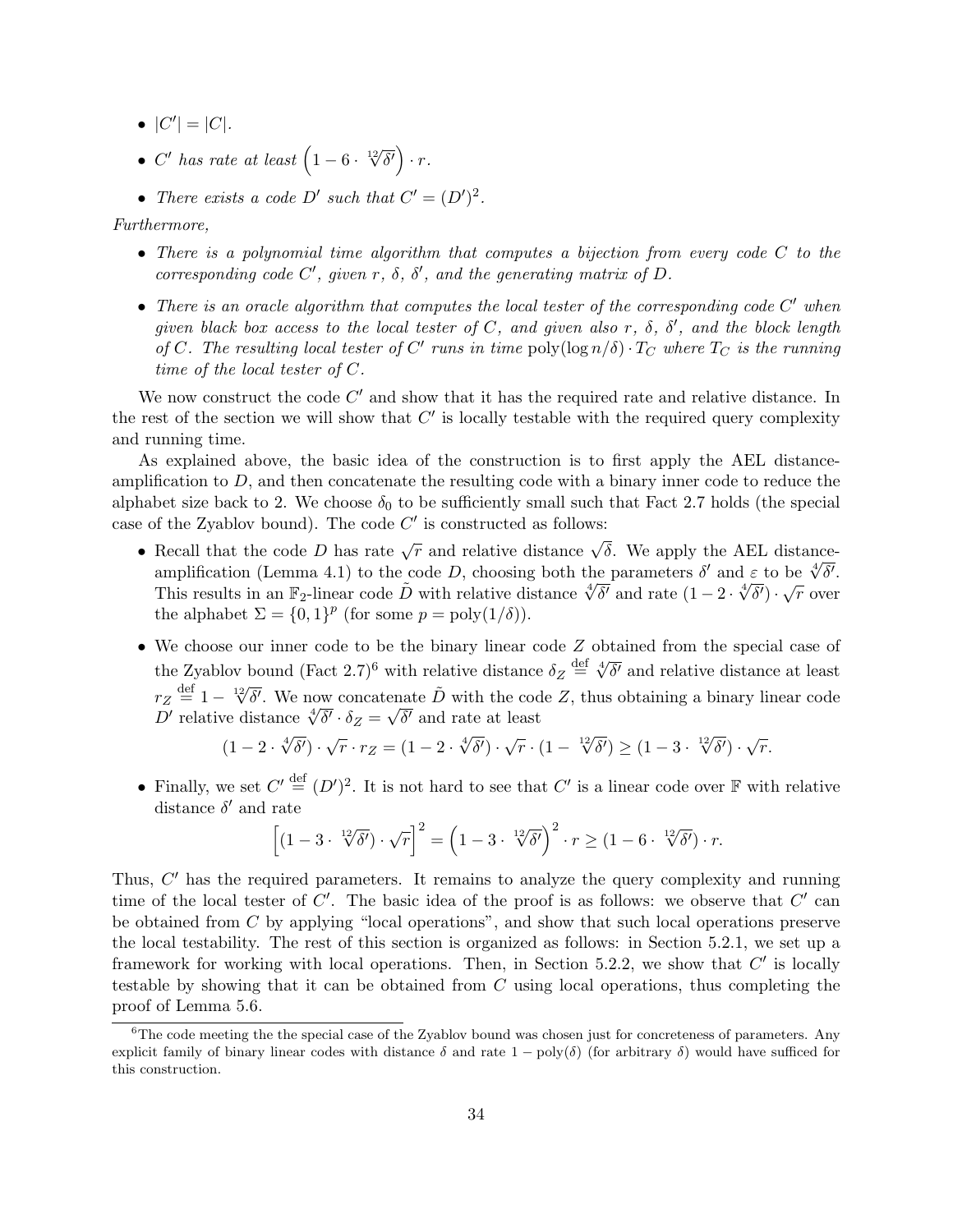- $|C'| = |C|$.
- *$C'$ has rate at least* $\left(1 - 6 \cdot \sqrt[12]{\delta'}\right) \cdot r$.
- *There exists a code $D'$ such that $C' = (D')^2$.*

*Furthermore,*

- *There is a polynomial time algorithm that computes a bijection from every code $C$ to the corresponding code $C'$, given $r$, $\delta$, $\delta'$, and the generating matrix of $D$.*
- *There is an oracle algorithm that computes the local tester of the corresponding code $C'$ when given black box access to the local tester of $C$, and given also $r$, $\delta$, $\delta'$, and the block length of $C$. The resulting local tester of $C'$ runs in time $\text{poly}(\log n/\delta) \cdot T_C$ where $T_C$ is the running time of the local tester of $C$.*

We now construct the code $C'$ and show that it has the required rate and relative distance. In the rest of the section we will show that $C'$ is locally testable with the required query complexity and running time.

As explained above, the basic idea of the construction is to first apply the AEL distance-amplification to $D$, and then concatenate the resulting code with a binary inner code to reduce the alphabet size back to 2. We choose $\delta_0$ to be sufficiently small such that Fact 2.7 holds (the special case of the Zyablov bound). The code $C'$ is constructed as follows:

- Recall that the code $D$ has rate $\sqrt{r}$ and relative distance $\sqrt{\delta}$. We apply the AEL distance-amplification (Lemma 4.1) to the code $D$, choosing both the parameters $\delta'$ and $\varepsilon$ to be $\sqrt[4]{\delta'}$. This results in an $\mathbb{F}_2$-linear code $\tilde{D}$ with relative distance $\sqrt[4]{\delta'}$ and rate $(1 - 2 \cdot \sqrt[4]{\delta'}) \cdot \sqrt{r}$ over the alphabet $\Sigma = \{0, 1\}^p$ (for some $p = \text{poly}(1/\delta)$).
- We choose our inner code to be the binary linear code $Z$ obtained from the special case of the Zyablov bound (Fact 2.7)[6] with relative distance $\delta_Z \stackrel{\text{def}}{=} \sqrt[4]{\delta'}$ and relative distance at least $r_Z \stackrel{\text{def}}{=} 1 - \sqrt[12]{\delta'}$. We now concatenate $\tilde{D}$ with the code $Z$, thus obtaining a binary linear code $D'$ relative distance $\sqrt[4]{\delta'} \cdot \delta_Z = \sqrt{\delta'}$ and rate at least
$$(1 - 2 \cdot \sqrt[4]{\delta'}) \cdot \sqrt{r} \cdot r_Z = (1 - 2 \cdot \sqrt[4]{\delta'}) \cdot \sqrt{r} \cdot (1 - \sqrt[12]{\delta'}) \geq (1 - 3 \cdot \sqrt[12]{\delta'}) \cdot \sqrt{r}.$$
- Finally, we set $C' \stackrel{\text{def}}{=} (D')^2$. It is not hard to see that $C'$ is a linear code over $\mathbb{F}$ with relative distance $\delta'$ and rate
$$\left[(1 - 3 \cdot \sqrt[12]{\delta'}) \cdot \sqrt{r}\right]^2 = \left(1 - 3 \cdot \sqrt[12]{\delta'}\right)^2 \cdot r \geq (1 - 6 \cdot \sqrt[12]{\delta'}) \cdot r.$$

Thus, $C'$ has the required parameters. It remains to analyze the query complexity and running time of the local tester of $C'$. The basic idea of the proof is as follows: we observe that $C'$ can be obtained from $C$ by applying "local operations", and show that such local operations preserve the local testability. The rest of this section is organized as follows: in Section 5.2.1, we set up a framework for working with local operations. Then, in Section 5.2.2, we show that $C'$ is locally testable by showing that it can be obtained from $C$ using local operations, thus completing the proof of Lemma 5.6.

[6] The code meeting the the special case of the Zyablov bound was chosen just for concreteness of parameters. Any explicit family of binary linear codes with distance $\delta$ and rate $1 - \text{poly}(\delta)$ (for arbitrary $\delta$) would have sufficed for this construction.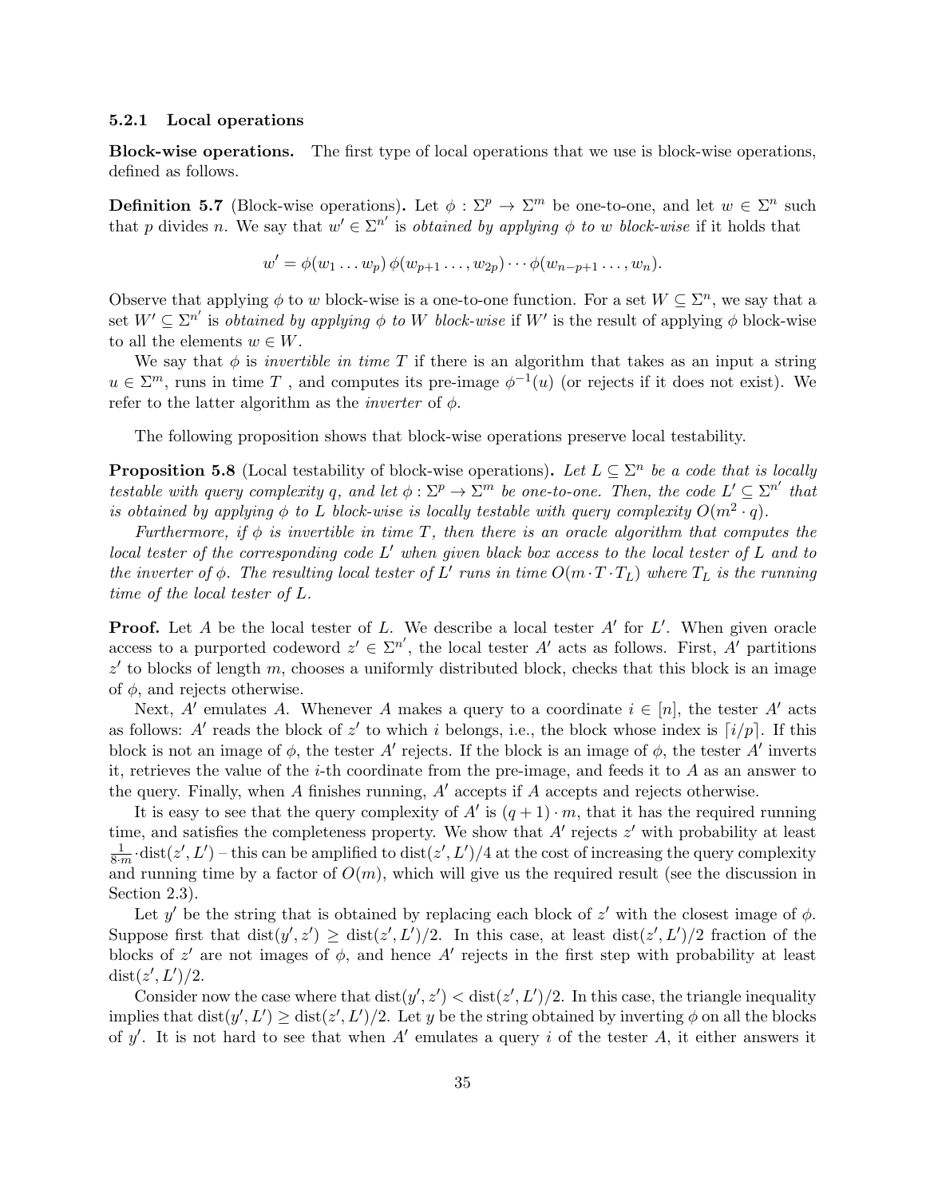### 5.2.1 Local operations

**Block-wise operations.** The first type of local operations that we use is block-wise operations, defined as follows.

**Definition 5.7** (Block-wise operations)**.** Let $\phi : \Sigma^p \to \Sigma^m$ be one-to-one, and let $w \in \Sigma^n$ such that $p$ divides $n$. We say that $w' \in \Sigma^{n'}$ is *obtained by applying $\phi$ to $w$ block-wise* if it holds that

$$w' = \phi(w_1 \dots w_p)\, \phi(w_{p+1} \dots, w_{2p}) \cdots \phi(w_{n-p+1} \dots, w_n).$$

Observe that applying $\phi$ to $w$ block-wise is a one-to-one function. For a set $W \subseteq \Sigma^n$, we say that a set $W' \subseteq \Sigma^{n'}$ is *obtained by applying $\phi$ to $W$ block-wise* if $W'$ is the result of applying $\phi$ block-wise to all the elements $w \in W$.

We say that $\phi$ is *invertible in time $T$* if there is an algorithm that takes as an input a string $u \in \Sigma^m$, runs in time $T$ , and computes its pre-image $\phi^{-1}(u)$ (or rejects if it does not exist). We refer to the latter algorithm as the *inverter* of $\phi$.

The following proposition shows that block-wise operations preserve local testability.

**Proposition 5.8** (Local testability of block-wise operations)**.** *Let $L \subseteq \Sigma^n$ be a code that is locally testable with query complexity $q$, and let $\phi : \Sigma^p \to \Sigma^m$ be one-to-one. Then, the code $L' \subseteq \Sigma^{n'}$ that is obtained by applying $\phi$ to $L$ block-wise is locally testable with query complexity $O(m^2 \cdot q)$.*

*Furthermore, if $\phi$ is invertible in time $T$, then there is an oracle algorithm that computes the local tester of the corresponding code $L'$ when given black box access to the local tester of $L$ and to the inverter of $\phi$. The resulting local tester of $L'$ runs in time $O(m \cdot T \cdot T_L)$ where $T_L$ is the running time of the local tester of $L$.*

**Proof.** Let $A$ be the local tester of $L$. We describe a local tester $A'$ for $L'$. When given oracle access to a purported codeword $z' \in \Sigma^{n'}$, the local tester $A'$ acts as follows. First, $A'$ partitions $z'$ to blocks of length $m$, chooses a uniformly distributed block, checks that this block is an image of $\phi$, and rejects otherwise.

Next, $A'$ emulates $A$. Whenever $A$ makes a query to a coordinate $i \in [n]$, the tester $A'$ acts as follows: $A'$ reads the block of $z'$ to which $i$ belongs, i.e., the block whose index is $\lceil i/p \rceil$. If this block is not an image of $\phi$, the tester $A'$ rejects. If the block is an image of $\phi$, the tester $A'$ inverts it, retrieves the value of the $i$-th coordinate from the pre-image, and feeds it to $A$ as an answer to the query. Finally, when $A$ finishes running, $A'$ accepts if $A$ accepts and rejects otherwise.

It is easy to see that the query complexity of $A'$ is $(q+1) \cdot m$, that it has the required running time, and satisfies the completeness property. We show that $A'$ rejects $z'$ with probability at least $\frac{1}{8 \cdot m} \cdot \mathrm{dist}(z', L')$ – this can be amplified to $\mathrm{dist}(z', L')/4$ at the cost of increasing the query complexity and running time by a factor of $O(m)$, which will give us the required result (see the discussion in Section 2.3).

Let $y'$ be the string that is obtained by replacing each block of $z'$ with the closest image of $\phi$. Suppose first that $\mathrm{dist}(y', z') \geq \mathrm{dist}(z', L')/2$. In this case, at least $\mathrm{dist}(z', L')/2$ fraction of the blocks of $z'$ are not images of $\phi$, and hence $A'$ rejects in the first step with probability at least $\mathrm{dist}(z', L')/2$.

Consider now the case where that $\mathrm{dist}(y', z') < \mathrm{dist}(z', L')/2$. In this case, the triangle inequality implies that $\mathrm{dist}(y', L') \geq \mathrm{dist}(z', L')/2$. Let $y$ be the string obtained by inverting $\phi$ on all the blocks of $y'$. It is not hard to see that when $A'$ emulates a query $i$ of the tester $A$, it either answers it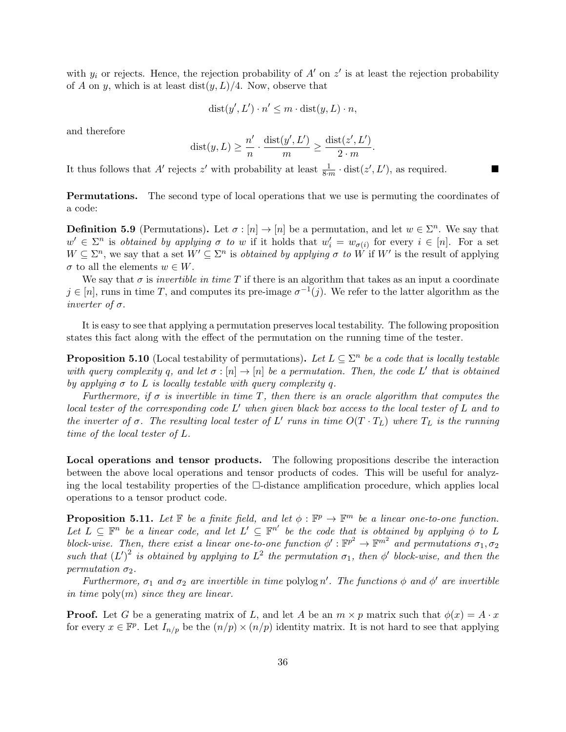with $y_i$ or rejects. Hence, the rejection probability of $A'$ on $z'$ is at least the rejection probability of $A$ on $y$, which is at least $\mathrm{dist}(y, L)/4$. Now, observe that

$$\mathrm{dist}(y', L') \cdot n' \leq m \cdot \mathrm{dist}(y, L) \cdot n,$$

and therefore

$$\mathrm{dist}(y, L) \geq \frac{n'}{n} \cdot \frac{\mathrm{dist}(y', L')}{m} \geq \frac{\mathrm{dist}(z', L')}{2 \cdot m}.$$

It thus follows that $A'$ rejects $z'$ with probability at least $\frac{1}{8 \cdot m} \cdot \mathrm{dist}(z', L')$, as required. ■

**Permutations.** The second type of local operations that we use is permuting the coordinates of a code:

**Definition 5.9** (Permutations)**.** Let $\sigma : [n] \to [n]$ be a permutation, and let $w \in \Sigma^n$. We say that $w' \in \Sigma^n$ is *obtained by applying $\sigma$ to $w$* if it holds that $w'_i = w_{\sigma(i)}$ for every $i \in [n]$. For a set $W \subseteq \Sigma^n$, we say that a set $W' \subseteq \Sigma^n$ is *obtained by applying $\sigma$ to $W$* if $W'$ is the result of applying $\sigma$ to all the elements $w \in W$.

We say that $\sigma$ is *invertible in time $T$* if there is an algorithm that takes as an input a coordinate $j \in [n]$, runs in time $T$, and computes its pre-image $\sigma^{-1}(j)$. We refer to the latter algorithm as the *inverter of $\sigma$*.

It is easy to see that applying a permutation preserves local testability. The following proposition states this fact along with the effect of the permutation on the running time of the tester.

**Proposition 5.10** (Local testability of permutations)**.** *Let $L \subseteq \Sigma^n$ be a code that is locally testable with query complexity $q$, and let $\sigma : [n] \to [n]$ be a permutation. Then, the code $L'$ that is obtained by applying $\sigma$ to $L$ is locally testable with query complexity $q$.*

*Furthermore, if $\sigma$ is invertible in time $T$, then there is an oracle algorithm that computes the local tester of the corresponding code $L'$ when given black box access to the local tester of $L$ and to the inverter of $\sigma$. The resulting local tester of $L'$ runs in time $O(T \cdot T_L)$ where $T_L$ is the running time of the local tester of $L$.*

**Local operations and tensor products.** The following propositions describe the interaction between the above local operations and tensor products of codes. This will be useful for analyzing the local testability properties of the $\square$-distance amplification procedure, which applies local operations to a tensor product code.

**Proposition 5.11.** *Let $\mathbb{F}$ be a finite field, and let $\phi : \mathbb{F}^p \to \mathbb{F}^m$ be a linear one-to-one function. Let $L \subseteq \mathbb{F}^n$ be a linear code, and let $L' \subseteq \mathbb{F}^{n'}$ be the code that is obtained by applying $\phi$ to $L$ block-wise. Then, there exist a linear one-to-one function $\phi' : \mathbb{F}^{p^2} \to \mathbb{F}^{m^2}$ and permutations $\sigma_1, \sigma_2$ such that $(L')^2$ is obtained by applying to $L^2$ the permutation $\sigma_1$, then $\phi'$ block-wise, and then the permutation $\sigma_2$.*

*Furthermore, $\sigma_1$ and $\sigma_2$ are invertible in time $\mathrm{polylog}\, n'$. The functions $\phi$ and $\phi'$ are invertible in time $\mathrm{poly}(m)$ since they are linear.*

**Proof.** Let $G$ be a generating matrix of $L$, and let $A$ be an $m \times p$ matrix such that $\phi(x) = A \cdot x$ for every $x \in \mathbb{F}^p$. Let $I_{n/p}$ be the $(n/p) \times (n/p)$ identity matrix. It is not hard to see that applying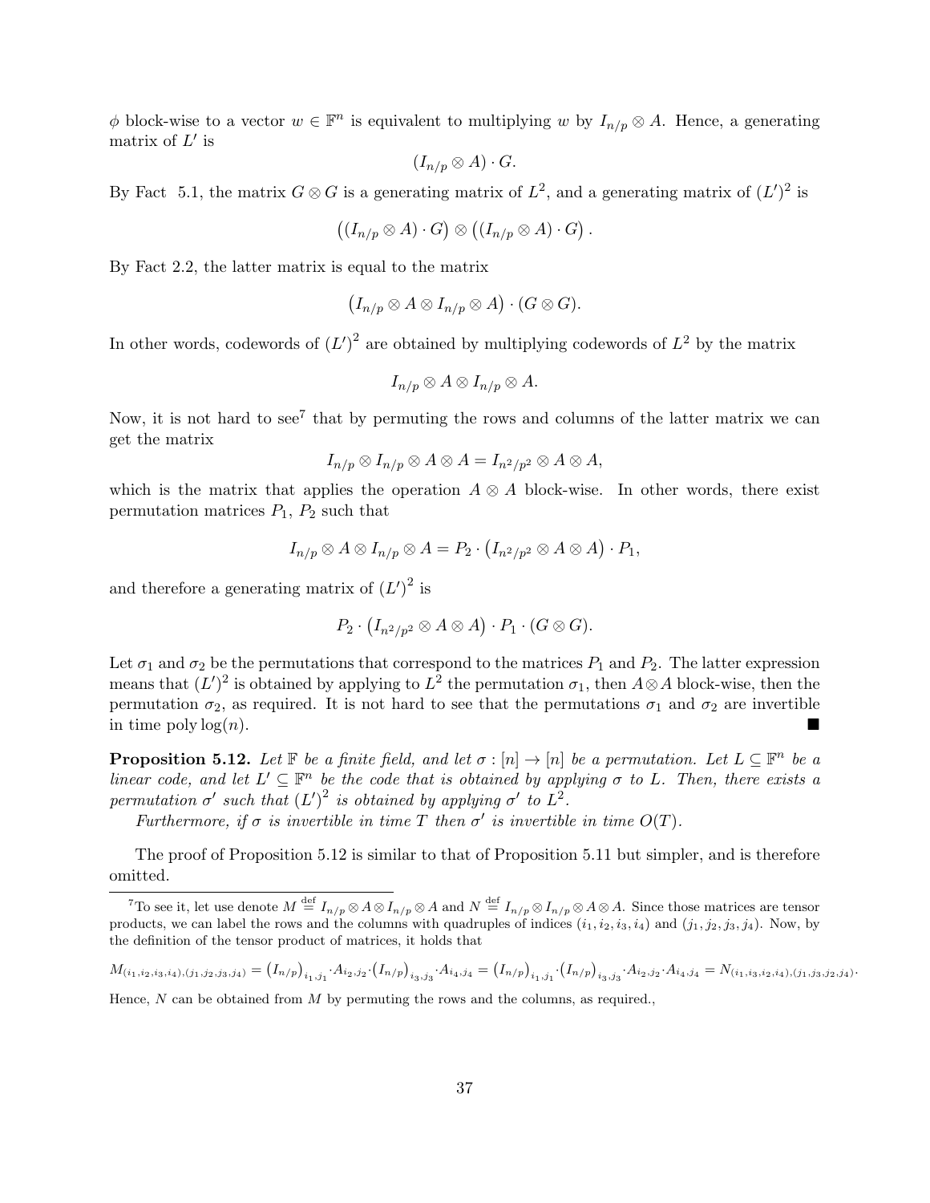$\phi$ block-wise to a vector $w \in \mathbb{F}^n$ is equivalent to multiplying $w$ by $I_{n/p} \otimes A$. Hence, a generating matrix of $L'$ is

$$(I_{n/p} \otimes A) \cdot G.$$

By Fact 5.1, the matrix $G \otimes G$ is a generating matrix of $L^2$, and a generating matrix of $(L')^2$ is

$$\left((I_{n/p} \otimes A) \cdot G\right) \otimes \left((I_{n/p} \otimes A) \cdot G\right).$$

By Fact 2.2, the latter matrix is equal to the matrix

$$\left(I_{n/p} \otimes A \otimes I_{n/p} \otimes A\right) \cdot (G \otimes G).$$

In other words, codewords of $(L')^2$ are obtained by multiplying codewords of $L^2$ by the matrix

$$I_{n/p} \otimes A \otimes I_{n/p} \otimes A.$$

Now, it is not hard to see[7] that by permuting the rows and columns of the latter matrix we can get the matrix

$$I_{n/p} \otimes I_{n/p} \otimes A \otimes A = I_{n^2/p^2} \otimes A \otimes A,$$

which is the matrix that applies the operation $A \otimes A$ block-wise. In other words, there exist permutation matrices $P_1$, $P_2$ such that

$$I_{n/p} \otimes A \otimes I_{n/p} \otimes A = P_2 \cdot \left(I_{n^2/p^2} \otimes A \otimes A\right) \cdot P_1,$$

and therefore a generating matrix of $(L')^2$ is

$$P_2 \cdot \left(I_{n^2/p^2} \otimes A \otimes A\right) \cdot P_1 \cdot (G \otimes G).$$

Let $\sigma_1$ and $\sigma_2$ be the permutations that correspond to the matrices $P_1$ and $P_2$. The latter expression means that $(L')^2$ is obtained by applying to $L^2$ the permutation $\sigma_1$, then $A \otimes A$ block-wise, then the permutation $\sigma_2$, as required. It is not hard to see that the permutations $\sigma_1$ and $\sigma_2$ are invertible in time $\text{poly}\log(n)$. ■

**Proposition 5.12.** *Let $\mathbb{F}$ be a finite field, and let $\sigma : [n] \to [n]$ be a permutation. Let $L \subseteq \mathbb{F}^n$ be a linear code, and let $L' \subseteq \mathbb{F}^n$ be the code that is obtained by applying $\sigma$ to $L$. Then, there exists a permutation $\sigma'$ such that $(L')^2$ is obtained by applying $\sigma'$ to $L^2$.*

*Furthermore, if $\sigma$ is invertible in time $T$ then $\sigma'$ is invertible in time $O(T)$.*

The proof of Proposition 5.12 is similar to that of Proposition 5.11 but simpler, and is therefore omitted.

---

[7] To see it, let use denote $M \stackrel{\text{def}}{=} I_{n/p} \otimes A \otimes I_{n/p} \otimes A$ and $N \stackrel{\text{def}}{=} I_{n/p} \otimes I_{n/p} \otimes A \otimes A$. Since those matrices are tensor products, we can label the rows and the columns with quadruples of indices $(i_1, i_2, i_3, i_4)$ and $(j_1, j_2, j_3, j_4)$. Now, by the definition of the tensor product of matrices, it holds that

$$M_{(i_1,i_2,i_3,i_4),(j_1,j_2,j_3,j_4)} = \left(I_{n/p}\right)_{i_1,j_1} \cdot A_{i_2,j_2} \cdot \left(I_{n/p}\right)_{i_3,j_3} \cdot A_{i_4,j_4} = \left(I_{n/p}\right)_{i_1,j_1} \cdot \left(I_{n/p}\right)_{i_3,j_3} \cdot A_{i_2,j_2} \cdot A_{i_4,j_4} = N_{(i_1,i_3,i_2,i_4),(j_1,j_3,j_2,j_4)}.$$

Hence, $N$ can be obtained from $M$ by permuting the rows and the columns, as required.,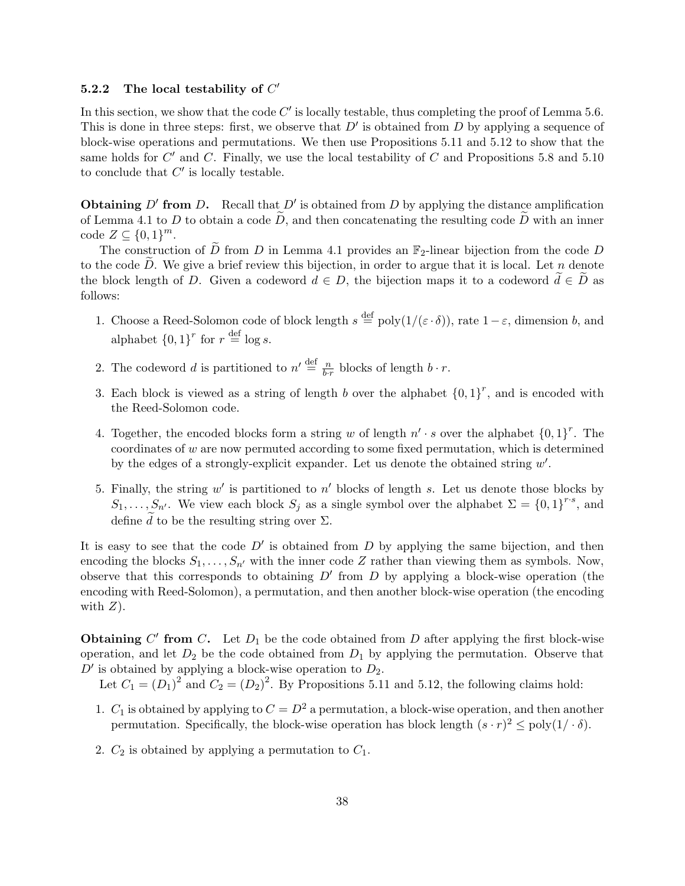### 5.2.2 The local testability of $C'$

In this section, we show that the code $C'$ is locally testable, thus completing the proof of Lemma 5.6. This is done in three steps: first, we observe that $D'$ is obtained from $D$ by applying a sequence of block-wise operations and permutations. We then use Propositions 5.11 and 5.12 to show that the same holds for $C'$ and $C$. Finally, we use the local testability of $C$ and Propositions 5.8 and 5.10 to conclude that $C'$ is locally testable.

**Obtaining $D'$ from $D$.** Recall that $D'$ is obtained from $D$ by applying the distance amplification of Lemma 4.1 to $D$ to obtain a code $\widetilde{D}$, and then concatenating the resulting code $\widetilde{D}$ with an inner code $Z \subseteq \{0,1\}^m$.

The construction of $\widetilde{D}$ from $D$ in Lemma 4.1 provides an $\mathbb{F}_2$-linear bijection from the code $D$ to the code $\widetilde{D}$. We give a brief review this bijection, in order to argue that it is local. Let $n$ denote the block length of $D$. Given a codeword $d \in D$, the bijection maps it to a codeword $\widetilde{d} \in \widetilde{D}$ as follows:

1. Choose a Reed-Solomon code of block length $s \stackrel{\text{def}}{=} \text{poly}(1/(\varepsilon \cdot \delta))$, rate $1-\varepsilon$, dimension $b$, and alphabet $\{0,1\}^r$ for $r \stackrel{\text{def}}{=} \log s$.
2. The codeword $d$ is partitioned to $n' \stackrel{\text{def}}{=} \frac{n}{b \cdot r}$ blocks of length $b \cdot r$.
3. Each block is viewed as a string of length $b$ over the alphabet $\{0,1\}^r$, and is encoded with the Reed-Solomon code.
4. Together, the encoded blocks form a string $w$ of length $n' \cdot s$ over the alphabet $\{0,1\}^r$. The coordinates of $w$ are now permuted according to some fixed permutation, which is determined by the edges of a strongly-explicit expander. Let us denote the obtained string $w'$.
5. Finally, the string $w'$ is partitioned to $n'$ blocks of length $s$. Let us denote those blocks by $S_1, \ldots, S_{n'}$. We view each block $S_j$ as a single symbol over the alphabet $\Sigma = \{0,1\}^{r \cdot s}$, and define $\widetilde{d}$ to be the resulting string over $\Sigma$.

It is easy to see that the code $D'$ is obtained from $D$ by applying the same bijection, and then encoding the blocks $S_1, \ldots, S_{n'}$ with the inner code $Z$ rather than viewing them as symbols. Now, observe that this corresponds to obtaining $D'$ from $D$ by applying a block-wise operation (the encoding with Reed-Solomon), a permutation, and then another block-wise operation (the encoding with $Z$).

**Obtaining $C'$ from $C$.** Let $D_1$ be the code obtained from $D$ after applying the first block-wise operation, and let $D_2$ be the code obtained from $D_1$ by applying the permutation. Observe that $D'$ is obtained by applying a block-wise operation to $D_2$.

Let $C_1 = (D_1)^2$ and $C_2 = (D_2)^2$. By Propositions 5.11 and 5.12, the following claims hold:

1. $C_1$ is obtained by applying to $C = D^2$ a permutation, a block-wise operation, and then another permutation. Specifically, the block-wise operation has block length $(s \cdot r)^2 \leq \text{poly}(1/\cdot\delta)$.
2. $C_2$ is obtained by applying a permutation to $C_1$.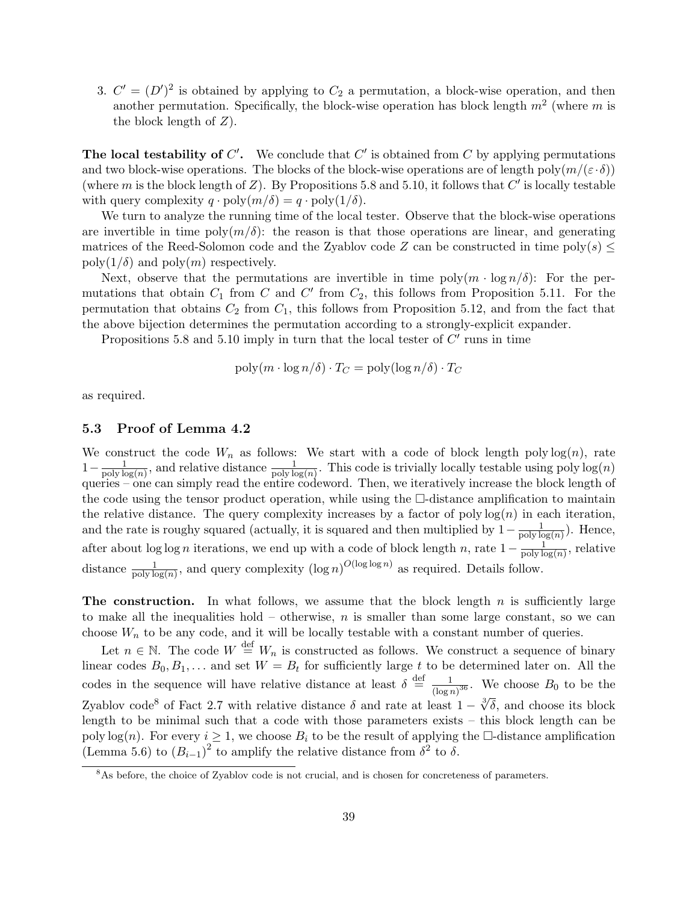3. $C' = (D')^2$ is obtained by applying to $C_2$ a permutation, a block-wise operation, and then another permutation. Specifically, the block-wise operation has block length $m^2$ (where $m$ is the block length of $Z$).

**The local testability of $C'$.** We conclude that $C'$ is obtained from $C$ by applying permutations and two block-wise operations. The blocks of the block-wise operations are of length $\mathrm{poly}(m/(\varepsilon \cdot \delta))$ (where $m$ is the block length of $Z$). By Propositions 5.8 and 5.10, it follows that $C'$ is locally testable with query complexity $q \cdot \mathrm{poly}(m/\delta) = q \cdot \mathrm{poly}(1/\delta)$.

We turn to analyze the running time of the local tester. Observe that the block-wise operations are invertible in time $\mathrm{poly}(m/\delta)$: the reason is that those operations are linear, and generating matrices of the Reed-Solomon code and the Zyablov code $Z$ can be constructed in time $\mathrm{poly}(s) \leq \mathrm{poly}(1/\delta)$ and $\mathrm{poly}(m)$ respectively.

Next, observe that the permutations are invertible in time $\mathrm{poly}(m \cdot \log n/\delta)$: For the permutations that obtain $C_1$ from $C$ and $C'$ from $C_2$, this follows from Proposition 5.11. For the permutation that obtains $C_2$ from $C_1$, this follows from Proposition 5.12, and from the fact that the above bijection determines the permutation according to a strongly-explicit expander.

Propositions 5.8 and 5.10 imply in turn that the local tester of $C'$ runs in time

$$\mathrm{poly}(m \cdot \log n/\delta) \cdot T_C = \mathrm{poly}(\log n/\delta) \cdot T_C$$

as required.

### 5.3 Proof of Lemma 4.2

We construct the code $W_n$ as follows: We start with a code of block length $\mathrm{poly}\log(n)$, rate $1 - \frac{1}{\mathrm{poly}\log(n)}$, and relative distance $\frac{1}{\mathrm{poly}\log(n)}$. This code is trivially locally testable using $\mathrm{poly}\log(n)$ queries – one can simply read the entire codeword. Then, we iteratively increase the block length of the code using the tensor product operation, while using the $\square$-distance amplification to maintain the relative distance. The query complexity increases by a factor of $\mathrm{poly}\log(n)$ in each iteration, and the rate is roughy squared (actually, it is squared and then multiplied by $1 - \frac{1}{\mathrm{poly}\log(n)}$). Hence, after about $\log\log n$ iterations, we end up with a code of block length $n$, rate $1 - \frac{1}{\mathrm{poly}\log(n)}$, relative distance $\frac{1}{\mathrm{poly}\log(n)}$, and query complexity $(\log n)^{O(\log\log n)}$ as required. Details follow.

**The construction.** In what follows, we assume that the block length $n$ is sufficiently large to make all the inequalities hold – otherwise, $n$ is smaller than some large constant, so we can choose $W_n$ to be any code, and it will be locally testable with a constant number of queries.

Let $n \in \mathbb{N}$. The code $W \stackrel{\mathrm{def}}{=} W_n$ is constructed as follows. We construct a sequence of binary linear codes $B_0, B_1, \ldots$ and set $W = B_t$ for sufficiently large $t$ to be determined later on. All the codes in the sequence will have relative distance at least $\delta \stackrel{\mathrm{def}}{=} \frac{1}{(\log n)^{36}}$. We choose $B_0$ to be the Zyablov code[8] of Fact 2.7 with relative distance $\delta$ and rate at least $1 - \sqrt[3]{\delta}$, and choose its block length to be minimal such that a code with those parameters exists – this block length can be $\mathrm{poly}\log(n)$. For every $i \geq 1$, we choose $B_i$ to be the result of applying the $\square$-distance amplification (Lemma 5.6) to $(B_{i-1})^2$ to amplify the relative distance from $\delta^2$ to $\delta$.

[8] As before, the choice of Zyablov code is not crucial, and is chosen for concreteness of parameters.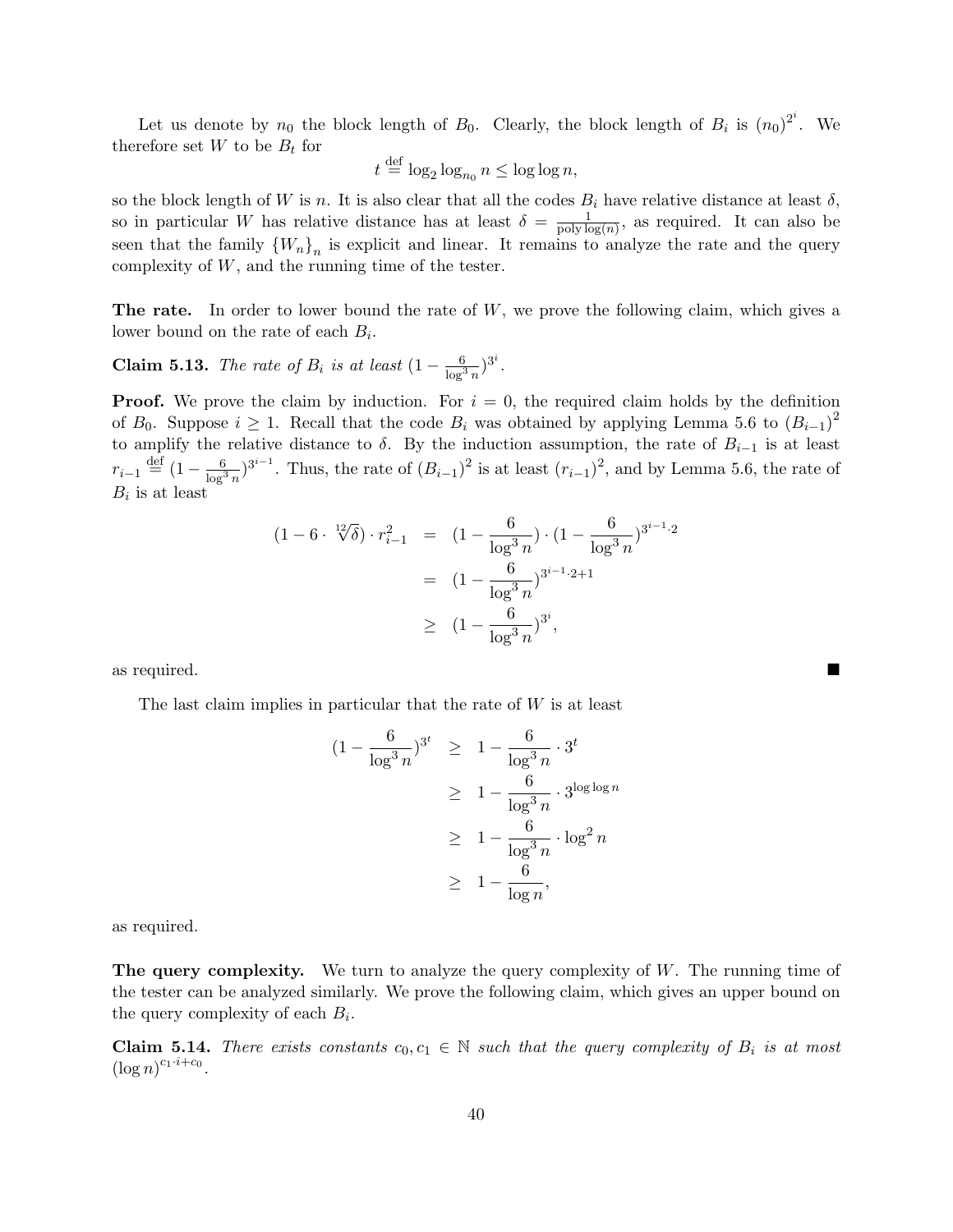Let us denote by $n_0$ the block length of $B_0$. Clearly, the block length of $B_i$ is $(n_0)^{2^i}$. We therefore set $W$ to be $B_t$ for

$$t \stackrel{\text{def}}{=} \log_2 \log_{n_0} n \leq \log \log n,$$

so the block length of $W$ is $n$. It is also clear that all the codes $B_i$ have relative distance at least $\delta$, so in particular $W$ has relative distance has at least $\delta = \frac{1}{\text{poly}\log(n)}$, as required. It can also be seen that the family $\{W_n\}_n$ is explicit and linear. It remains to analyze the rate and the query complexity of $W$, and the running time of the tester.

**The rate.** In order to lower bound the rate of $W$, we prove the following claim, which gives a lower bound on the rate of each $B_i$.

**Claim 5.13.** *The rate of $B_i$ is at least $(1 - \frac{6}{\log^3 n})^{3^i}$.*

**Proof.** We prove the claim by induction. For $i = 0$, the required claim holds by the definition of $B_0$. Suppose $i \geq 1$. Recall that the code $B_i$ was obtained by applying Lemma 5.6 to $(B_{i-1})^2$ to amplify the relative distance to $\delta$. By the induction assumption, the rate of $B_{i-1}$ is at least $r_{i-1} \stackrel{\text{def}}{=} (1 - \frac{6}{\log^3 n})^{3^{i-1}}$. Thus, the rate of $(B_{i-1})^2$ is at least $(r_{i-1})^2$, and by Lemma 5.6, the rate of $B_i$ is at least

$$\begin{aligned}
(1 - 6 \cdot \sqrt[12]{\delta}) \cdot r_{i-1}^2 &= (1 - \frac{6}{\log^3 n}) \cdot (1 - \frac{6}{\log^3 n})^{3^{i-1} \cdot 2} \\
&= (1 - \frac{6}{\log^3 n})^{3^{i-1} \cdot 2 + 1} \\
&\geq (1 - \frac{6}{\log^3 n})^{3^i},
\end{aligned}$$

as required. ■

The last claim implies in particular that the rate of $W$ is at least

$$\begin{aligned}
(1 - \frac{6}{\log^3 n})^{3^t} &\geq 1 - \frac{6}{\log^3 n} \cdot 3^t \\
&\geq 1 - \frac{6}{\log^3 n} \cdot 3^{\log \log n} \\
&\geq 1 - \frac{6}{\log^3 n} \cdot \log^2 n \\
&\geq 1 - \frac{6}{\log n},
\end{aligned}$$

as required.

**The query complexity.** We turn to analyze the query complexity of $W$. The running time of the tester can be analyzed similarly. We prove the following claim, which gives an upper bound on the query complexity of each $B_i$.

**Claim 5.14.** *There exists constants $c_0, c_1 \in \mathbb{N}$ such that the query complexity of $B_i$ is at most $(\log n)^{c_1 \cdot i + c_0}$.*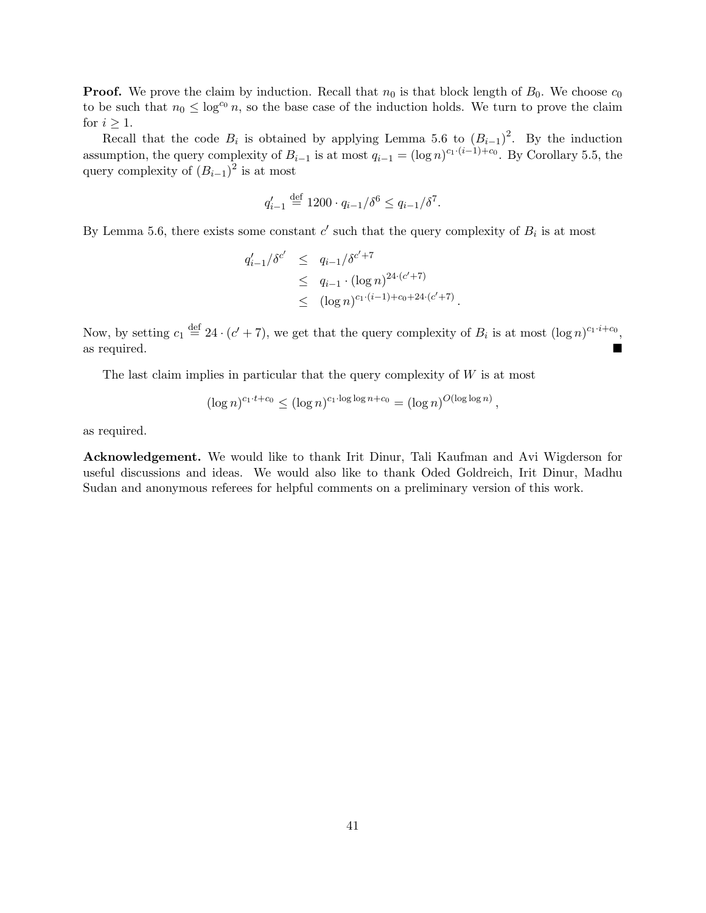**Proof.** We prove the claim by induction. Recall that $n_0$ is that block length of $B_0$. We choose $c_0$ to be such that $n_0 \le \log^{c_0} n$, so the base case of the induction holds. We turn to prove the claim for $i \ge 1$.

Recall that the code $B_i$ is obtained by applying Lemma 5.6 to $(B_{i-1})^2$. By the induction assumption, the query complexity of $B_{i-1}$ is at most $q_{i-1} = (\log n)^{c_1 \cdot (i-1)+c_0}$. By Corollary 5.5, the query complexity of $(B_{i-1})^2$ is at most

$$q'_{i-1} \stackrel{\text{def}}{=} 1200 \cdot q_{i-1}/\delta^6 \le q_{i-1}/\delta^7.$$

By Lemma 5.6, there exists some constant $c'$ such that the query complexity of $B_i$ is at most

$$\begin{aligned} q'_{i-1}/\delta^{c'} &\le q_{i-1}/\delta^{c'+7} \\ &\le q_{i-1} \cdot (\log n)^{24 \cdot (c'+7)} \\ &\le (\log n)^{c_1 \cdot (i-1) + c_0 + 24 \cdot (c'+7)} . \end{aligned}$$

Now, by setting $c_1 \stackrel{\text{def}}{=} 24 \cdot (c' + 7)$, we get that the query complexity of $B_i$ is at most $(\log n)^{c_1 \cdot i + c_0}$, as required. ∎

The last claim implies in particular that the query complexity of $W$ is at most

$$(\log n)^{c_1 \cdot t + c_0} \le (\log n)^{c_1 \cdot \log\log n + c_0} = (\log n)^{O(\log\log n)} ,$$

as required.

**Acknowledgement.** We would like to thank Irit Dinur, Tali Kaufman and Avi Wigderson for useful discussions and ideas. We would also like to thank Oded Goldreich, Irit Dinur, Madhu Sudan and anonymous referees for helpful comments on a preliminary version of this work.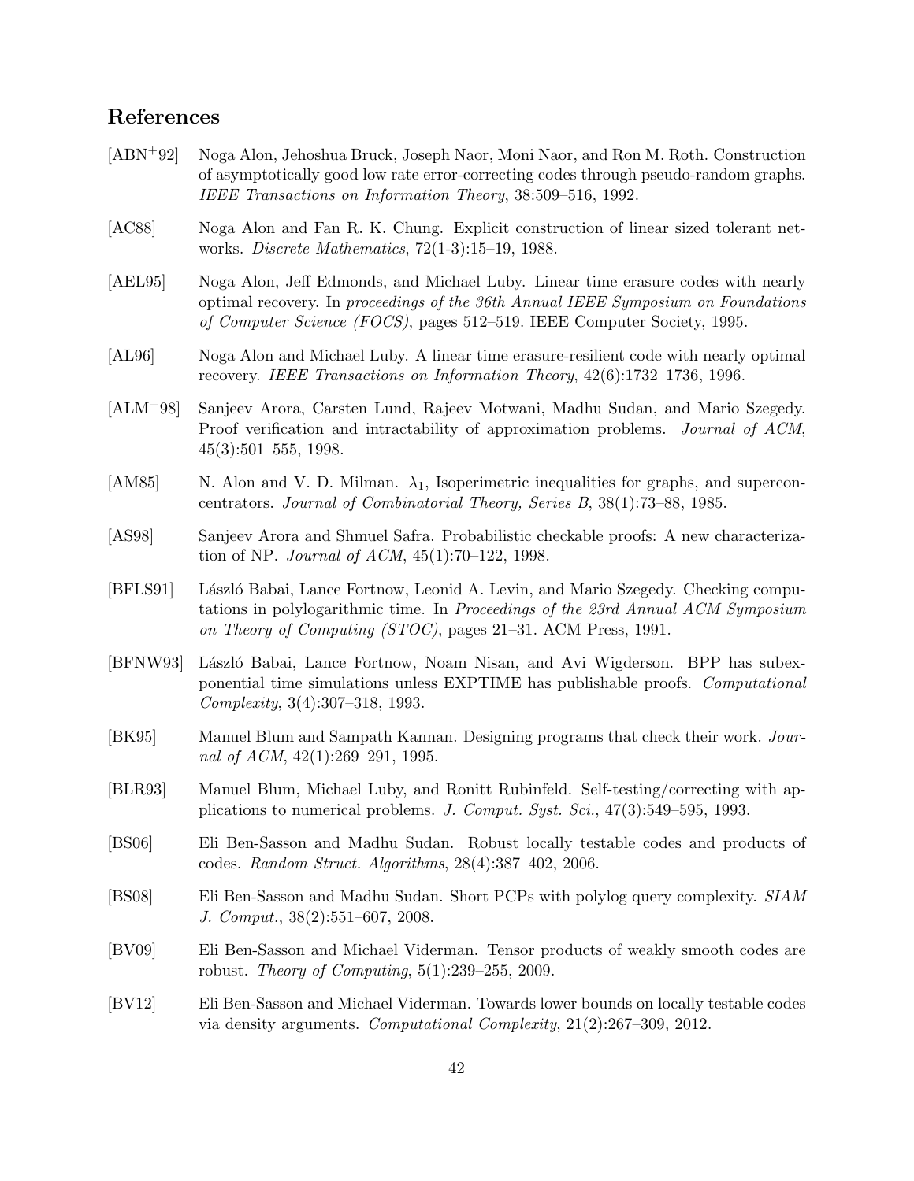## References

[ABN+92] Noga Alon, Jehoshua Bruck, Joseph Naor, Moni Naor, and Ron M. Roth. Construction of asymptotically good low rate error-correcting codes through pseudo-random graphs. *IEEE Transactions on Information Theory*, 38:509–516, 1992.

[AC88] Noga Alon and Fan R. K. Chung. Explicit construction of linear sized tolerant networks. *Discrete Mathematics*, 72(1-3):15–19, 1988.

[AEL95] Noga Alon, Jeff Edmonds, and Michael Luby. Linear time erasure codes with nearly optimal recovery. In *proceedings of the 36th Annual IEEE Symposium on Foundations of Computer Science (FOCS)*, pages 512–519. IEEE Computer Society, 1995.

[AL96] Noga Alon and Michael Luby. A linear time erasure-resilient code with nearly optimal recovery. *IEEE Transactions on Information Theory*, 42(6):1732–1736, 1996.

[ALM+98] Sanjeev Arora, Carsten Lund, Rajeev Motwani, Madhu Sudan, and Mario Szegedy. Proof verification and intractability of approximation problems. *Journal of ACM*, 45(3):501–555, 1998.

[AM85] N. Alon and V. D. Milman. $\lambda_1$, Isoperimetric inequalities for graphs, and superconcentrators. *Journal of Combinatorial Theory, Series B*, 38(1):73–88, 1985.

[AS98] Sanjeev Arora and Shmuel Safra. Probabilistic checkable proofs: A new characterization of NP. *Journal of ACM*, 45(1):70–122, 1998.

[BFLS91] László Babai, Lance Fortnow, Leonid A. Levin, and Mario Szegedy. Checking computations in polylogarithmic time. In *Proceedings of the 23rd Annual ACM Symposium on Theory of Computing (STOC)*, pages 21–31. ACM Press, 1991.

[BFNW93] László Babai, Lance Fortnow, Noam Nisan, and Avi Wigderson. BPP has subexponential time simulations unless EXPTIME has publishable proofs. *Computational Complexity*, 3(4):307–318, 1993.

[BK95] Manuel Blum and Sampath Kannan. Designing programs that check their work. *Journal of ACM*, 42(1):269–291, 1995.

[BLR93] Manuel Blum, Michael Luby, and Ronitt Rubinfeld. Self-testing/correcting with applications to numerical problems. *J. Comput. Syst. Sci.*, 47(3):549–595, 1993.

[BS06] Eli Ben-Sasson and Madhu Sudan. Robust locally testable codes and products of codes. *Random Struct. Algorithms*, 28(4):387–402, 2006.

[BS08] Eli Ben-Sasson and Madhu Sudan. Short PCPs with polylog query complexity. *SIAM J. Comput.*, 38(2):551–607, 2008.

[BV09] Eli Ben-Sasson and Michael Viderman. Tensor products of weakly smooth codes are robust. *Theory of Computing*, 5(1):239–255, 2009.

[BV12] Eli Ben-Sasson and Michael Viderman. Towards lower bounds on locally testable codes via density arguments. *Computational Complexity*, 21(2):267–309, 2012.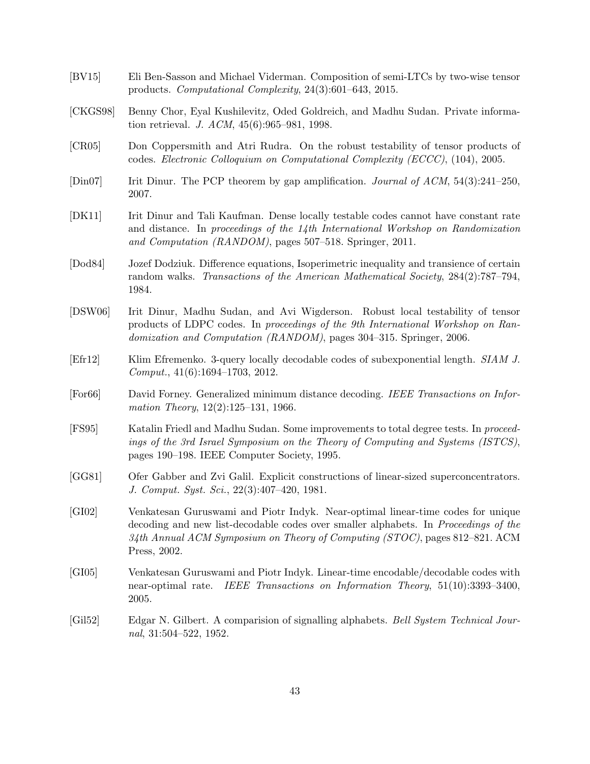[BV15] Eli Ben-Sasson and Michael Viderman. Composition of semi-LTCs by two-wise tensor products. *Computational Complexity*, 24(3):601–643, 2015.

[CKGS98] Benny Chor, Eyal Kushilevitz, Oded Goldreich, and Madhu Sudan. Private information retrieval. *J. ACM*, 45(6):965–981, 1998.

[CR05] Don Coppersmith and Atri Rudra. On the robust testability of tensor products of codes. *Electronic Colloquium on Computational Complexity (ECCC)*, (104), 2005.

[Din07] Irit Dinur. The PCP theorem by gap amplification. *Journal of ACM*, 54(3):241–250, 2007.

[DK11] Irit Dinur and Tali Kaufman. Dense locally testable codes cannot have constant rate and distance. In *proceedings of the 14th International Workshop on Randomization and Computation (RANDOM)*, pages 507–518. Springer, 2011.

[Dod84] Jozef Dodziuk. Difference equations, Isoperimetric inequality and transience of certain random walks. *Transactions of the American Mathematical Society*, 284(2):787–794, 1984.

[DSW06] Irit Dinur, Madhu Sudan, and Avi Wigderson. Robust local testability of tensor products of LDPC codes. In *proceedings of the 9th International Workshop on Randomization and Computation (RANDOM)*, pages 304–315. Springer, 2006.

[Efr12] Klim Efremenko. 3-query locally decodable codes of subexponential length. *SIAM J. Comput.*, 41(6):1694–1703, 2012.

[For66] David Forney. Generalized minimum distance decoding. *IEEE Transactions on Information Theory*, 12(2):125–131, 1966.

[FS95] Katalin Friedl and Madhu Sudan. Some improvements to total degree tests. In *proceedings of the 3rd Israel Symposium on the Theory of Computing and Systems (ISTCS)*, pages 190–198. IEEE Computer Society, 1995.

[GG81] Ofer Gabber and Zvi Galil. Explicit constructions of linear-sized superconcentrators. *J. Comput. Syst. Sci.*, 22(3):407–420, 1981.

[GI02] Venkatesan Guruswami and Piotr Indyk. Near-optimal linear-time codes for unique decoding and new list-decodable codes over smaller alphabets. In *Proceedings of the 34th Annual ACM Symposium on Theory of Computing (STOC)*, pages 812–821. ACM Press, 2002.

[GI05] Venkatesan Guruswami and Piotr Indyk. Linear-time encodable/decodable codes with near-optimal rate. *IEEE Transactions on Information Theory*, 51(10):3393–3400, 2005.

[Gil52] Edgar N. Gilbert. A comparision of signalling alphabets. *Bell System Technical Journal*, 31:504–522, 1952.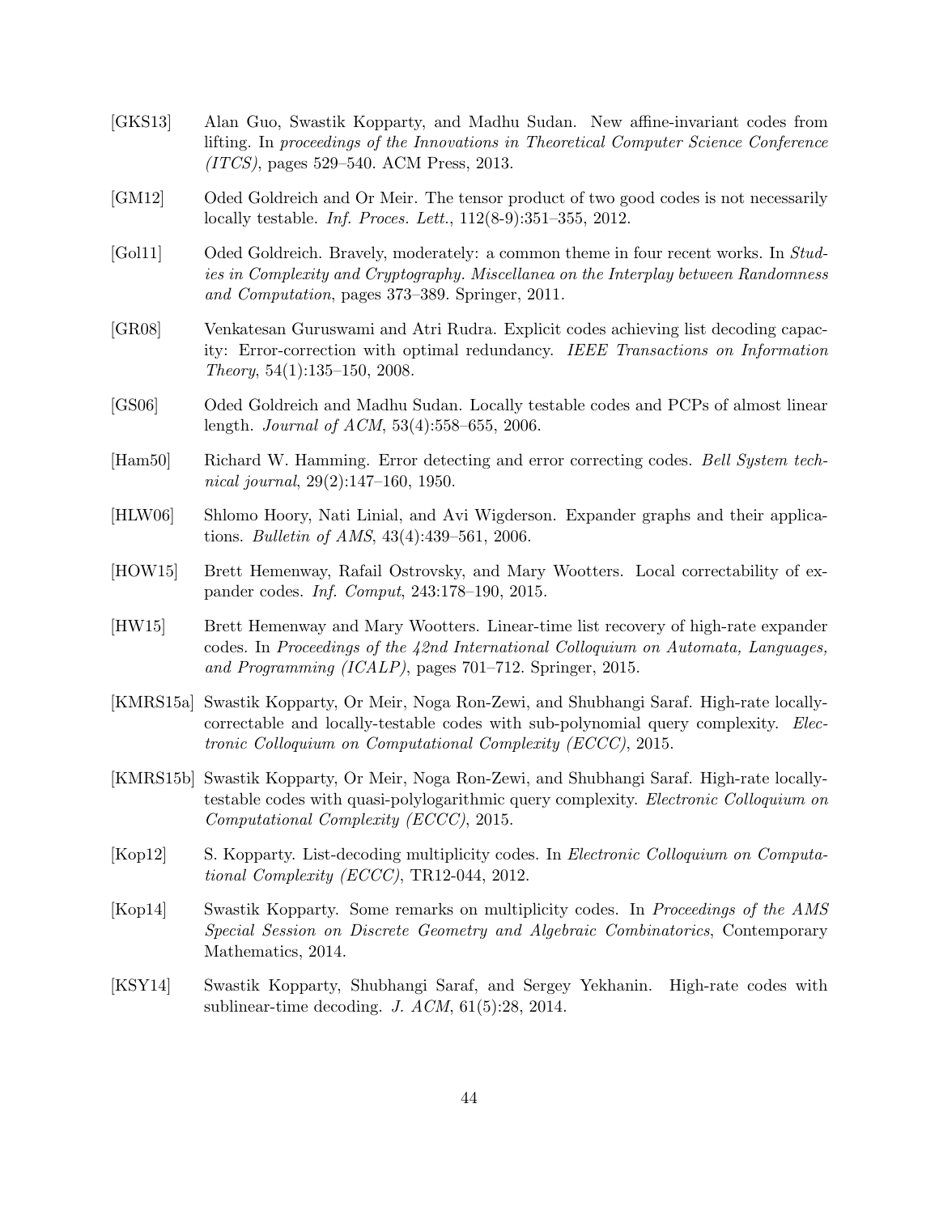[GKS13] Alan Guo, Swastik Kopparty, and Madhu Sudan. New affine-invariant codes from lifting. In *proceedings of the Innovations in Theoretical Computer Science Conference (ITCS)*, pages 529–540. ACM Press, 2013.

[GM12] Oded Goldreich and Or Meir. The tensor product of two good codes is not necessarily locally testable. *Inf. Proces. Lett.*, 112(8-9):351–355, 2012.

[Gol11] Oded Goldreich. Bravely, moderately: a common theme in four recent works. In *Studies in Complexity and Cryptography. Miscellanea on the Interplay between Randomness and Computation*, pages 373–389. Springer, 2011.

[GR08] Venkatesan Guruswami and Atri Rudra. Explicit codes achieving list decoding capacity: Error-correction with optimal redundancy. *IEEE Transactions on Information Theory*, 54(1):135–150, 2008.

[GS06] Oded Goldreich and Madhu Sudan. Locally testable codes and PCPs of almost linear length. *Journal of ACM*, 53(4):558–655, 2006.

[Ham50] Richard W. Hamming. Error detecting and error correcting codes. *Bell System technical journal*, 29(2):147–160, 1950.

[HLW06] Shlomo Hoory, Nati Linial, and Avi Wigderson. Expander graphs and their applications. *Bulletin of AMS*, 43(4):439–561, 2006.

[HOW15] Brett Hemenway, Rafail Ostrovsky, and Mary Wootters. Local correctability of expander codes. *Inf. Comput*, 243:178–190, 2015.

[HW15] Brett Hemenway and Mary Wootters. Linear-time list recovery of high-rate expander codes. In *Proceedings of the 42nd International Colloquium on Automata, Languages, and Programming (ICALP)*, pages 701–712. Springer, 2015.

[KMRS15a] Swastik Kopparty, Or Meir, Noga Ron-Zewi, and Shubhangi Saraf. High-rate locally-correctable and locally-testable codes with sub-polynomial query complexity. *Electronic Colloquium on Computational Complexity (ECCC)*, 2015.

[KMRS15b] Swastik Kopparty, Or Meir, Noga Ron-Zewi, and Shubhangi Saraf. High-rate locally-testable codes with quasi-polylogarithmic query complexity. *Electronic Colloquium on Computational Complexity (ECCC)*, 2015.

[Kop12] S. Kopparty. List-decoding multiplicity codes. In *Electronic Colloquium on Computational Complexity (ECCC)*, TR12-044, 2012.

[Kop14] Swastik Kopparty. Some remarks on multiplicity codes. In *Proceedings of the AMS Special Session on Discrete Geometry and Algebraic Combinatorics*, Contemporary Mathematics, 2014.

[KSY14] Swastik Kopparty, Shubhangi Saraf, and Sergey Yekhanin. High-rate codes with sublinear-time decoding. *J. ACM*, 61(5):28, 2014.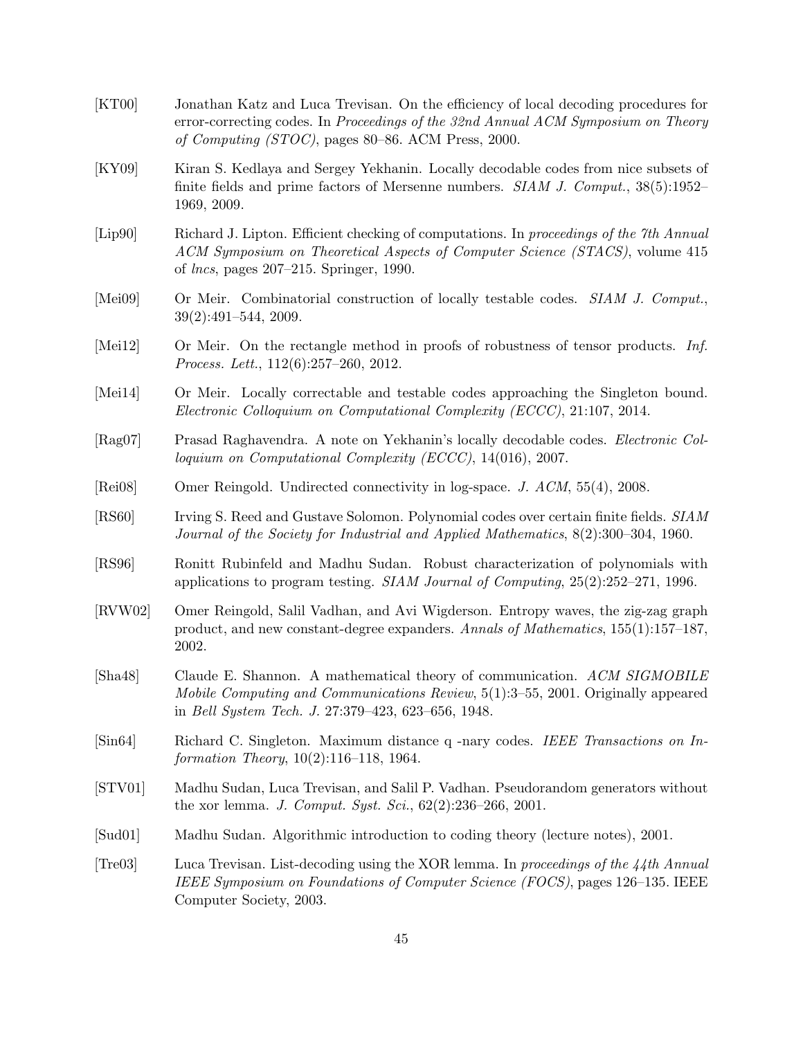[KT00] Jonathan Katz and Luca Trevisan. On the efficiency of local decoding procedures for error-correcting codes. In *Proceedings of the 32nd Annual ACM Symposium on Theory of Computing (STOC)*, pages 80–86. ACM Press, 2000.

[KY09] Kiran S. Kedlaya and Sergey Yekhanin. Locally decodable codes from nice subsets of finite fields and prime factors of Mersenne numbers. *SIAM J. Comput.*, 38(5):1952–1969, 2009.

[Lip90] Richard J. Lipton. Efficient checking of computations. In *proceedings of the 7th Annual ACM Symposium on Theoretical Aspects of Computer Science (STACS)*, volume 415 of *lncs*, pages 207–215. Springer, 1990.

[Mei09] Or Meir. Combinatorial construction of locally testable codes. *SIAM J. Comput.*, 39(2):491–544, 2009.

[Mei12] Or Meir. On the rectangle method in proofs of robustness of tensor products. *Inf. Process. Lett.*, 112(6):257–260, 2012.

[Mei14] Or Meir. Locally correctable and testable codes approaching the Singleton bound. *Electronic Colloquium on Computational Complexity (ECCC)*, 21:107, 2014.

[Rag07] Prasad Raghavendra. A note on Yekhanin's locally decodable codes. *Electronic Colloquium on Computational Complexity (ECCC)*, 14(016), 2007.

[Rei08] Omer Reingold. Undirected connectivity in log-space. *J. ACM*, 55(4), 2008.

[RS60] Irving S. Reed and Gustave Solomon. Polynomial codes over certain finite fields. *SIAM Journal of the Society for Industrial and Applied Mathematics*, 8(2):300–304, 1960.

[RS96] Ronitt Rubinfeld and Madhu Sudan. Robust characterization of polynomials with applications to program testing. *SIAM Journal of Computing*, 25(2):252–271, 1996.

[RVW02] Omer Reingold, Salil Vadhan, and Avi Wigderson. Entropy waves, the zig-zag graph product, and new constant-degree expanders. *Annals of Mathematics*, 155(1):157–187, 2002.

[Sha48] Claude E. Shannon. A mathematical theory of communication. *ACM SIGMOBILE Mobile Computing and Communications Review*, 5(1):3–55, 2001. Originally appeared in *Bell System Tech. J.* 27:379–423, 623–656, 1948.

[Sin64] Richard C. Singleton. Maximum distance q -nary codes. *IEEE Transactions on Information Theory*, 10(2):116–118, 1964.

[STV01] Madhu Sudan, Luca Trevisan, and Salil P. Vadhan. Pseudorandom generators without the xor lemma. *J. Comput. Syst. Sci.*, 62(2):236–266, 2001.

[Sud01] Madhu Sudan. Algorithmic introduction to coding theory (lecture notes), 2001.

[Tre03] Luca Trevisan. List-decoding using the XOR lemma. In *proceedings of the 44th Annual IEEE Symposium on Foundations of Computer Science (FOCS)*, pages 126–135. IEEE Computer Society, 2003.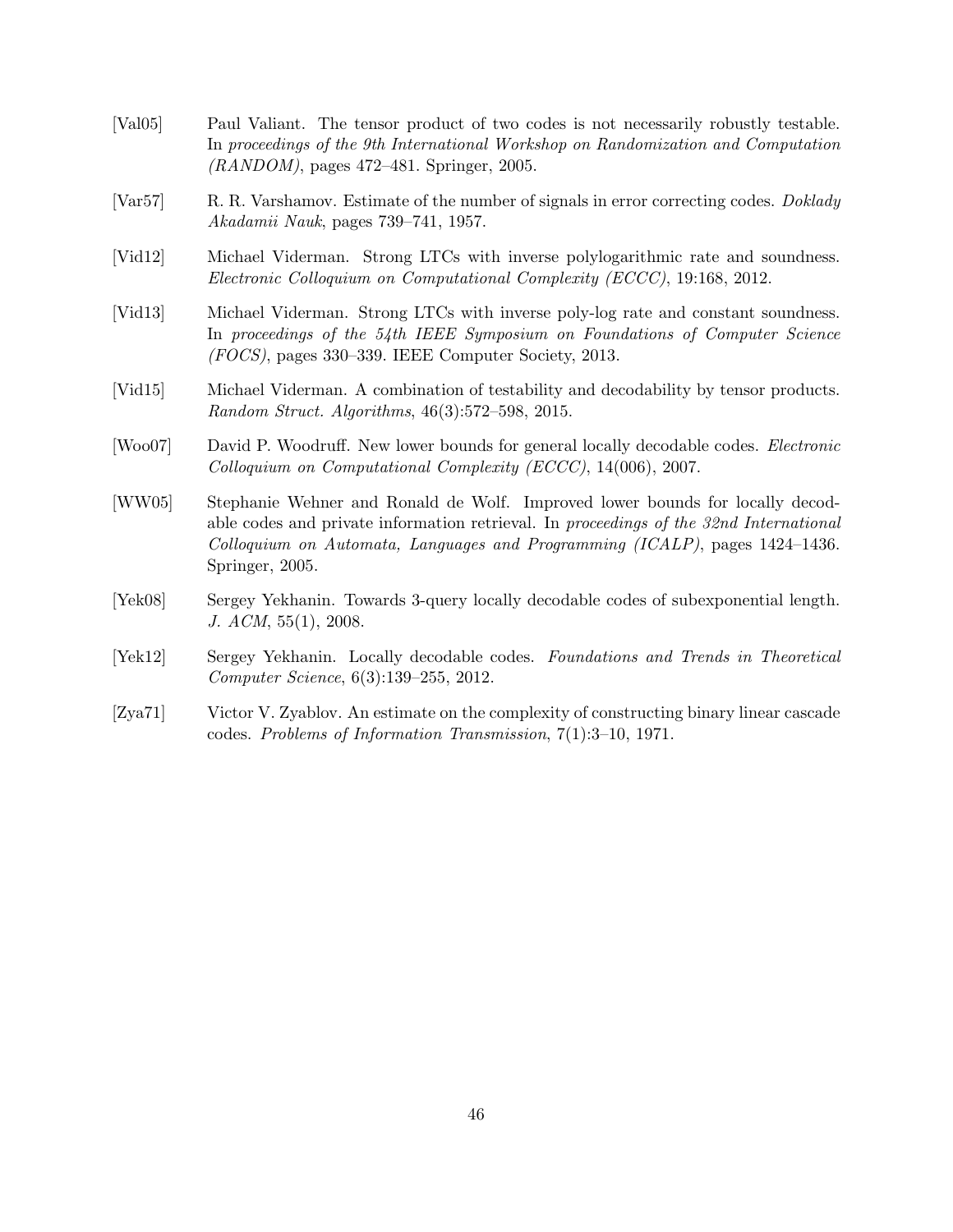[Val05] Paul Valiant. The tensor product of two codes is not necessarily robustly testable. In *proceedings of the 9th International Workshop on Randomization and Computation (RANDOM)*, pages 472–481. Springer, 2005.

[Var57] R. R. Varshamov. Estimate of the number of signals in error correcting codes. *Doklady Akadamii Nauk*, pages 739–741, 1957.

[Vid12] Michael Viderman. Strong LTCs with inverse polylogarithmic rate and soundness. *Electronic Colloquium on Computational Complexity (ECCC)*, 19:168, 2012.

[Vid13] Michael Viderman. Strong LTCs with inverse poly-log rate and constant soundness. In *proceedings of the 54th IEEE Symposium on Foundations of Computer Science (FOCS)*, pages 330–339. IEEE Computer Society, 2013.

[Vid15] Michael Viderman. A combination of testability and decodability by tensor products. *Random Struct. Algorithms*, 46(3):572–598, 2015.

[Woo07] David P. Woodruff. New lower bounds for general locally decodable codes. *Electronic Colloquium on Computational Complexity (ECCC)*, 14(006), 2007.

[WW05] Stephanie Wehner and Ronald de Wolf. Improved lower bounds for locally decodable codes and private information retrieval. In *proceedings of the 32nd International Colloquium on Automata, Languages and Programming (ICALP)*, pages 1424–1436. Springer, 2005.

[Yek08] Sergey Yekhanin. Towards 3-query locally decodable codes of subexponential length. *J. ACM*, 55(1), 2008.

[Yek12] Sergey Yekhanin. Locally decodable codes. *Foundations and Trends in Theoretical Computer Science*, 6(3):139–255, 2012.

[Zya71] Victor V. Zyablov. An estimate on the complexity of constructing binary linear cascade codes. *Problems of Information Transmission*, 7(1):3–10, 1971.